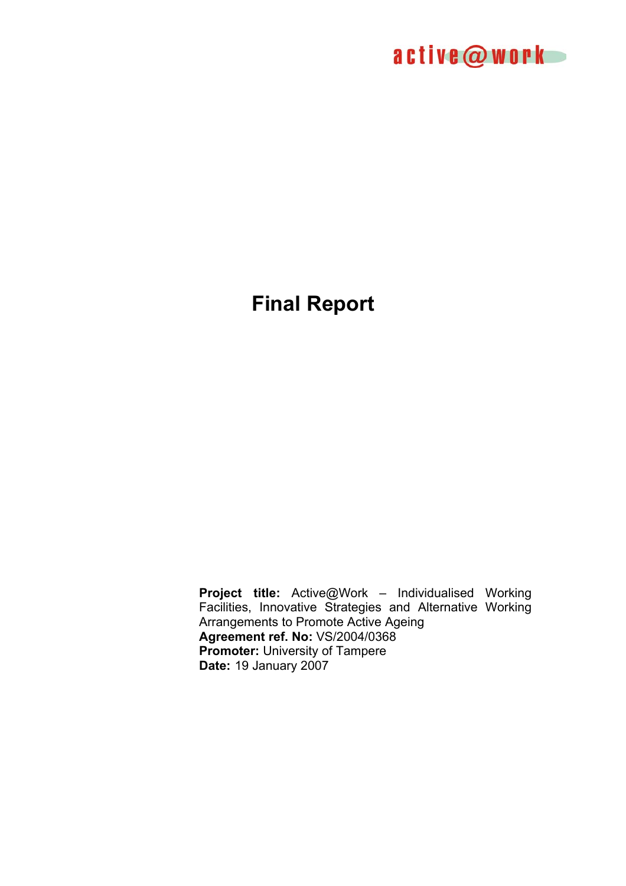active@work

# Final Report

**Project title:** Active@Work – Individualised Working Facilities, Innovative Strategies and Alternative Working Arrangements to Promote Active Ageing
**Agreement ref. No:** VS/2004/0368
**Promoter:** University of Tampere
**Date:** 19 January 2007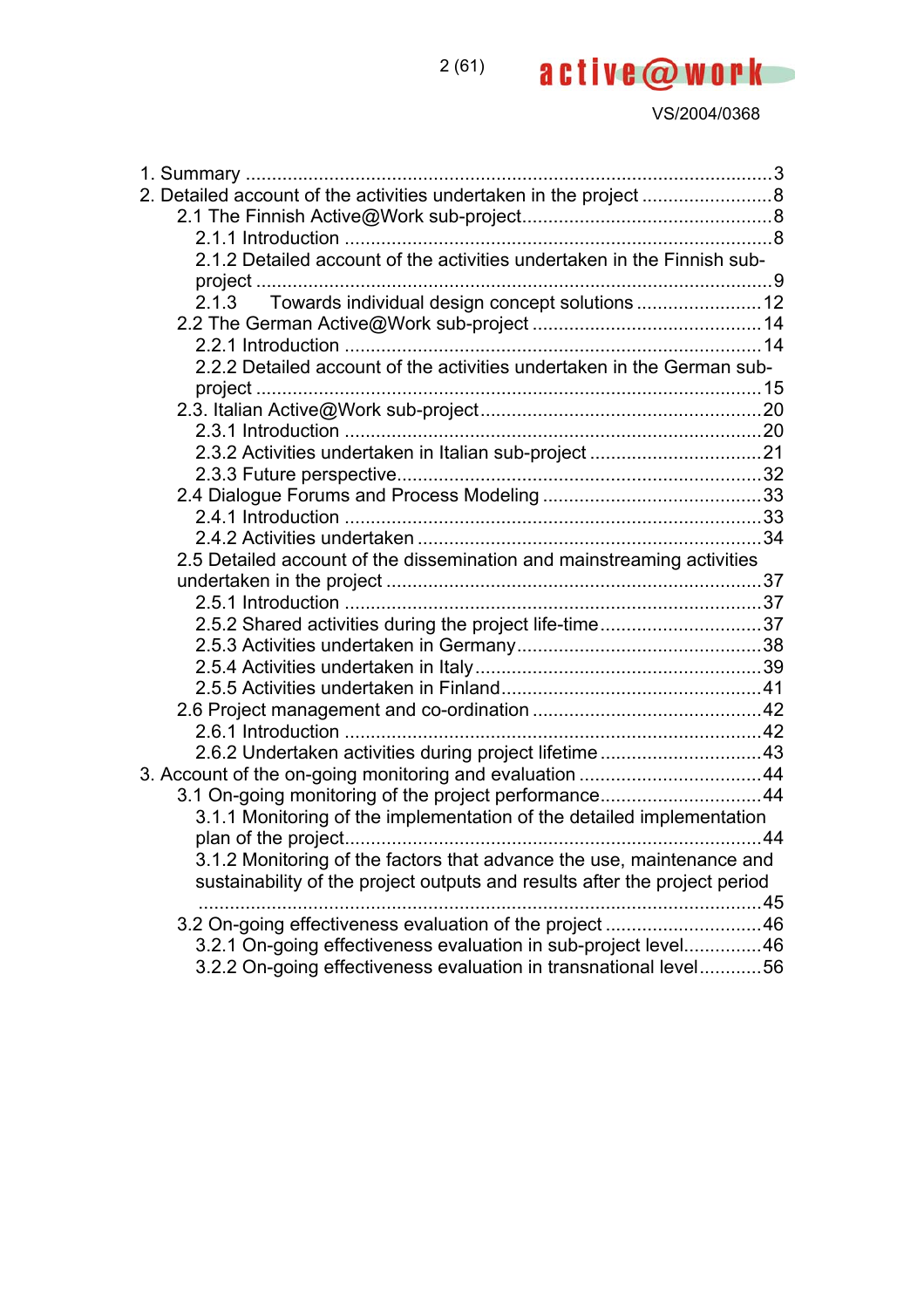1. Summary ....................................................................................................3
2. Detailed account of the activities undertaken in the project .........................8
    2.1 The Finnish Active@Work sub-project................................................8
        2.1.1 Introduction ...................................................................................8
        2.1.2 Detailed account of the activities undertaken in the Finnish sub-project ...................................................................................................9
        2.1.3 Towards individual design concept solutions ........................12
    2.2 The German Active@Work sub-project ............................................14
        2.2.1 Introduction ..................................................................................14
        2.2.2 Detailed account of the activities undertaken in the German sub-project ..................................................................................................15
    2.3. Italian Active@Work sub-project......................................................20
        2.3.1 Introduction ..................................................................................20
        2.3.2 Activities undertaken in Italian sub-project .................................21
        2.3.3 Future perspective.......................................................................32
    2.4 Dialogue Forums and Process Modeling ..........................................33
        2.4.1 Introduction ..................................................................................33
        2.4.2 Activities undertaken ...................................................................34
    2.5 Detailed account of the dissemination and mainstreaming activities undertaken in the project .........................................................................37
        2.5.1 Introduction ..................................................................................37
        2.5.2 Shared activities during the project life-time...............................37
        2.5.3 Activities undertaken in Germany................................................38
        2.5.4 Activities undertaken in Italy.......................................................39
        2.5.5 Activities undertaken in Finland..................................................41
    2.6 Project management and co-ordination ............................................42
        2.6.1 Introduction ..................................................................................42
        2.6.2 Undertaken activities during project lifetime ...............................43
3. Account of the on-going monitoring and evaluation ...................................44
    3.1 On-going monitoring of the project performance...............................44
        3.1.1 Monitoring of the implementation of the detailed implementation plan of the project.................................................................................44
        3.1.2 Monitoring of the factors that advance the use, maintenance and sustainability of the project outputs and results after the project period ............................................................................................................45
    3.2 On-going effectiveness evaluation of the project ..............................46
        3.2.1 On-going effectiveness evaluation in sub-project level...............46
        3.2.2 On-going effectiveness evaluation in transnational level............56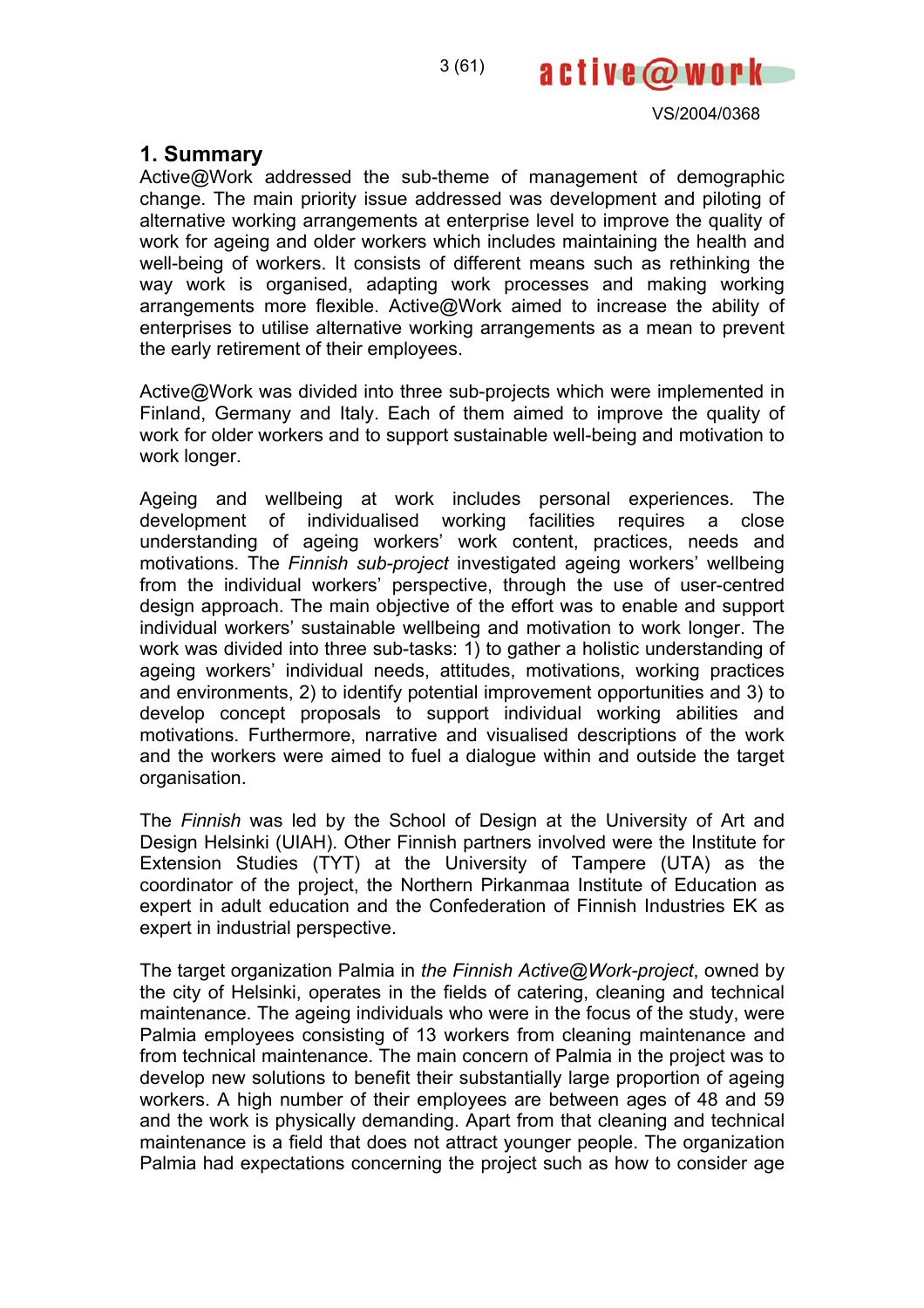## 1. Summary

Active@Work addressed the sub-theme of management of demographic change. The main priority issue addressed was development and piloting of alternative working arrangements at enterprise level to improve the quality of work for ageing and older workers which includes maintaining the health and well-being of workers. It consists of different means such as rethinking the way work is organised, adapting work processes and making working arrangements more flexible. Active@Work aimed to increase the ability of enterprises to utilise alternative working arrangements as a mean to prevent the early retirement of their employees.

Active@Work was divided into three sub-projects which were implemented in Finland, Germany and Italy. Each of them aimed to improve the quality of work for older workers and to support sustainable well-being and motivation to work longer.

Ageing and wellbeing at work includes personal experiences. The development of individualised working facilities requires a close understanding of ageing workers' work content, practices, needs and motivations. The *Finnish sub-project* investigated ageing workers' wellbeing from the individual workers' perspective, through the use of user-centred design approach. The main objective of the effort was to enable and support individual workers' sustainable wellbeing and motivation to work longer. The work was divided into three sub-tasks: 1) to gather a holistic understanding of ageing workers' individual needs, attitudes, motivations, working practices and environments, 2) to identify potential improvement opportunities and 3) to develop concept proposals to support individual working abilities and motivations. Furthermore, narrative and visualised descriptions of the work and the workers were aimed to fuel a dialogue within and outside the target organisation.

The *Finnish* was led by the School of Design at the University of Art and Design Helsinki (UIAH). Other Finnish partners involved were the Institute for Extension Studies (TYT) at the University of Tampere (UTA) as the coordinator of the project, the Northern Pirkanmaa Institute of Education as expert in adult education and the Confederation of Finnish Industries EK as expert in industrial perspective.

The target organization Palmia in *the Finnish Active@Work-project*, owned by the city of Helsinki, operates in the fields of catering, cleaning and technical maintenance. The ageing individuals who were in the focus of the study, were Palmia employees consisting of 13 workers from cleaning maintenance and from technical maintenance. The main concern of Palmia in the project was to develop new solutions to benefit their substantially large proportion of ageing workers. A high number of their employees are between ages of 48 and 59 and the work is physically demanding. Apart from that cleaning and technical maintenance is a field that does not attract younger people. The organization Palmia had expectations concerning the project such as how to consider age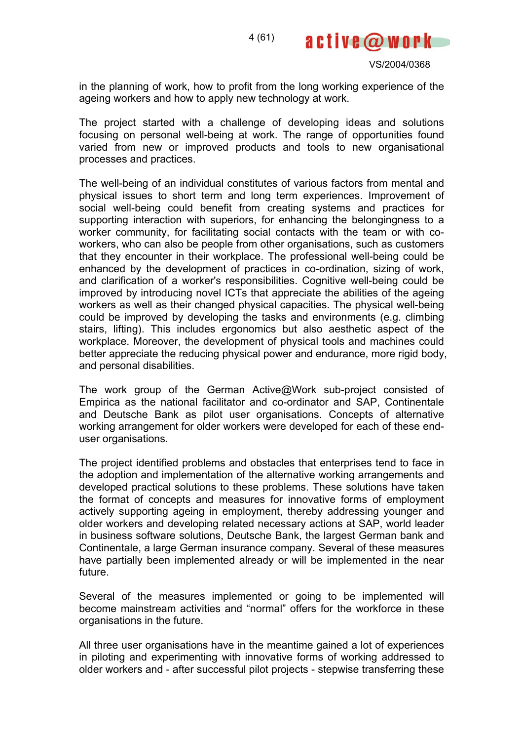in the planning of work, how to profit from the long working experience of the ageing workers and how to apply new technology at work.

The project started with a challenge of developing ideas and solutions focusing on personal well-being at work. The range of opportunities found varied from new or improved products and tools to new organisational processes and practices.

The well-being of an individual constitutes of various factors from mental and physical issues to short term and long term experiences. Improvement of social well-being could benefit from creating systems and practices for supporting interaction with superiors, for enhancing the belongingness to a worker community, for facilitating social contacts with the team or with co-workers, who can also be people from other organisations, such as customers that they encounter in their workplace. The professional well-being could be enhanced by the development of practices in co-ordination, sizing of work, and clarification of a worker's responsibilities. Cognitive well-being could be improved by introducing novel ICTs that appreciate the abilities of the ageing workers as well as their changed physical capacities. The physical well-being could be improved by developing the tasks and environments (e.g. climbing stairs, lifting). This includes ergonomics but also aesthetic aspect of the workplace. Moreover, the development of physical tools and machines could better appreciate the reducing physical power and endurance, more rigid body, and personal disabilities.

The work group of the German Active@Work sub-project consisted of Empirica as the national facilitator and co-ordinator and SAP, Continentale and Deutsche Bank as pilot user organisations. Concepts of alternative working arrangement for older workers were developed for each of these end-user organisations.

The project identified problems and obstacles that enterprises tend to face in the adoption and implementation of the alternative working arrangements and developed practical solutions to these problems. These solutions have taken the format of concepts and measures for innovative forms of employment actively supporting ageing in employment, thereby addressing younger and older workers and developing related necessary actions at SAP, world leader in business software solutions, Deutsche Bank, the largest German bank and Continentale, a large German insurance company. Several of these measures have partially been implemented already or will be implemented in the near future.

Several of the measures implemented or going to be implemented will become mainstream activities and "normal" offers for the workforce in these organisations in the future.

All three user organisations have in the meantime gained a lot of experiences in piloting and experimenting with innovative forms of working addressed to older workers and - after successful pilot projects - stepwise transferring these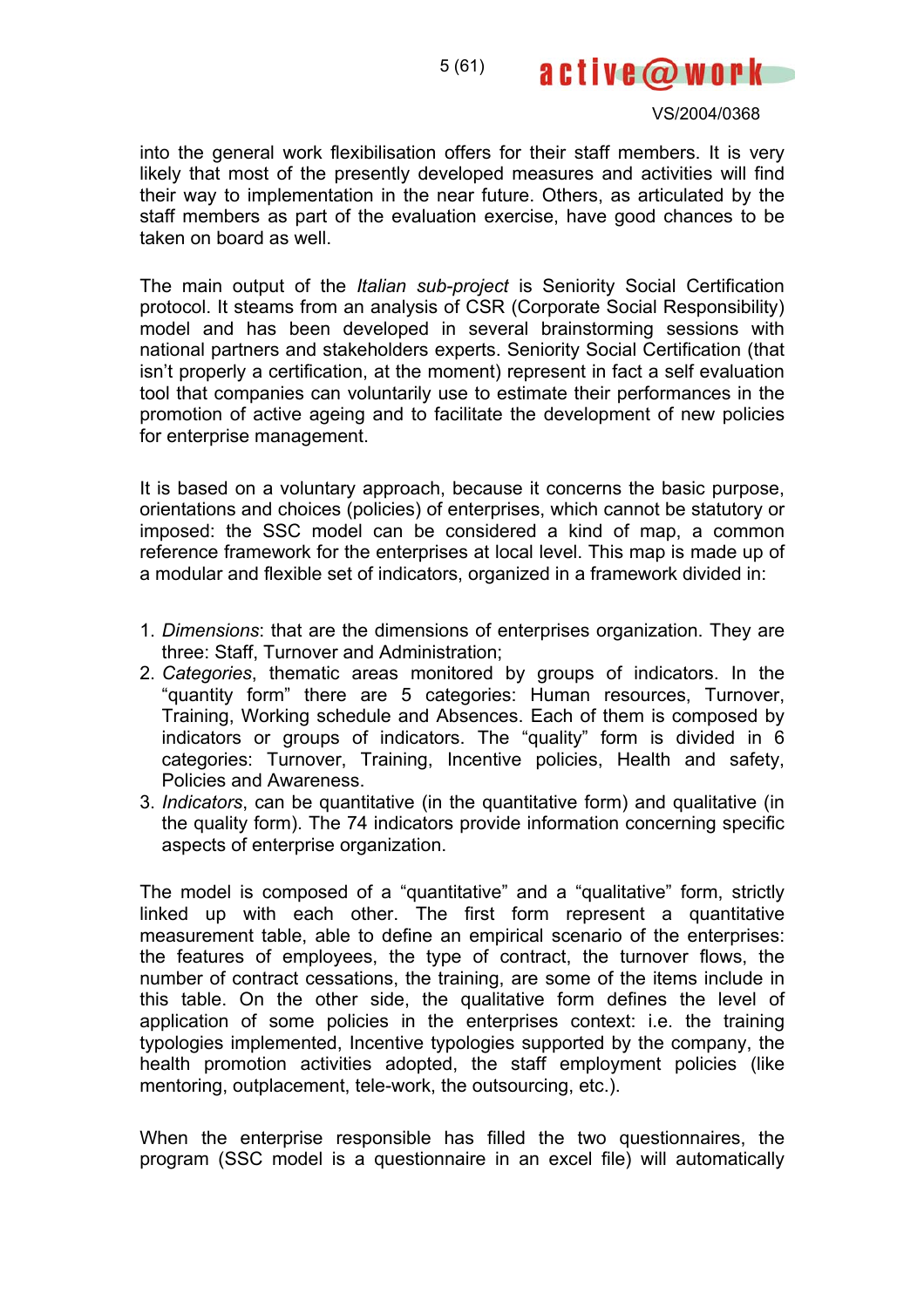into the general work flexibilisation offers for their staff members. It is very likely that most of the presently developed measures and activities will find their way to implementation in the near future. Others, as articulated by the staff members as part of the evaluation exercise, have good chances to be taken on board as well.

The main output of the *Italian sub-project* is Seniority Social Certification protocol. It steams from an analysis of CSR (Corporate Social Responsibility) model and has been developed in several brainstorming sessions with national partners and stakeholders experts. Seniority Social Certification (that isn't properly a certification, at the moment) represent in fact a self evaluation tool that companies can voluntarily use to estimate their performances in the promotion of active ageing and to facilitate the development of new policies for enterprise management.

It is based on a voluntary approach, because it concerns the basic purpose, orientations and choices (policies) of enterprises, which cannot be statutory or imposed: the SSC model can be considered a kind of map, a common reference framework for the enterprises at local level. This map is made up of a modular and flexible set of indicators, organized in a framework divided in:

1. *Dimensions*: that are the dimensions of enterprises organization. They are three: Staff, Turnover and Administration;
2. *Categories*, thematic areas monitored by groups of indicators. In the "quantity form" there are 5 categories: Human resources, Turnover, Training, Working schedule and Absences. Each of them is composed by indicators or groups of indicators. The "quality" form is divided in 6 categories: Turnover, Training, Incentive policies, Health and safety, Policies and Awareness.
3. *Indicators*, can be quantitative (in the quantitative form) and qualitative (in the quality form). The 74 indicators provide information concerning specific aspects of enterprise organization.

The model is composed of a "quantitative" and a "qualitative" form, strictly linked up with each other. The first form represent a quantitative measurement table, able to define an empirical scenario of the enterprises: the features of employees, the type of contract, the turnover flows, the number of contract cessations, the training, are some of the items include in this table. On the other side, the qualitative form defines the level of application of some policies in the enterprises context: i.e. the training typologies implemented, Incentive typologies supported by the company, the health promotion activities adopted, the staff employment policies (like mentoring, outplacement, tele-work, the outsourcing, etc.).

When the enterprise responsible has filled the two questionnaires, the program (SSC model is a questionnaire in an excel file) will automatically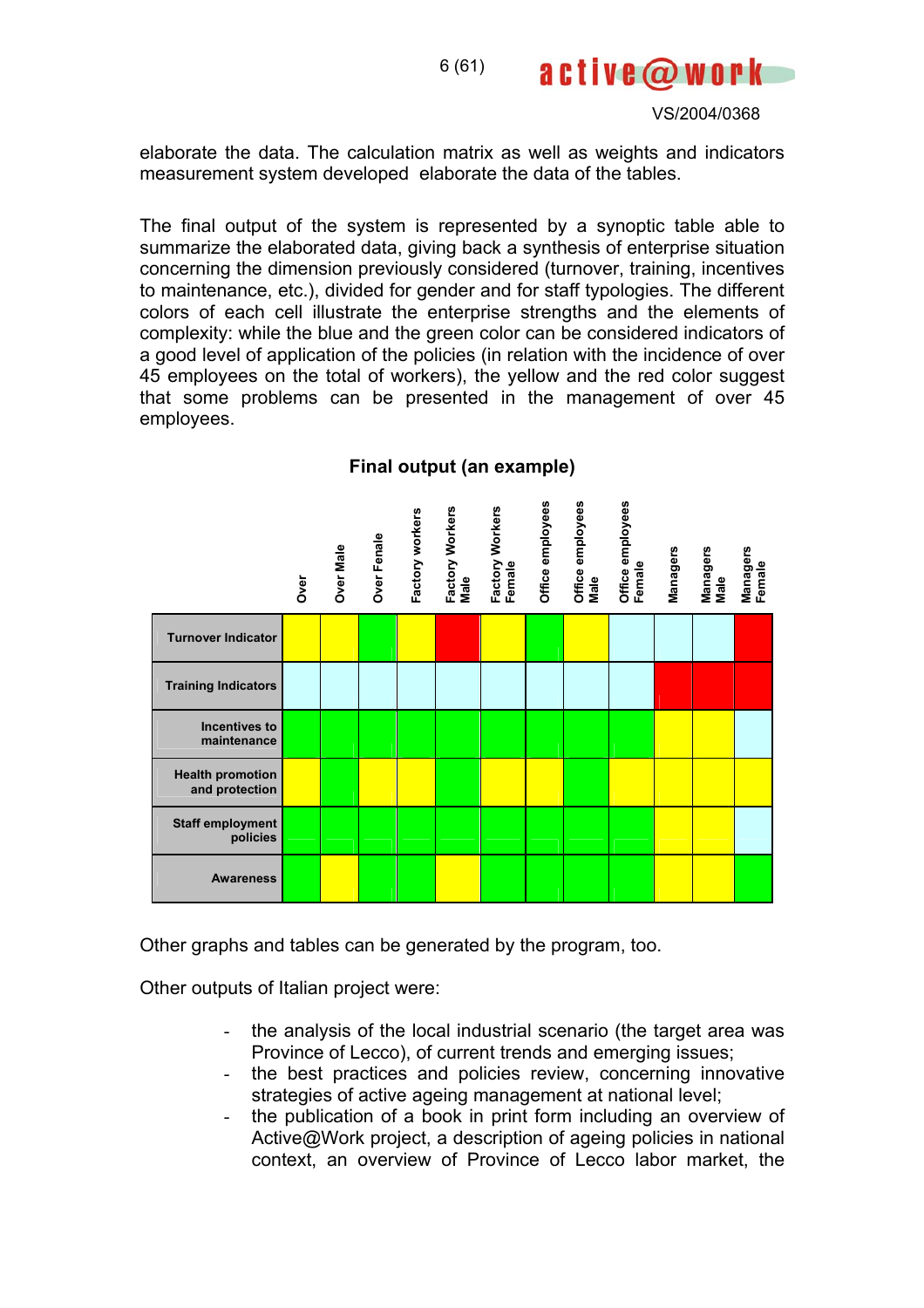elaborate the data. The calculation matrix as well as weights and indicators measurement system developed elaborate the data of the tables.

The final output of the system is represented by a synoptic table able to summarize the elaborated data, giving back a synthesis of enterprise situation concerning the dimension previously considered (turnover, training, incentives to maintenance, etc.), divided for gender and for staff typologies. The different colors of each cell illustrate the enterprise strengths and the elements of complexity: while the blue and the green color can be considered indicators of a good level of application of the policies (in relation with the incidence of over 45 employees on the total of workers), the yellow and the red color suggest that some problems can be presented in the management of over 45 employees.

**Final output (an example)**

| | Over | Over Male | Over Fenale | Factory workers | Factory Workers Male | Factory Workers Female | Office employees | Office employees Male | Office employees Female | Managers | Managers Male | Managers Female |
|---|---|---|---|---|---|---|---|---|---|---|---|---|
| **Turnover Indicator** | yellow | yellow | green | yellow | red | yellow | green | yellow | blue | blue | blue | red |
| **Training Indicators** | blue | blue | blue | blue | blue | blue | blue | blue | blue | red | red | red |
| **Incentives to maintenance** | green | green | green | green | green | green | green | green | green | yellow | yellow | blue |
| **Health promotion and protection** | yellow | green | yellow | yellow | green | yellow | yellow | green | yellow | yellow | yellow | yellow |
| **Staff employment policies** | green | green | green | green | green | green | green | green | green | yellow | yellow | blue |
| **Awareness** | green | yellow | green | green | yellow | green | green | green | green | yellow | yellow | green |

Other graphs and tables can be generated by the program, too.

Other outputs of Italian project were:

- the analysis of the local industrial scenario (the target area was Province of Lecco), of current trends and emerging issues;
- the best practices and policies review, concerning innovative strategies of active ageing management at national level;
- the publication of a book in print form including an overview of Active@Work project, a description of ageing policies in national context, an overview of Province of Lecco labor market, the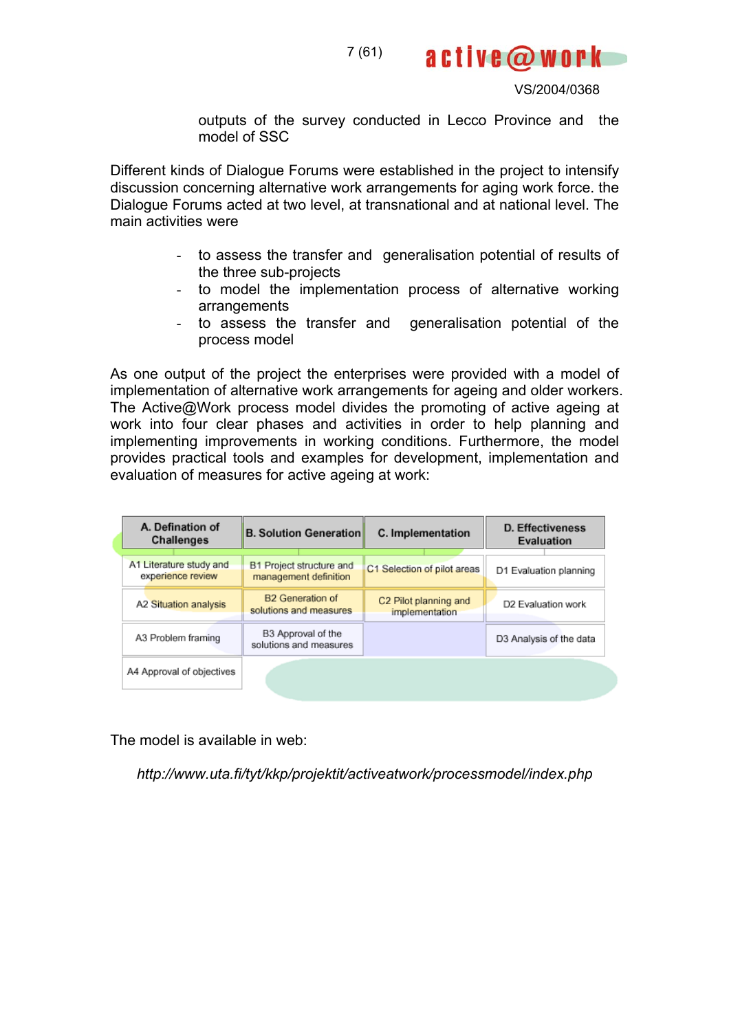outputs of the survey conducted in Lecco Province and the model of SSC

Different kinds of Dialogue Forums were established in the project to intensify discussion concerning alternative work arrangements for aging work force. the Dialogue Forums acted at two level, at transnational and at national level. The main activities were

- to assess the transfer and generalisation potential of results of the three sub-projects
- to model the implementation process of alternative working arrangements
- to assess the transfer and generalisation potential of the process model

As one output of the project the enterprises were provided with a model of implementation of alternative work arrangements for ageing and older workers. The Active@Work process model divides the promoting of active ageing at work into four clear phases and activities in order to help planning and implementing improvements in working conditions. Furthermore, the model provides practical tools and examples for development, implementation and evaluation of measures for active ageing at work:

| A. Defination of Challenges | B. Solution Generation | C. Implementation | D. Effectiveness Evaluation |
|---|---|---|---|
| A1 Literature study and experience review | B1 Project structure and management definition | C1 Selection of pilot areas | D1 Evaluation planning |
| A2 Situation analysis | B2 Generation of solutions and measures | C2 Pilot planning and implementation | D2 Evaluation work |
| A3 Problem framing | B3 Approval of the solutions and measures | | D3 Analysis of the data |
| A4 Approval of objectives | | | |

The model is available in web:

*http://www.uta.fi/tyt/kkp/projektit/activeatwork/processmodel/index.php*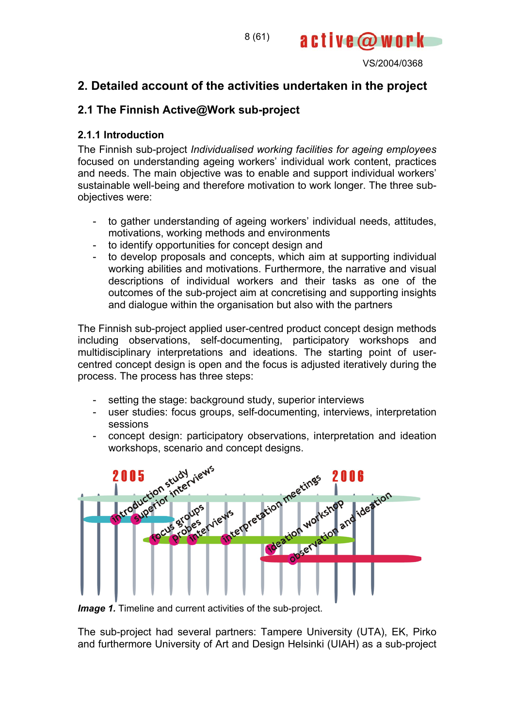## 2. Detailed account of the activities undertaken in the project

### 2.1 The Finnish Active@Work sub-project

#### 2.1.1 Introduction

The Finnish sub-project *Individualised working facilities for ageing employees* focused on understanding ageing workers' individual work content, practices and needs. The main objective was to enable and support individual workers' sustainable well-being and therefore motivation to work longer. The three sub-objectives were:

- to gather understanding of ageing workers' individual needs, attitudes, motivations, working methods and environments
- to identify opportunities for concept design and
- to develop proposals and concepts, which aim at supporting individual working abilities and motivations. Furthermore, the narrative and visual descriptions of individual workers and their tasks as one of the outcomes of the sub-project aim at concretising and supporting insights and dialogue within the organisation but also with the partners

The Finnish sub-project applied user-centred product concept design methods including observations, self-documenting, participatory workshops and multidisciplinary interpretations and ideations. The starting point of user-centred concept design is open and the focus is adjusted iteratively during the process. The process has three steps:

- setting the stage: background study, superior interviews
- user studies: focus groups, self-documenting, interviews, interpretation sessions
- concept design: participatory observations, interpretation and ideation workshops, scenario and concept designs.

2005 2006 introduction study superior interviews focus groups probes interviews interpretation meetings ideation workshop observation and ideation

***Image 1.*** Timeline and current activities of the sub-project.

The sub-project had several partners: Tampere University (UTA), EK, Pirko and furthermore University of Art and Design Helsinki (UIAH) as a sub-project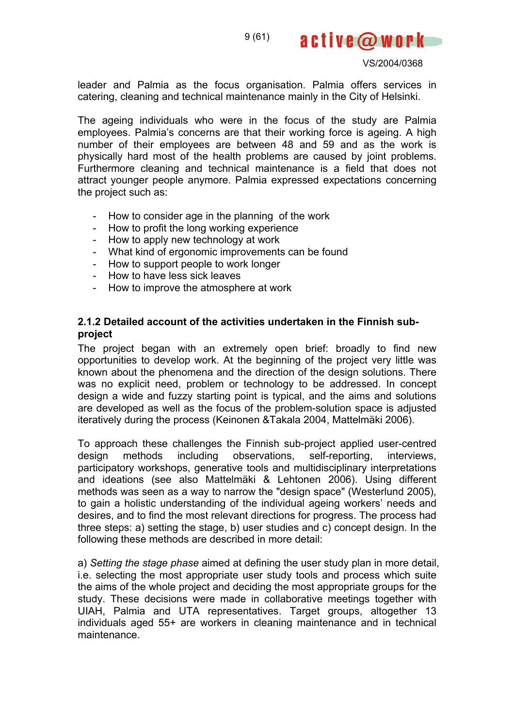leader and Palmia as the focus organisation. Palmia offers services in catering, cleaning and technical maintenance mainly in the City of Helsinki.

The ageing individuals who were in the focus of the study are Palmia employees. Palmia's concerns are that their working force is ageing. A high number of their employees are between 48 and 59 and as the work is physically hard most of the health problems are caused by joint problems. Furthermore cleaning and technical maintenance is a field that does not attract younger people anymore. Palmia expressed expectations concerning the project such as:

- How to consider age in the planning of the work
- How to profit the long working experience
- How to apply new technology at work
- What kind of ergonomic improvements can be found
- How to support people to work longer
- How to have less sick leaves
- How to improve the atmosphere at work

### 2.1.2 Detailed account of the activities undertaken in the Finnish sub-project

The project began with an extremely open brief: broadly to find new opportunities to develop work. At the beginning of the project very little was known about the phenomena and the direction of the design solutions. There was no explicit need, problem or technology to be addressed. In concept design a wide and fuzzy starting point is typical, and the aims and solutions are developed as well as the focus of the problem-solution space is adjusted iteratively during the process (Keinonen &Takala 2004, Mattelmäki 2006).

To approach these challenges the Finnish sub-project applied user-centred design methods including observations, self-reporting, interviews, participatory workshops, generative tools and multidisciplinary interpretations and ideations (see also Mattelmäki & Lehtonen 2006). Using different methods was seen as a way to narrow the "design space" (Westerlund 2005), to gain a holistic understanding of the individual ageing workers' needs and desires, and to find the most relevant directions for progress. The process had three steps: a) setting the stage, b) user studies and c) concept design. In the following these methods are described in more detail:

a) *Setting the stage phase* aimed at defining the user study plan in more detail, i.e. selecting the most appropriate user study tools and process which suite the aims of the whole project and deciding the most appropriate groups for the study. These decisions were made in collaborative meetings together with UIAH, Palmia and UTA representatives. Target groups, altogether 13 individuals aged 55+ are workers in cleaning maintenance and in technical maintenance.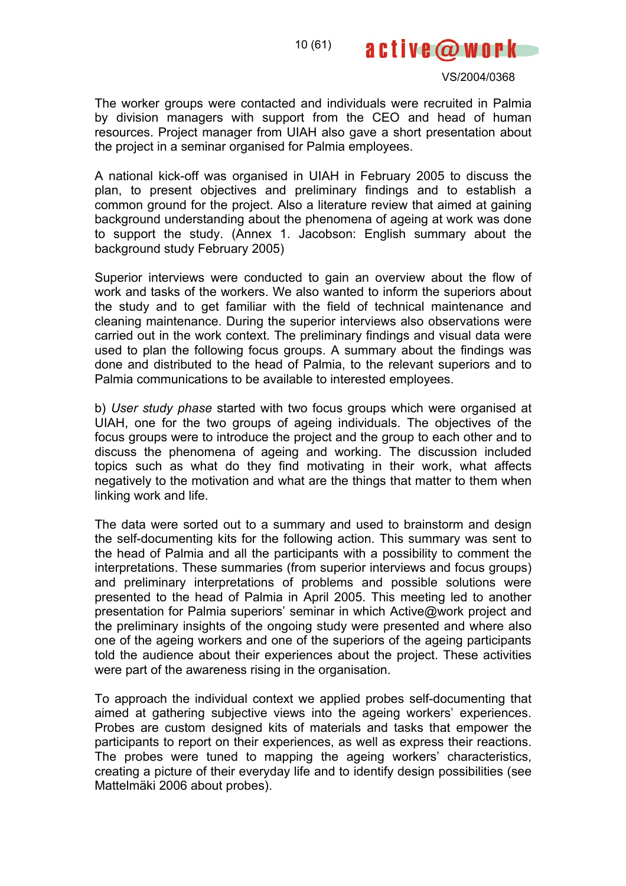The worker groups were contacted and individuals were recruited in Palmia by division managers with support from the CEO and head of human resources. Project manager from UIAH also gave a short presentation about the project in a seminar organised for Palmia employees.

A national kick-off was organised in UIAH in February 2005 to discuss the plan, to present objectives and preliminary findings and to establish a common ground for the project. Also a literature review that aimed at gaining background understanding about the phenomena of ageing at work was done to support the study. (Annex 1. Jacobson: English summary about the background study February 2005)

Superior interviews were conducted to gain an overview about the flow of work and tasks of the workers. We also wanted to inform the superiors about the study and to get familiar with the field of technical maintenance and cleaning maintenance. During the superior interviews also observations were carried out in the work context. The preliminary findings and visual data were used to plan the following focus groups. A summary about the findings was done and distributed to the head of Palmia, to the relevant superiors and to Palmia communications to be available to interested employees.

b) *User study phase* started with two focus groups which were organised at UIAH, one for the two groups of ageing individuals. The objectives of the focus groups were to introduce the project and the group to each other and to discuss the phenomena of ageing and working. The discussion included topics such as what do they find motivating in their work, what affects negatively to the motivation and what are the things that matter to them when linking work and life.

The data were sorted out to a summary and used to brainstorm and design the self-documenting kits for the following action. This summary was sent to the head of Palmia and all the participants with a possibility to comment the interpretations. These summaries (from superior interviews and focus groups) and preliminary interpretations of problems and possible solutions were presented to the head of Palmia in April 2005. This meeting led to another presentation for Palmia superiors' seminar in which Active@work project and the preliminary insights of the ongoing study were presented and where also one of the ageing workers and one of the superiors of the ageing participants told the audience about their experiences about the project. These activities were part of the awareness rising in the organisation.

To approach the individual context we applied probes self-documenting that aimed at gathering subjective views into the ageing workers' experiences. Probes are custom designed kits of materials and tasks that empower the participants to report on their experiences, as well as express their reactions. The probes were tuned to mapping the ageing workers' characteristics, creating a picture of their everyday life and to identify design possibilities (see Mattelmäki 2006 about probes).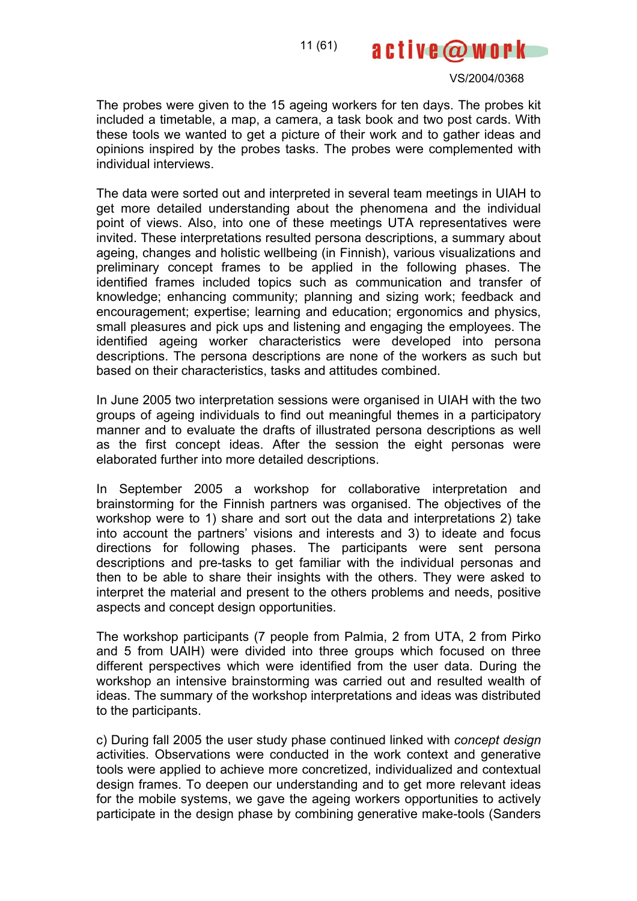The probes were given to the 15 ageing workers for ten days. The probes kit included a timetable, a map, a camera, a task book and two post cards. With these tools we wanted to get a picture of their work and to gather ideas and opinions inspired by the probes tasks. The probes were complemented with individual interviews.

The data were sorted out and interpreted in several team meetings in UIAH to get more detailed understanding about the phenomena and the individual point of views. Also, into one of these meetings UTA representatives were invited. These interpretations resulted persona descriptions, a summary about ageing, changes and holistic wellbeing (in Finnish), various visualizations and preliminary concept frames to be applied in the following phases. The identified frames included topics such as communication and transfer of knowledge; enhancing community; planning and sizing work; feedback and encouragement; expertise; learning and education; ergonomics and physics, small pleasures and pick ups and listening and engaging the employees. The identified ageing worker characteristics were developed into persona descriptions. The persona descriptions are none of the workers as such but based on their characteristics, tasks and attitudes combined.

In June 2005 two interpretation sessions were organised in UIAH with the two groups of ageing individuals to find out meaningful themes in a participatory manner and to evaluate the drafts of illustrated persona descriptions as well as the first concept ideas. After the session the eight personas were elaborated further into more detailed descriptions.

In September 2005 a workshop for collaborative interpretation and brainstorming for the Finnish partners was organised. The objectives of the workshop were to 1) share and sort out the data and interpretations 2) take into account the partners' visions and interests and 3) to ideate and focus directions for following phases. The participants were sent persona descriptions and pre-tasks to get familiar with the individual personas and then to be able to share their insights with the others. They were asked to interpret the material and present to the others problems and needs, positive aspects and concept design opportunities.

The workshop participants (7 people from Palmia, 2 from UTA, 2 from Pirko and 5 from UAIH) were divided into three groups which focused on three different perspectives which were identified from the user data. During the workshop an intensive brainstorming was carried out and resulted wealth of ideas. The summary of the workshop interpretations and ideas was distributed to the participants.

c) During fall 2005 the user study phase continued linked with *concept design* activities. Observations were conducted in the work context and generative tools were applied to achieve more concretized, individualized and contextual design frames. To deepen our understanding and to get more relevant ideas for the mobile systems, we gave the ageing workers opportunities to actively participate in the design phase by combining generative make-tools (Sanders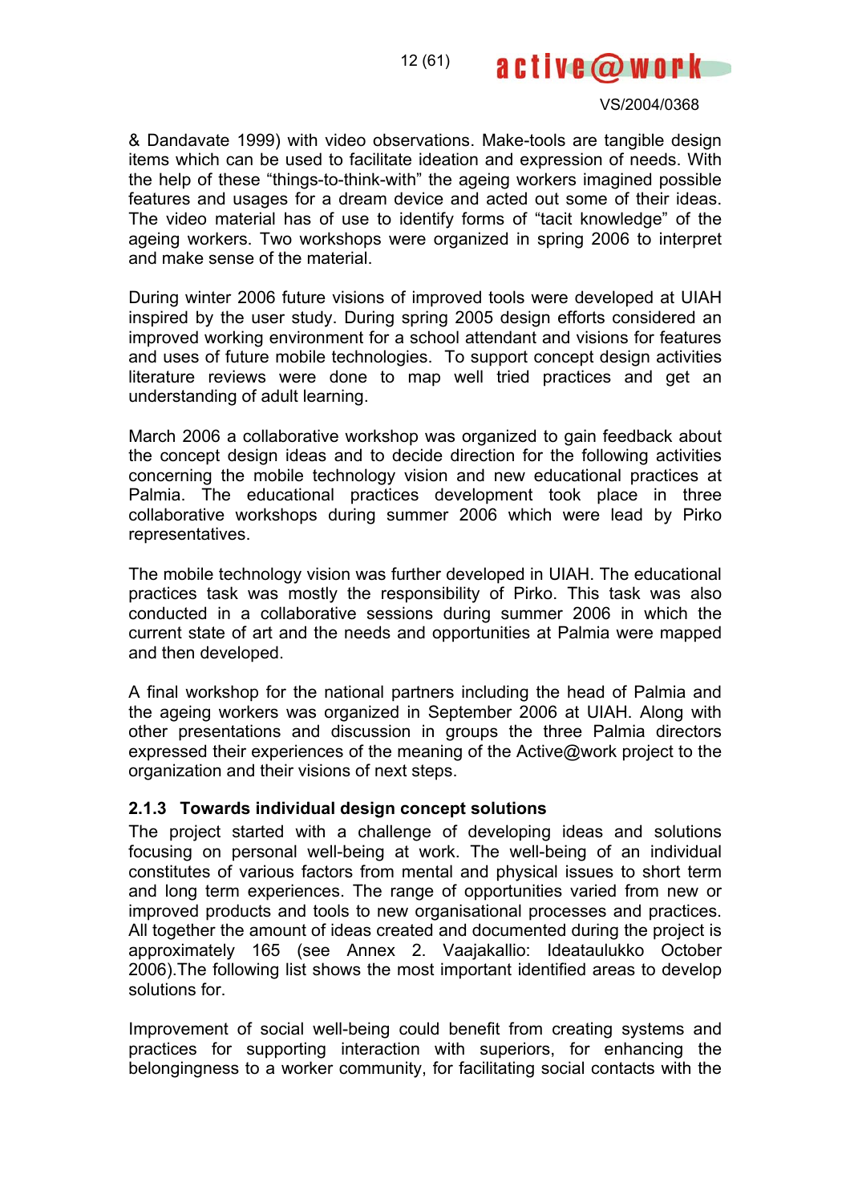& Dandavate 1999) with video observations. Make-tools are tangible design items which can be used to facilitate ideation and expression of needs. With the help of these "things-to-think-with" the ageing workers imagined possible features and usages for a dream device and acted out some of their ideas. The video material has of use to identify forms of "tacit knowledge" of the ageing workers. Two workshops were organized in spring 2006 to interpret and make sense of the material.

During winter 2006 future visions of improved tools were developed at UIAH inspired by the user study. During spring 2005 design efforts considered an improved working environment for a school attendant and visions for features and uses of future mobile technologies. To support concept design activities literature reviews were done to map well tried practices and get an understanding of adult learning.

March 2006 a collaborative workshop was organized to gain feedback about the concept design ideas and to decide direction for the following activities concerning the mobile technology vision and new educational practices at Palmia. The educational practices development took place in three collaborative workshops during summer 2006 which were lead by Pirko representatives.

The mobile technology vision was further developed in UIAH. The educational practices task was mostly the responsibility of Pirko. This task was also conducted in a collaborative sessions during summer 2006 in which the current state of art and the needs and opportunities at Palmia were mapped and then developed.

A final workshop for the national partners including the head of Palmia and the ageing workers was organized in September 2006 at UIAH. Along with other presentations and discussion in groups the three Palmia directors expressed their experiences of the meaning of the Active@work project to the organization and their visions of next steps.

### 2.1.3 Towards individual design concept solutions

The project started with a challenge of developing ideas and solutions focusing on personal well-being at work. The well-being of an individual constitutes of various factors from mental and physical issues to short term and long term experiences. The range of opportunities varied from new or improved products and tools to new organisational processes and practices. All together the amount of ideas created and documented during the project is approximately 165 (see Annex 2. Vaajakallio: Ideataulukko October 2006).The following list shows the most important identified areas to develop solutions for.

Improvement of social well-being could benefit from creating systems and practices for supporting interaction with superiors, for enhancing the belongingness to a worker community, for facilitating social contacts with the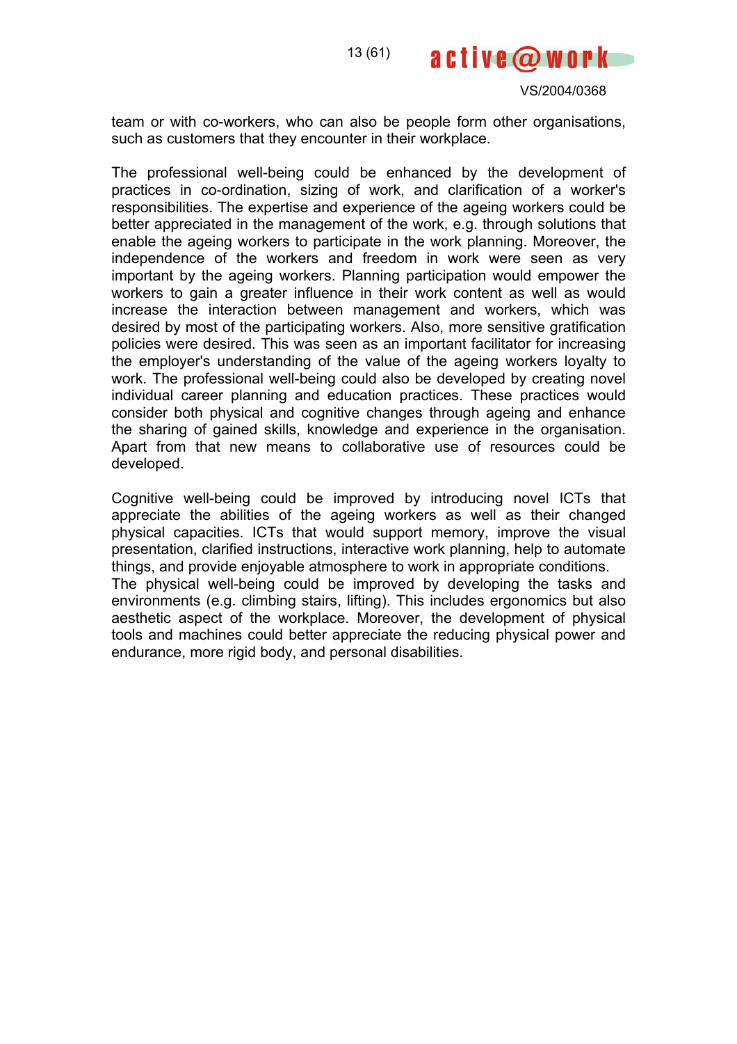team or with co-workers, who can also be people form other organisations, such as customers that they encounter in their workplace.

The professional well-being could be enhanced by the development of practices in co-ordination, sizing of work, and clarification of a worker's responsibilities. The expertise and experience of the ageing workers could be better appreciated in the management of the work, e.g. through solutions that enable the ageing workers to participate in the work planning. Moreover, the independence of the workers and freedom in work were seen as very important by the ageing workers. Planning participation would empower the workers to gain a greater influence in their work content as well as would increase the interaction between management and workers, which was desired by most of the participating workers. Also, more sensitive gratification policies were desired. This was seen as an important facilitator for increasing the employer's understanding of the value of the ageing workers loyalty to work. The professional well-being could also be developed by creating novel individual career planning and education practices. These practices would consider both physical and cognitive changes through ageing and enhance the sharing of gained skills, knowledge and experience in the organisation. Apart from that new means to collaborative use of resources could be developed.

Cognitive well-being could be improved by introducing novel ICTs that appreciate the abilities of the ageing workers as well as their changed physical capacities. ICTs that would support memory, improve the visual presentation, clarified instructions, interactive work planning, help to automate things, and provide enjoyable atmosphere to work in appropriate conditions.
The physical well-being could be improved by developing the tasks and environments (e.g. climbing stairs, lifting). This includes ergonomics but also aesthetic aspect of the workplace. Moreover, the development of physical tools and machines could better appreciate the reducing physical power and endurance, more rigid body, and personal disabilities.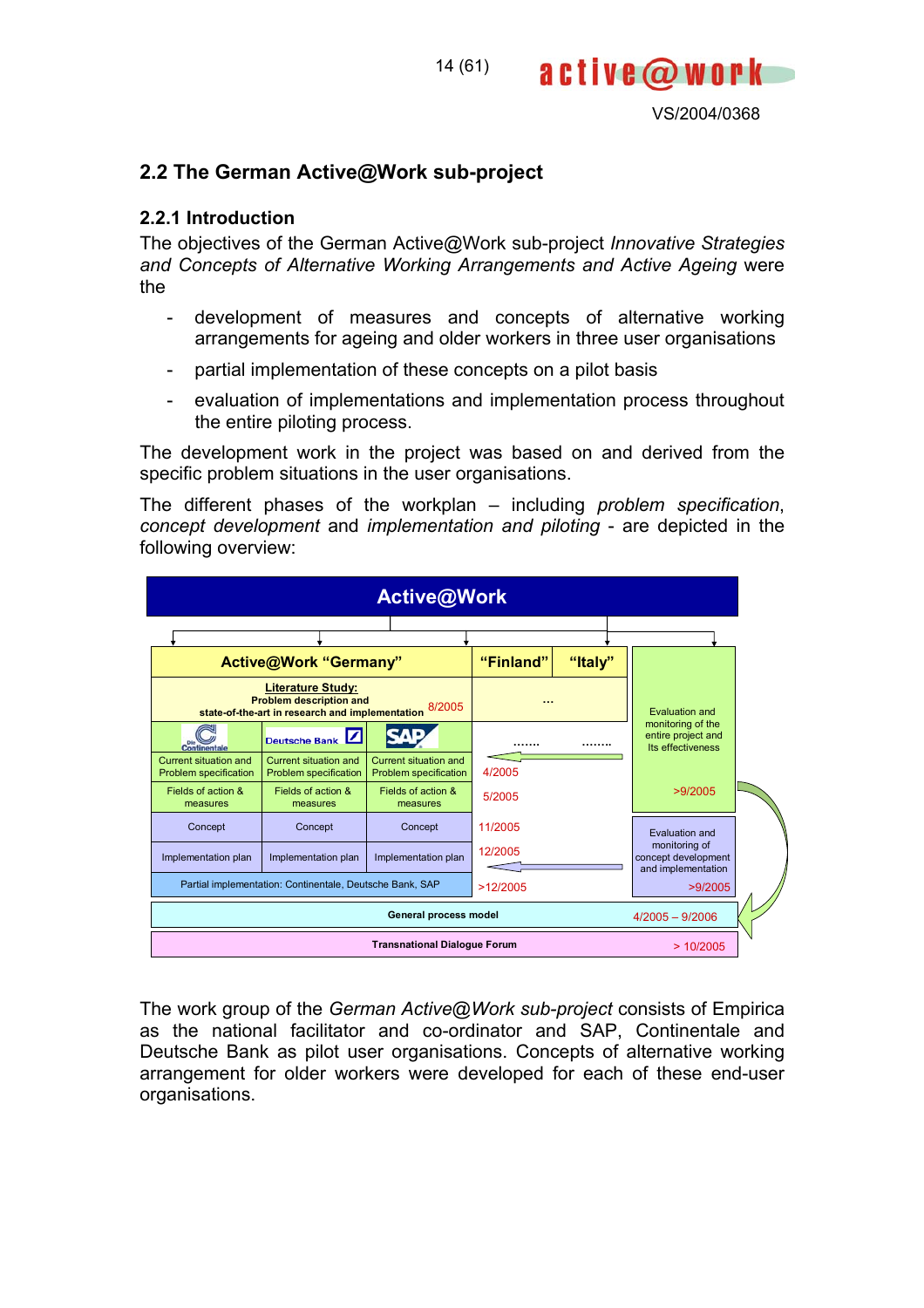## 2.2 The German Active@Work sub-project

### 2.2.1 Introduction

The objectives of the German Active@Work sub-project *Innovative Strategies and Concepts of Alternative Working Arrangements and Active Ageing* were the

- development of measures and concepts of alternative working arrangements for ageing and older workers in three user organisations
- partial implementation of these concepts on a pilot basis
- evaluation of implementations and implementation process throughout the entire piloting process.

The development work in the project was based on and derived from the specific problem situations in the user organisations.

The different phases of the workplan – including *problem specification*, *concept development* and *implementation and piloting* - are depicted in the following overview:

| Active@Work | | | | | | |
|---|---|---|---|---|---|---|
| **Active@Work "Germany"** | | | | **"Finland"** | **"Italy"** | Evaluation and monitoring of the entire project and Its effectiveness >9/2005 |
| **Literature Study:** Problem description and state-of-the-art in research and implementation | | | 8/2005 | ... | | |
| Continentale | Deutsche Bank | SAP | | ....... | ........ | |
| Current situation and Problem specification | Current situation and Problem specification | Current situation and Problem specification | 4/2005 | | | |
| Fields of action & measures | Fields of action & measures | Fields of action & measures | 5/2005 | | | |
| Concept | Concept | Concept | 11/2005 | | | Evaluation and monitoring of concept development and implementation >9/2005 |
| Implementation plan | Implementation plan | Implementation plan | 12/2005 | | | |
| Partial implementation: Continentale, Deutsche Bank, SAP | | | >12/2005 | | | |
| General process model | | | | | | 4/2005 – 9/2006 |
| Transnational Dialogue Forum | | | | | | > 10/2005 |

The work group of the *German Active@Work sub-project* consists of Empirica as the national facilitator and co-ordinator and SAP, Continentale and Deutsche Bank as pilot user organisations. Concepts of alternative working arrangement for older workers were developed for each of these end-user organisations.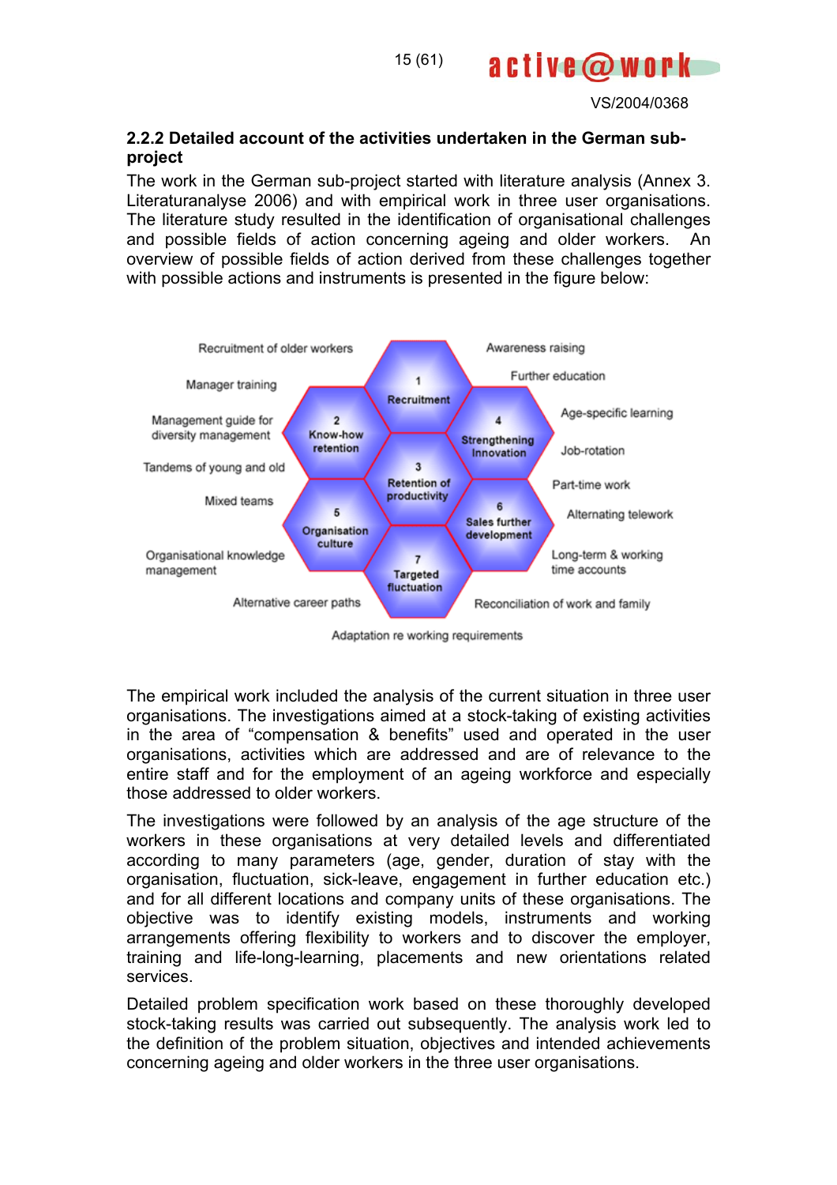### 2.2.2 Detailed account of the activities undertaken in the German sub-project

The work in the German sub-project started with literature analysis (Annex 3. Literaturanalyse 2006) and with empirical work in three user organisations. The literature study resulted in the identification of organisational challenges and possible fields of action concerning ageing and older workers. An overview of possible fields of action derived from these challenges together with possible actions and instruments is presented in the figure below:

Recruitment of older workers
Manager training
Management guide for diversity management
Tandems of young and old
Mixed teams
Organisational knowledge management
Alternative career paths
Adaptation re working requirements
Reconciliation of work and family
Long-term & working time accounts
Alternating telework
Part-time work
Job-rotation
Age-specific learning
Further education
Awareness raising

1 Recruitment
2 Know-how retention
3 Retention of productivity
4 Strengthening Innovation
5 Organisation culture
6 Sales further development
7 Targeted fluctuation

The empirical work included the analysis of the current situation in three user organisations. The investigations aimed at a stock-taking of existing activities in the area of "compensation & benefits" used and operated in the user organisations, activities which are addressed and are of relevance to the entire staff and for the employment of an ageing workforce and especially those addressed to older workers.

The investigations were followed by an analysis of the age structure of the workers in these organisations at very detailed levels and differentiated according to many parameters (age, gender, duration of stay with the organisation, fluctuation, sick-leave, engagement in further education etc.) and for all different locations and company units of these organisations. The objective was to identify existing models, instruments and working arrangements offering flexibility to workers and to discover the employer, training and life-long-learning, placements and new orientations related services.

Detailed problem specification work based on these thoroughly developed stock-taking results was carried out subsequently. The analysis work led to the definition of the problem situation, objectives and intended achievements concerning ageing and older workers in the three user organisations.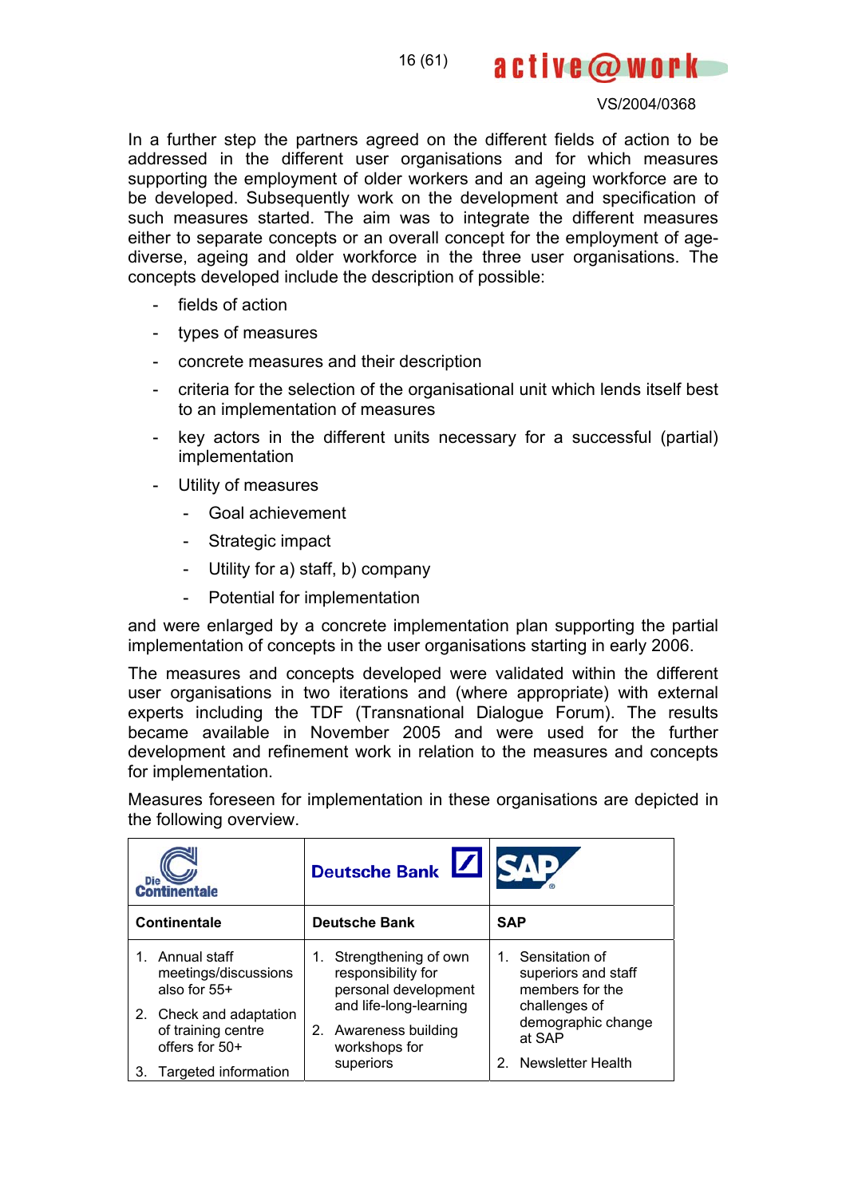In a further step the partners agreed on the different fields of action to be addressed in the different user organisations and for which measures supporting the employment of older workers and an ageing workforce are to be developed. Subsequently work on the development and specification of such measures started. The aim was to integrate the different measures either to separate concepts or an overall concept for the employment of age-diverse, ageing and older workforce in the three user organisations. The concepts developed include the description of possible:

- fields of action
- types of measures
- concrete measures and their description
- criteria for the selection of the organisational unit which lends itself best to an implementation of measures
- key actors in the different units necessary for a successful (partial) implementation
- Utility of measures
  - Goal achievement
  - Strategic impact
  - Utility for a) staff, b) company
  - Potential for implementation

and were enlarged by a concrete implementation plan supporting the partial implementation of concepts in the user organisations starting in early 2006.

The measures and concepts developed were validated within the different user organisations in two iterations and (where appropriate) with external experts including the TDF (Transnational Dialogue Forum). The results became available in November 2005 and were used for the further development and refinement work in relation to the measures and concepts for implementation.

Measures foreseen for implementation in these organisations are depicted in the following overview.

| Die Continentale | Deutsche Bank | SAP |
|---|---|---|
| **Continentale** | **Deutsche Bank** | **SAP** |
| 1. Annual staff meetings/discussions also for 55+<br>2. Check and adaptation of training centre offers for 50+<br>3. Targeted information | 1. Strengthening of own responsibility for personal development and life-long-learning<br>2. Awareness building workshops for superiors | 1. Sensitation of superiors and staff members for the challenges of demographic change at SAP<br>2. Newsletter Health |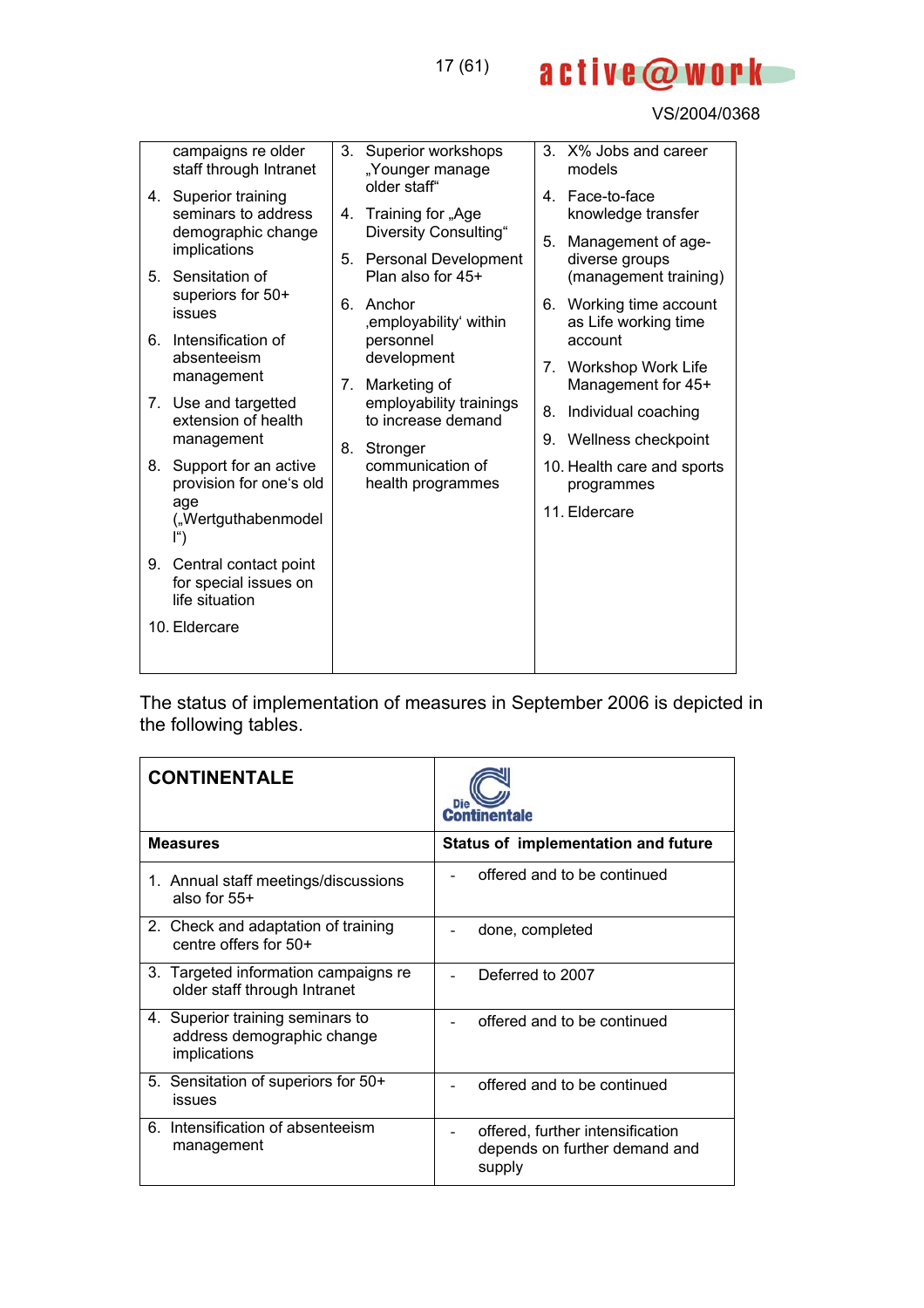| | | |
|---|---|---|
| campaigns re older staff through Intranet<br>4. Superior training seminars to address demographic change implications<br>5. Sensitation of superiors for 50+ issues<br>6. Intensification of absenteeism management<br>7. Use and targetted extension of health management<br>8. Support for an active provision for one's old age („Wertguthabenmodell“)<br>9. Central contact point for special issues on life situation<br>10. Eldercare | 3. Superior workshops „Younger manage older staff“<br>4. Training for „Age Diversity Consulting“<br>5. Personal Development Plan also for 45+<br>6. Anchor ‚employability‘ within personnel development<br>7. Marketing of employability trainings to increase demand<br>8. Stronger communication of health programmes | 3. X% Jobs and career models<br>4. Face-to-face knowledge transfer<br>5. Management of age-diverse groups (management training)<br>6. Working time account as Life working time account<br>7. Workshop Work Life Management for 45+<br>8. Individual coaching<br>9. Wellness checkpoint<br>10. Health care and sports programmes<br>11. Eldercare |

The status of implementation of measures in September 2006 is depicted in the following tables.

| **CONTINENTALE** | Die Continentale |
|---|---|
| **Measures** | **Status of implementation and future** |
| 1. Annual staff meetings/discussions also for 55+ | - offered and to be continued |
| 2. Check and adaptation of training centre offers for 50+ | - done, completed |
| 3. Targeted information campaigns re older staff through Intranet | - Deferred to 2007 |
| 4. Superior training seminars to address demographic change implications | - offered and to be continued |
| 5. Sensitation of superiors for 50+ issues | - offered and to be continued |
| 6. Intensification of absenteeism management | - offered, further intensification depends on further demand and supply |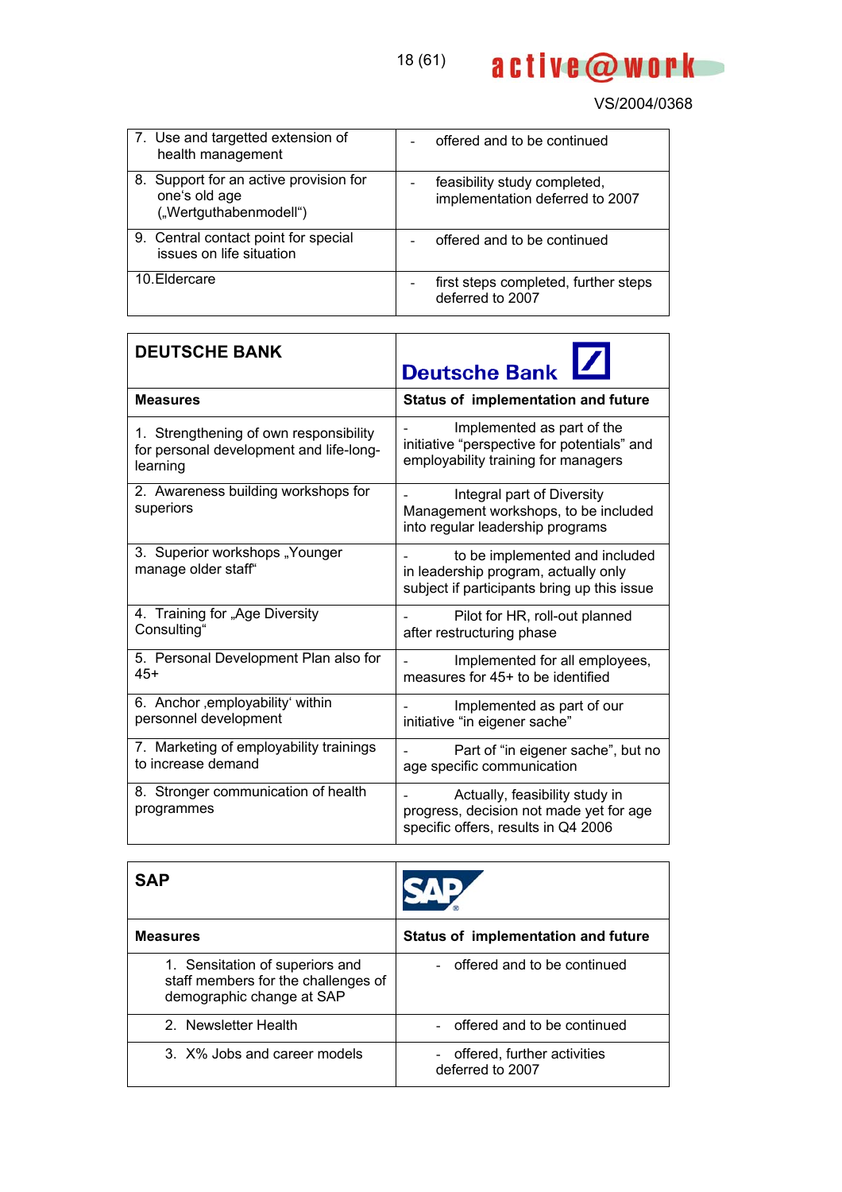| | |
|---|---|
| 7. Use and targetted extension of health management | - offered and to be continued |
| 8. Support for an active provision for one's old age („Wertguthabenmodell“) | - feasibility study completed, implementation deferred to 2007 |
| 9. Central contact point for special issues on life situation | - offered and to be continued |
| 10. Eldercare | - first steps completed, further steps deferred to 2007 |

| DEUTSCHE BANK | Deutsche Bank |
|---|---|
| **Measures** | **Status of implementation and future** |
| 1. Strengthening of own responsibility for personal development and life-long-learning | - Implemented as part of the initiative "perspective for potentials" and employability training for managers |
| 2. Awareness building workshops for superiors | - Integral part of Diversity Management workshops, to be included into regular leadership programs |
| 3. Superior workshops „Younger manage older staff" | - to be implemented and included in leadership program, actually only subject if participants bring up this issue |
| 4. Training for „Age Diversity Consulting" | - Pilot for HR, roll-out planned after restructuring phase |
| 5. Personal Development Plan also for 45+ | - Implemented for all employees, measures for 45+ to be identified |
| 6. Anchor ‚employability' within personnel development | - Implemented as part of our initiative "in eigener sache" |
| 7. Marketing of employability trainings to increase demand | - Part of "in eigener sache", but no age specific communication |
| 8. Stronger communication of health programmes | - Actually, feasibility study in progress, decision not made yet for age specific offers, results in Q4 2006 |

| SAP | SAP |
|---|---|
| **Measures** | **Status of implementation and future** |
| 1. Sensitation of superiors and staff members for the challenges of demographic change at SAP | - offered and to be continued |
| 2. Newsletter Health | - offered and to be continued |
| 3. X% Jobs and career models | - offered, further activities deferred to 2007 |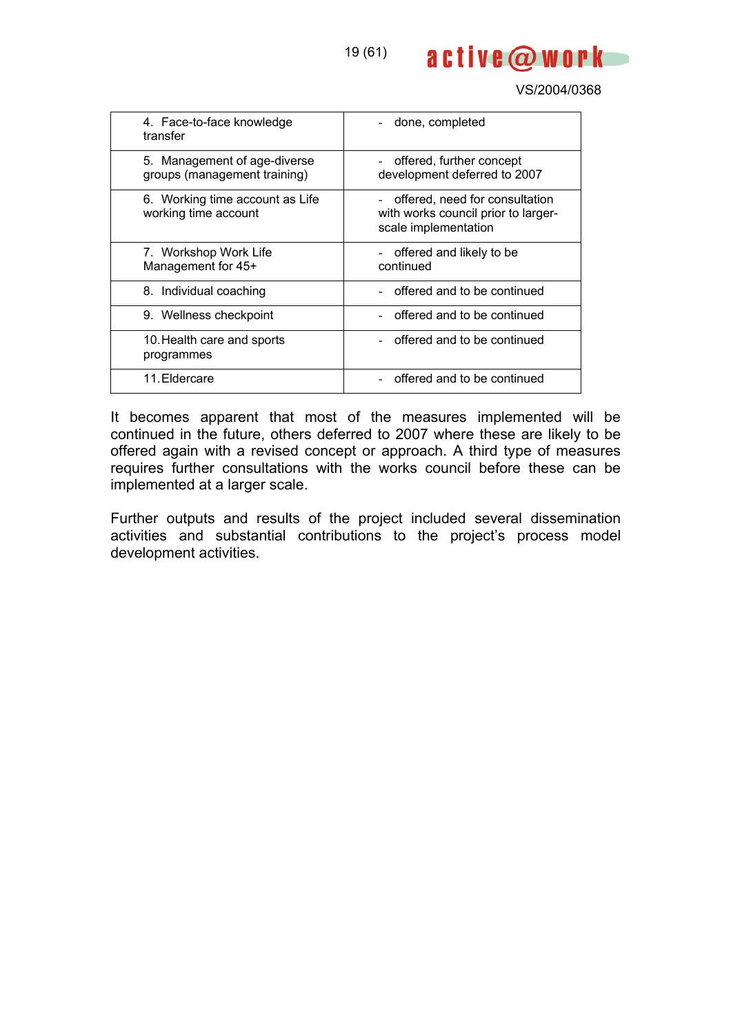| 4. Face-to-face knowledge transfer | - done, completed |
|---|---|
| 5. Management of age-diverse groups (management training) | - offered, further concept development deferred to 2007 |
| 6. Working time account as Life working time account | - offered, need for consultation with works council prior to larger-scale implementation |
| 7. Workshop Work Life Management for 45+ | - offered and likely to be continued |
| 8. Individual coaching | - offered and to be continued |
| 9. Wellness checkpoint | - offered and to be continued |
| 10. Health care and sports programmes | - offered and to be continued |
| 11. Eldercare | - offered and to be continued |

It becomes apparent that most of the measures implemented will be continued in the future, others deferred to 2007 where these are likely to be offered again with a revised concept or approach. A third type of measures requires further consultations with the works council before these can be implemented at a larger scale.

Further outputs and results of the project included several dissemination activities and substantial contributions to the project's process model development activities.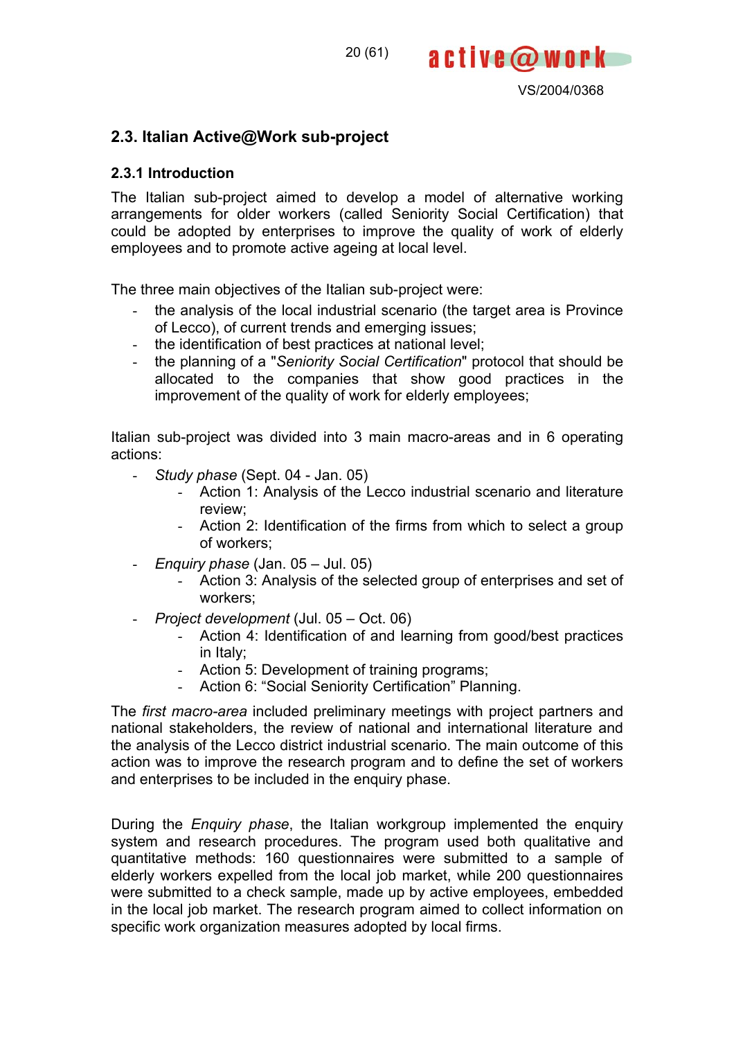## 2.3. Italian Active@Work sub-project

### 2.3.1 Introduction

The Italian sub-project aimed to develop a model of alternative working arrangements for older workers (called Seniority Social Certification) that could be adopted by enterprises to improve the quality of work of elderly employees and to promote active ageing at local level.

The three main objectives of the Italian sub-project were:

- the analysis of the local industrial scenario (the target area is Province of Lecco), of current trends and emerging issues;
- the identification of best practices at national level;
- the planning of a "*Seniority Social Certification*" protocol that should be allocated to the companies that show good practices in the improvement of the quality of work for elderly employees;

Italian sub-project was divided into 3 main macro-areas and in 6 operating actions:

- *Study phase* (Sept. 04 - Jan. 05)
  - Action 1: Analysis of the Lecco industrial scenario and literature review;
  - Action 2: Identification of the firms from which to select a group of workers;
- *Enquiry phase* (Jan. 05 – Jul. 05)
  - Action 3: Analysis of the selected group of enterprises and set of workers;
- *Project development* (Jul. 05 – Oct. 06)
  - Action 4: Identification of and learning from good/best practices in Italy;
  - Action 5: Development of training programs;
  - Action 6: "Social Seniority Certification" Planning.

The *first macro-area* included preliminary meetings with project partners and national stakeholders, the review of national and international literature and the analysis of the Lecco district industrial scenario. The main outcome of this action was to improve the research program and to define the set of workers and enterprises to be included in the enquiry phase.

During the *Enquiry phase*, the Italian workgroup implemented the enquiry system and research procedures. The program used both qualitative and quantitative methods: 160 questionnaires were submitted to a sample of elderly workers expelled from the local job market, while 200 questionnaires were submitted to a check sample, made up by active employees, embedded in the local job market. The research program aimed to collect information on specific work organization measures adopted by local firms.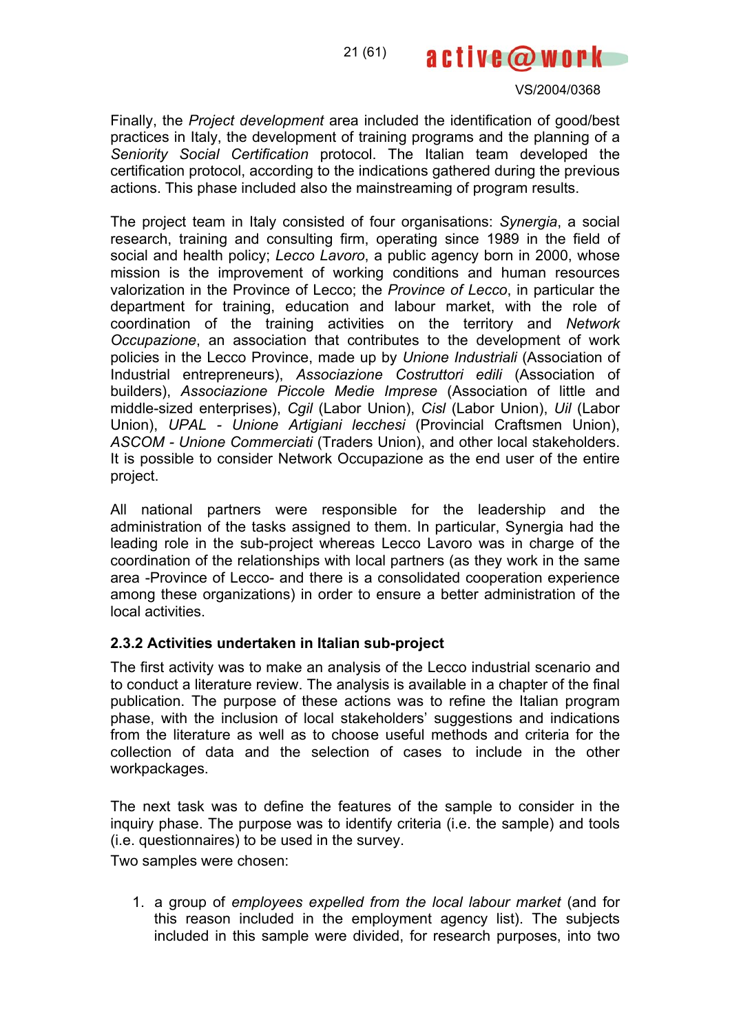Finally, the *Project development* area included the identification of good/best practices in Italy, the development of training programs and the planning of a *Seniority Social Certification* protocol. The Italian team developed the certification protocol, according to the indications gathered during the previous actions. This phase included also the mainstreaming of program results.

The project team in Italy consisted of four organisations: *Synergia*, a social research, training and consulting firm, operating since 1989 in the field of social and health policy; *Lecco Lavoro*, a public agency born in 2000, whose mission is the improvement of working conditions and human resources valorization in the Province of Lecco; the *Province of Lecco*, in particular the department for training, education and labour market, with the role of coordination of the training activities on the territory and *Network Occupazione*, an association that contributes to the development of work policies in the Lecco Province, made up by *Unione Industriali* (Association of Industrial entrepreneurs), *Associazione Costruttori edili* (Association of builders), *Associazione Piccole Medie Imprese* (Association of little and middle-sized enterprises), *Cgil* (Labor Union), *Cisl* (Labor Union), *Uil* (Labor Union), *UPAL - Unione Artigiani lecchesi* (Provincial Craftsmen Union), *ASCOM - Unione Commerciati* (Traders Union), and other local stakeholders. It is possible to consider Network Occupazione as the end user of the entire project.

All national partners were responsible for the leadership and the administration of the tasks assigned to them. In particular, Synergia had the leading role in the sub-project whereas Lecco Lavoro was in charge of the coordination of the relationships with local partners (as they work in the same area -Province of Lecco- and there is a consolidated cooperation experience among these organizations) in order to ensure a better administration of the local activities.

### 2.3.2 Activities undertaken in Italian sub-project

The first activity was to make an analysis of the Lecco industrial scenario and to conduct a literature review. The analysis is available in a chapter of the final publication. The purpose of these actions was to refine the Italian program phase, with the inclusion of local stakeholders' suggestions and indications from the literature as well as to choose useful methods and criteria for the collection of data and the selection of cases to include in the other workpackages.

The next task was to define the features of the sample to consider in the inquiry phase. The purpose was to identify criteria (i.e. the sample) and tools (i.e. questionnaires) to be used in the survey.

Two samples were chosen:

1. a group of *employees expelled from the local labour market* (and for this reason included in the employment agency list). The subjects included in this sample were divided, for research purposes, into two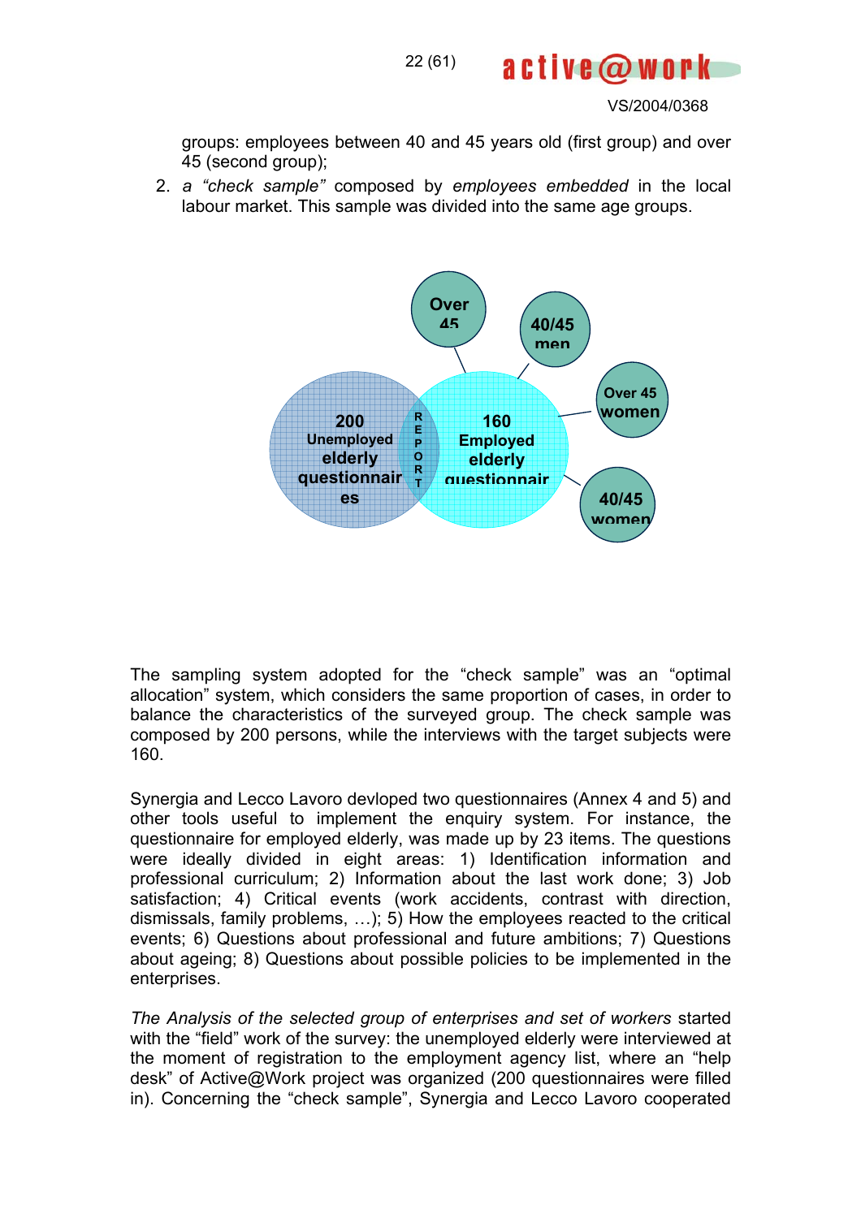groups: employees between 40 and 45 years old (first group) and over 45 (second group);

2. a *"check sample"* composed by *employees embedded* in the local labour market. This sample was divided into the same age groups.

200 Unemployed elderly questionnaires

REPORT

160 Employed elderly questionnair

Over 45

40/45 men

Over 45 women

40/45 women

The sampling system adopted for the "check sample" was an "optimal allocation" system, which considers the same proportion of cases, in order to balance the characteristics of the surveyed group. The check sample was composed by 200 persons, while the interviews with the target subjects were 160.

Synergia and Lecco Lavoro devloped two questionnaires (Annex 4 and 5) and other tools useful to implement the enquiry system. For instance, the questionnaire for employed elderly, was made up by 23 items. The questions were ideally divided in eight areas: 1) Identification information and professional curriculum; 2) Information about the last work done; 3) Job satisfaction; 4) Critical events (work accidents, contrast with direction, dismissals, family problems, …); 5) How the employees reacted to the critical events; 6) Questions about professional and future ambitions; 7) Questions about ageing; 8) Questions about possible policies to be implemented in the enterprises.

*The Analysis of the selected group of enterprises and set of workers* started with the "field" work of the survey: the unemployed elderly were interviewed at the moment of registration to the employment agency list, where an "help desk" of Active@Work project was organized (200 questionnaires were filled in). Concerning the "check sample", Synergia and Lecco Lavoro cooperated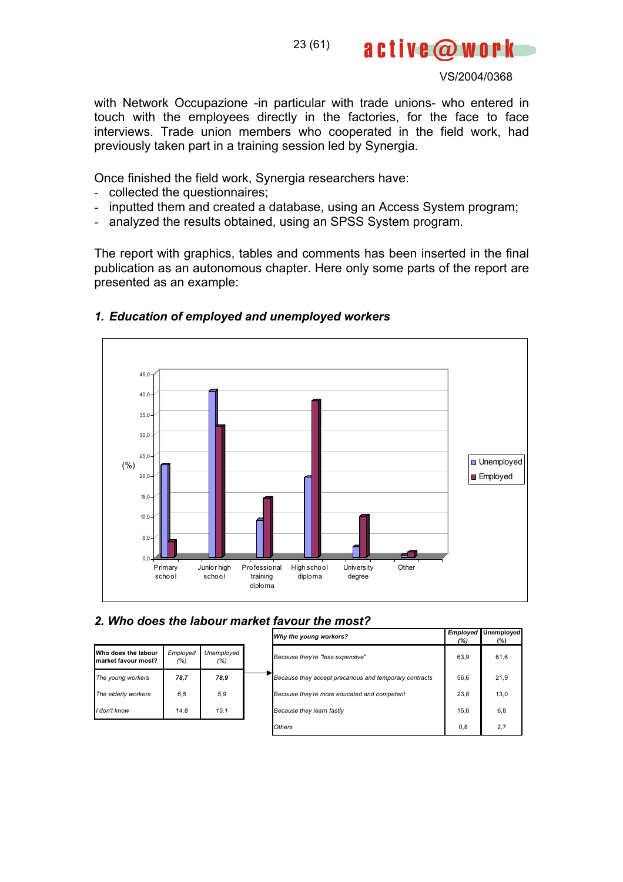with Network Occupazione -in particular with trade unions- who entered in touch with the employees directly in the factories, for the face to face interviews. Trade union members who cooperated in the field work, had previously taken part in a training session led by Synergia.

Once finished the field work, Synergia researchers have:

- collected the questionnaires;
- inputted them and created a database, using an Access System program;
- analyzed the results obtained, using an SPSS System program.

The report with graphics, tables and comments has been inserted in the final publication as an autonomous chapter. Here only some parts of the report are presented as an example:

### *1. Education of employed and unemployed workers*

### *2. Who does the labour market favour the most?*

| Who does the labour market favour most? | *Employed (%)* | *Unemployed (%)* |
|---|---|---|
| *The young workers* | ***78,7*** | ***78,9*** |
| *The elderly workers* | *6,5* | *5,9* |
| *I don't know* | *14,8* | *15,1* |

| *Why the young workers?* | *Employed (%)* | *Unemployed (%)* |
|---|---|---|
| *Because they're "less expensive"* | 63,9 | 61,6 |
| *Because they accept precarious and temporary contracts* | 56,6 | 21,9 |
| *Because they're more educated and competent* | 23,8 | 13,0 |
| *Because they learn fastly* | 15,6 | 6,8 |
| *Others* | 0,8 | 2,7 |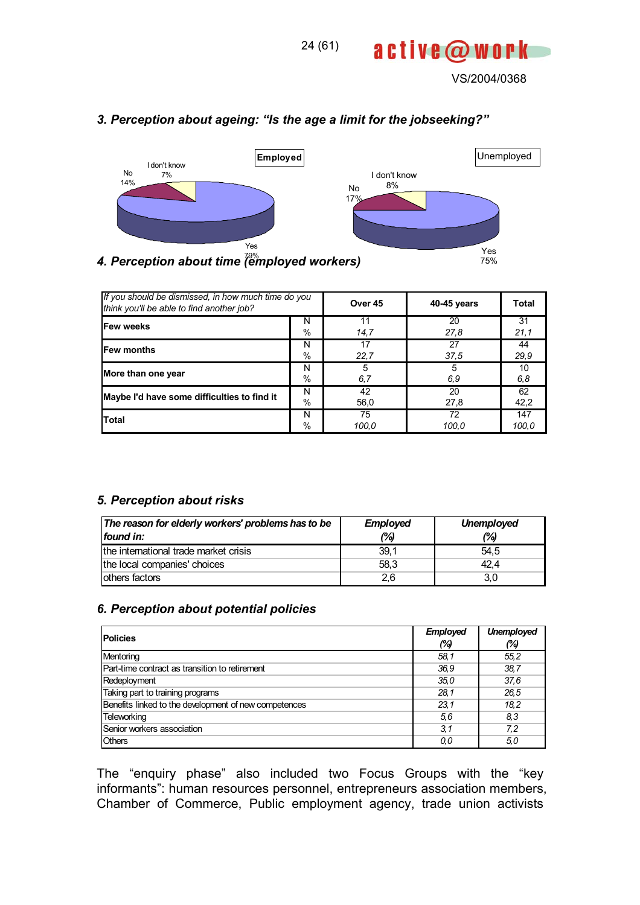### 3. Perception about ageing: "Is the age a limit for the jobseeking?"

Employed

I don't know 7%
No 14%
Yes 79%

Unemployed

I don't know 8%
No 17%
Yes 75%

### 4. Perception about time (employed workers)

| *If you should be dismissed, in how much time do you think you'll be able to find another job?* | | Over 45 | 40-45 years | Total |
|---|---|---|---|---|
| **Few weeks** | N | 11 | 20 | 31 |
| | % | *14,7* | *27,8* | *21,1* |
| **Few months** | N | 17 | 27 | 44 |
| | % | *22,7* | *37,5* | *29,9* |
| **More than one year** | N | 5 | 5 | 10 |
| | % | *6,7* | *6,9* | *6,8* |
| **Maybe I'd have some difficulties to find it** | N | 42 | 20 | 62 |
| | % | 56,0 | 27,8 | 42,2 |
| **Total** | N | 75 | 72 | 147 |
| | % | *100,0* | *100,0* | *100,0* |

### 5. Perception about risks

| *The reason for elderly workers' problems has to be found in:* | *Employed (%)* | *Unemployed (%)* |
|---|---|---|
| the international trade market crisis | 39,1 | 54,5 |
| the local companies' choices | 58,3 | 42,4 |
| others factors | 2,6 | 3,0 |

### 6. Perception about potential policies

| Policies | *Employed (%)* | *Unemployed (%)* |
|---|---|---|
| Mentoring | *58,1* | *55,2* |
| Part-time contract as transition to retirement | *36,9* | *38,7* |
| Redeployment | *35,0* | *37,6* |
| Taking part to training programs | *28,1* | *26,5* |
| Benefits linked to the development of new competences | *23,1* | *18,2* |
| Teleworking | *5,6* | *8,3* |
| Senior workers association | *3,1* | *7,2* |
| Others | *0,0* | *5,0* |

The "enquiry phase" also included two Focus Groups with the "key informants": human resources personnel, entrepreneurs association members, Chamber of Commerce, Public employment agency, trade union activists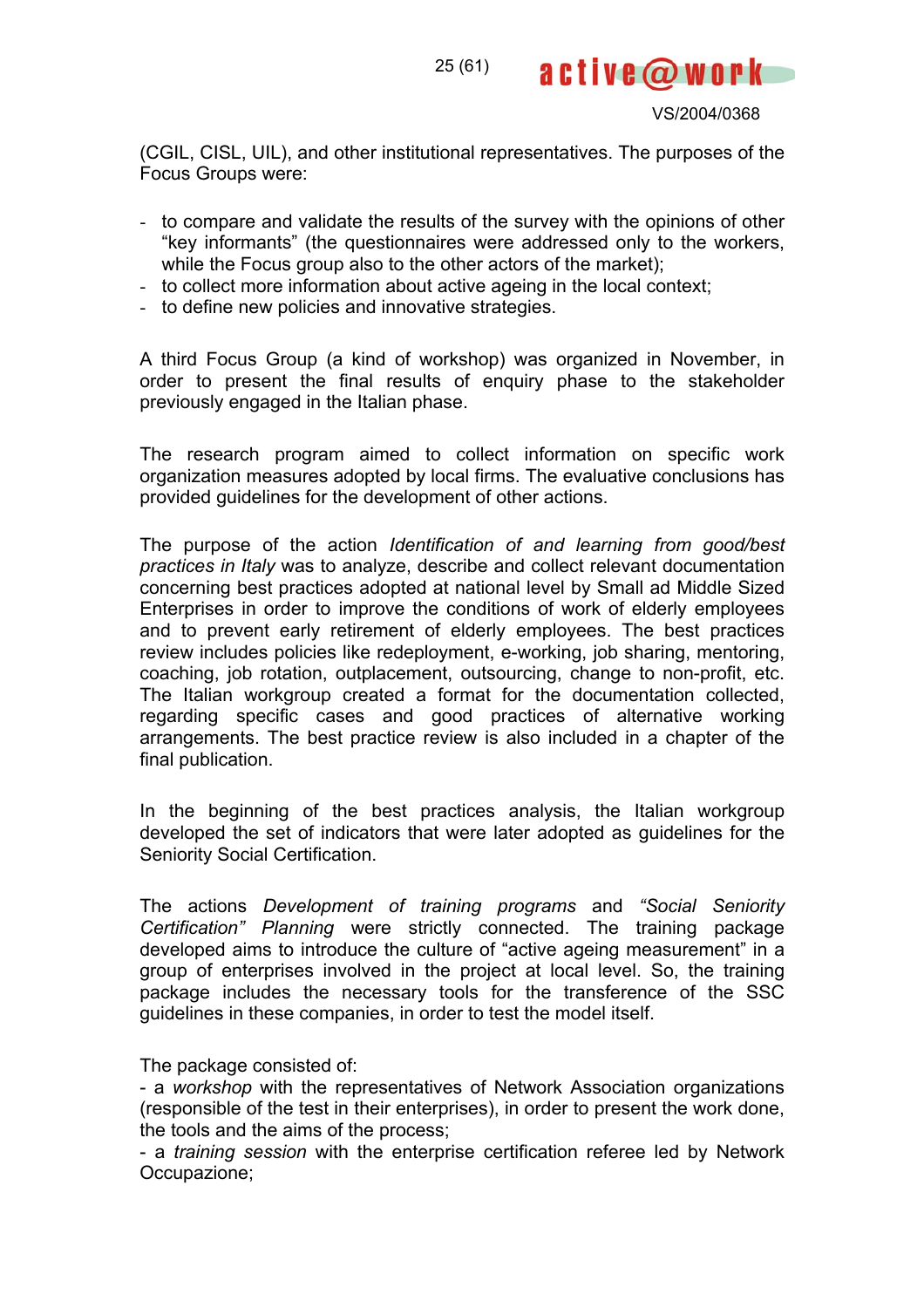(CGIL, CISL, UIL), and other institutional representatives. The purposes of the Focus Groups were:

- to compare and validate the results of the survey with the opinions of other "key informants" (the questionnaires were addressed only to the workers, while the Focus group also to the other actors of the market);
- to collect more information about active ageing in the local context;
- to define new policies and innovative strategies.

A third Focus Group (a kind of workshop) was organized in November, in order to present the final results of enquiry phase to the stakeholder previously engaged in the Italian phase.

The research program aimed to collect information on specific work organization measures adopted by local firms. The evaluative conclusions has provided guidelines for the development of other actions.

The purpose of the action *Identification of and learning from good/best practices in Italy* was to analyze, describe and collect relevant documentation concerning best practices adopted at national level by Small ad Middle Sized Enterprises in order to improve the conditions of work of elderly employees and to prevent early retirement of elderly employees. The best practices review includes policies like redeployment, e-working, job sharing, mentoring, coaching, job rotation, outplacement, outsourcing, change to non-profit, etc. The Italian workgroup created a format for the documentation collected, regarding specific cases and good practices of alternative working arrangements. The best practice review is also included in a chapter of the final publication.

In the beginning of the best practices analysis, the Italian workgroup developed the set of indicators that were later adopted as guidelines for the Seniority Social Certification.

The actions *Development of training programs* and *"Social Seniority Certification" Planning* were strictly connected. The training package developed aims to introduce the culture of "active ageing measurement" in a group of enterprises involved in the project at local level. So, the training package includes the necessary tools for the transference of the SSC guidelines in these companies, in order to test the model itself.

The package consisted of:
- a *workshop* with the representatives of Network Association organizations (responsible of the test in their enterprises), in order to present the work done, the tools and the aims of the process;
- a *training session* with the enterprise certification referee led by Network Occupazione;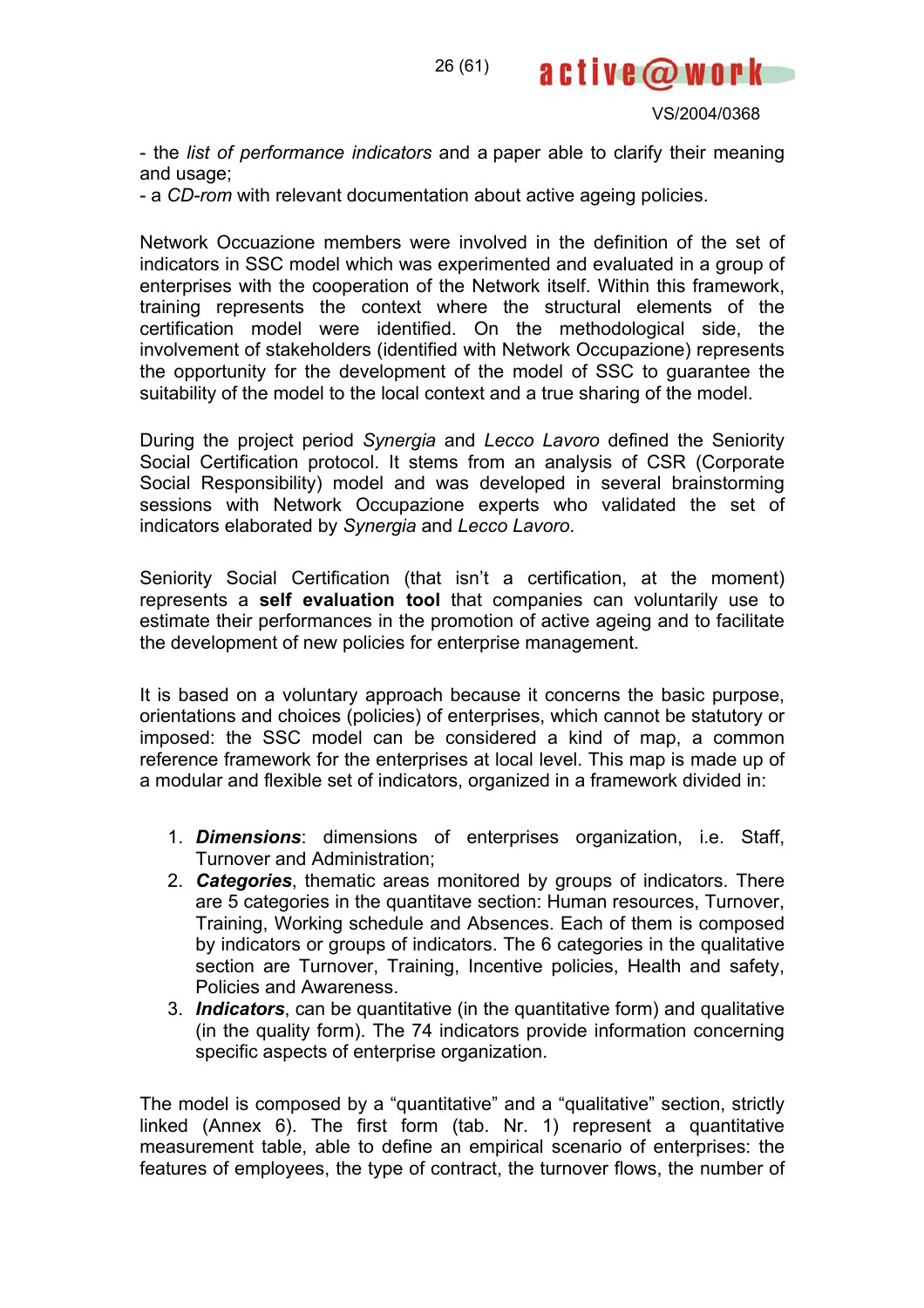- the *list of performance indicators* and a paper able to clarify their meaning and usage;
- a *CD-rom* with relevant documentation about active ageing policies.

Network Occuazione members were involved in the definition of the set of indicators in SSC model which was experimented and evaluated in a group of enterprises with the cooperation of the Network itself. Within this framework, training represents the context where the structural elements of the certification model were identified. On the methodological side, the involvement of stakeholders (identified with Network Occupazione) represents the opportunity for the development of the model of SSC to guarantee the suitability of the model to the local context and a true sharing of the model.

During the project period *Synergia* and *Lecco Lavoro* defined the Seniority Social Certification protocol. It stems from an analysis of CSR (Corporate Social Responsibility) model and was developed in several brainstorming sessions with Network Occupazione experts who validated the set of indicators elaborated by *Synergia* and *Lecco Lavoro*.

Seniority Social Certification (that isn't a certification, at the moment) represents a **self evaluation tool** that companies can voluntarily use to estimate their performances in the promotion of active ageing and to facilitate the development of new policies for enterprise management.

It is based on a voluntary approach because it concerns the basic purpose, orientations and choices (policies) of enterprises, which cannot be statutory or imposed: the SSC model can be considered a kind of map, a common reference framework for the enterprises at local level. This map is made up of a modular and flexible set of indicators, organized in a framework divided in:

1. ***Dimensions***: dimensions of enterprises organization, i.e. Staff, Turnover and Administration;
2. ***Categories***, thematic areas monitored by groups of indicators. There are 5 categories in the quantitave section: Human resources, Turnover, Training, Working schedule and Absences. Each of them is composed by indicators or groups of indicators. The 6 categories in the qualitative section are Turnover, Training, Incentive policies, Health and safety, Policies and Awareness.
3. ***Indicators***, can be quantitative (in the quantitative form) and qualitative (in the quality form). The 74 indicators provide information concerning specific aspects of enterprise organization.

The model is composed by a "quantitative" and a "qualitative" section, strictly linked (Annex 6). The first form (tab. Nr. 1) represent a quantitative measurement table, able to define an empirical scenario of enterprises: the features of employees, the type of contract, the turnover flows, the number of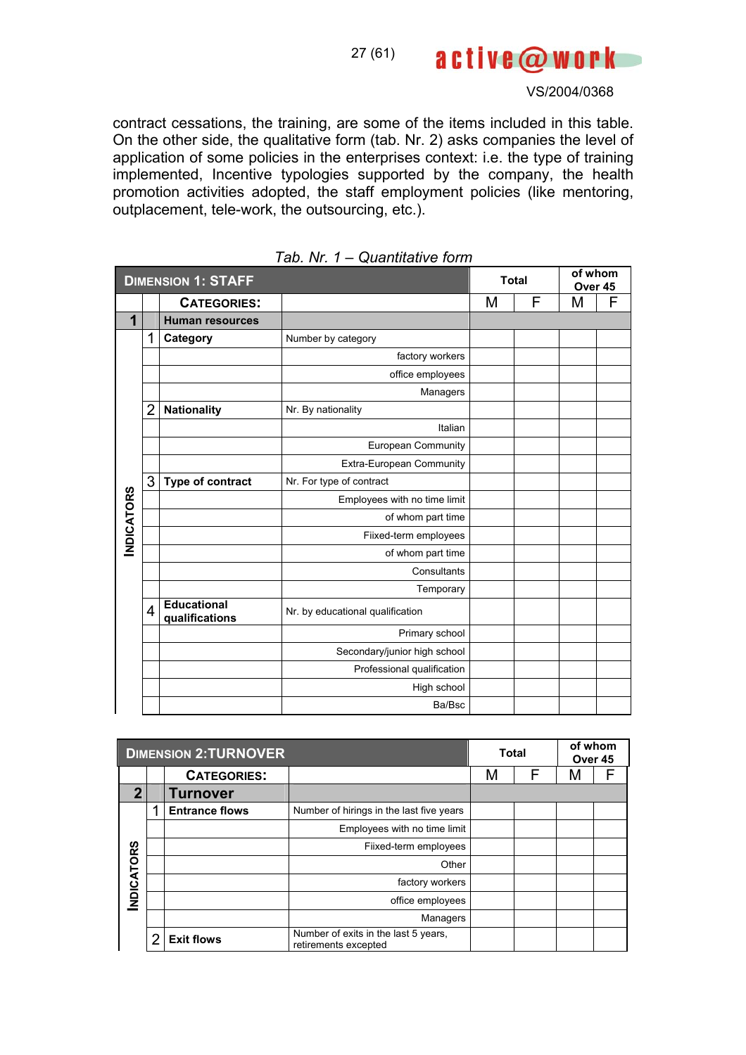contract cessations, the training, are some of the items included in this table. On the other side, the qualitative form (tab. Nr. 2) asks companies the level of application of some policies in the enterprises context: i.e. the type of training implemented, Incentive typologies supported by the company, the health promotion activities adopted, the staff employment policies (like mentoring, outplacement, tele-work, the outsourcing, etc.).

*Tab. Nr. 1 – Quantitative form*

| DIMENSION 1: STAFF | | | | Total | | of whom Over 45 | |
|---|---|---|---|---|---|---|---|
| | | CATEGORIES: | | M | F | M | F |
| 1 | | Human resources | | | | | |
| INDICATORS | 1 | Category | Number by category | | | | |
| | | | factory workers | | | | |
| | | | office employees | | | | |
| | | | Managers | | | | |
| | 2 | Nationality | Nr. By nationality | | | | |
| | | | Italian | | | | |
| | | | European Community | | | | |
| | | | Extra-European Community | | | | |
| | 3 | Type of contract | Nr. For type of contract | | | | |
| | | | Employees with no time limit | | | | |
| | | | of whom part time | | | | |
| | | | Fiixed-term employees | | | | |
| | | | of whom part time | | | | |
| | | | Consultants | | | | |
| | | | Temporary | | | | |
| | 4 | Educational qualifications | Nr. by educational qualification | | | | |
| | | | Primary school | | | | |
| | | | Secondary/junior high school | | | | |
| | | | Professional qualification | | | | |
| | | | High school | | | | |
| | | | Ba/Bsc | | | | |

| DIMENSION 2:TURNOVER | | | | Total | | of whom Over 45 | |
|---|---|---|---|---|---|---|---|
| | | CATEGORIES: | | M | F | M | F |
| 2 | | Turnover | | | | | |
| INDICATORS | 1 | Entrance flows | Number of hirings in the last five years | | | | |
| | | | Employees with no time limit | | | | |
| | | | Fiixed-term employees | | | | |
| | | | Other | | | | |
| | | | factory workers | | | | |
| | | | office employees | | | | |
| | | | Managers | | | | |
| | 2 | Exit flows | Number of exits in the last 5 years, retirements excepted | | | | |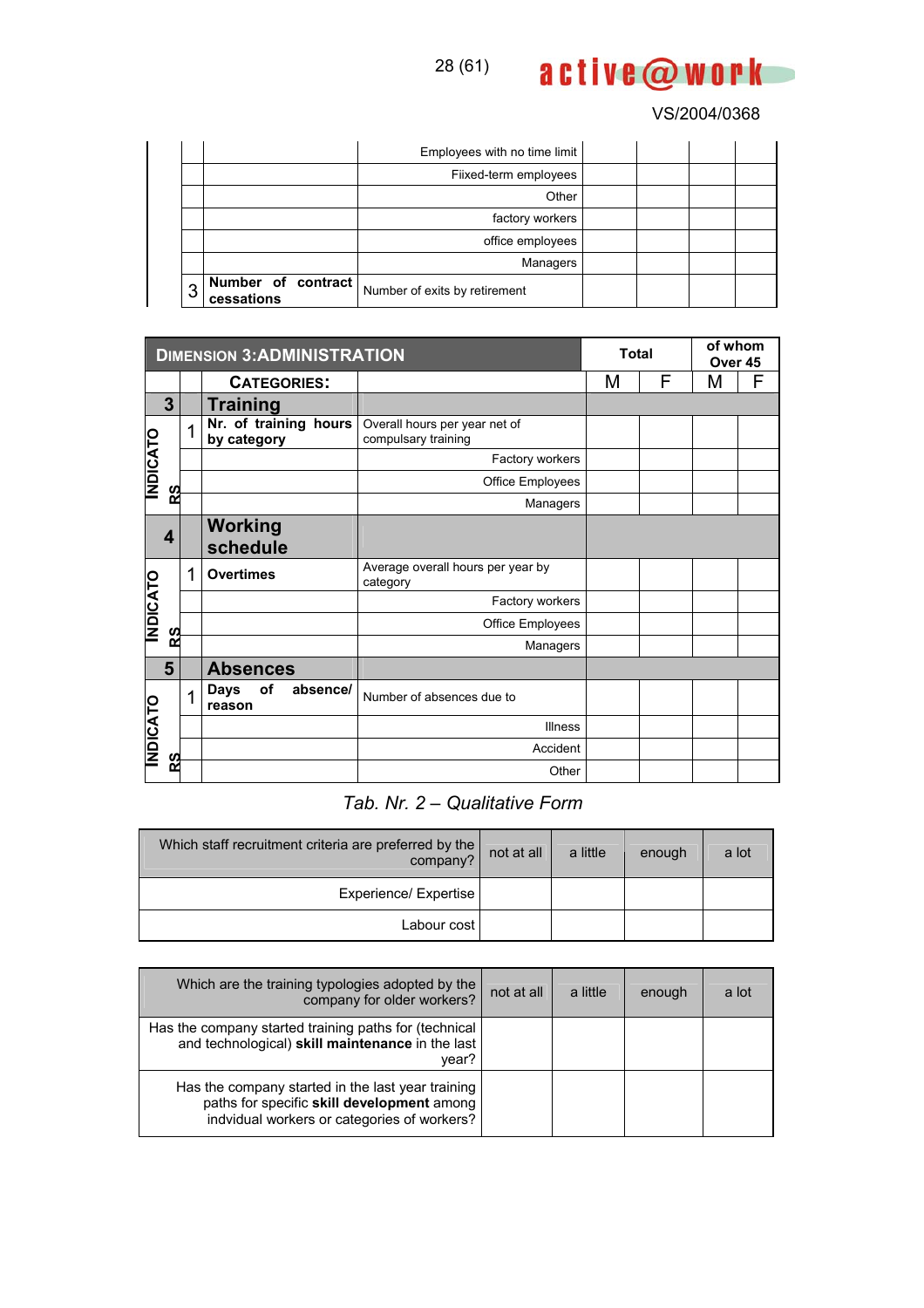| | | | | | | |
|---|---|---|---|---|---|---|
| | | Employees with no time limit | | | | |
| | | Fiixed-term employees | | | | |
| | | Other | | | | |
| | | factory workers | | | | |
| | | office employees | | | | |
| | | Managers | | | | |
| 3 | **Number of contract cessations** | Number of exits by retirement | | | | |

| **DIMENSION 3:ADMINISTRATION** | | | | **Total** | | **of whom Over 45** | |
|---|---|---|---|---|---|---|---|
| | | **CATEGORIES:** | | M | F | M | F |
| **3** | | **Training** | | | | | |
| **INDICATORS** | 1 | **Nr. of training hours by category** | Overall hours per year net of compulsary training | | | | |
| | | | Factory workers | | | | |
| | | | Office Employees | | | | |
| | | | Managers | | | | |
| **4** | | **Working schedule** | | | | | |
| **INDICATORS** | 1 | **Overtimes** | Average overall hours per year by category | | | | |
| | | | Factory workers | | | | |
| | | | Office Employees | | | | |
| | | | Managers | | | | |
| **5** | | **Absences** | | | | | |
| **INDICATORS** | 1 | **Days of absence/ reason** | Number of absences due to | | | | |
| | | | Illness | | | | |
| | | | Accident | | | | |
| | | | Other | | | | |

*Tab. Nr. 2 – Qualitative Form*

| Which staff recruitment criteria are preferred by the company? | not at all | a little | enough | a lot |
|---|---|---|---|---|
| Experience/ Expertise | | | | |
| Labour cost | | | | |

| Which are the training typologies adopted by the company for older workers? | not at all | a little | enough | a lot |
|---|---|---|---|---|
| Has the company started training paths for (technical and technological) **skill maintenance** in the last year? | | | | |
| Has the company started in the last year training paths for specific **skill development** among indvidual workers or categories of workers? | | | | |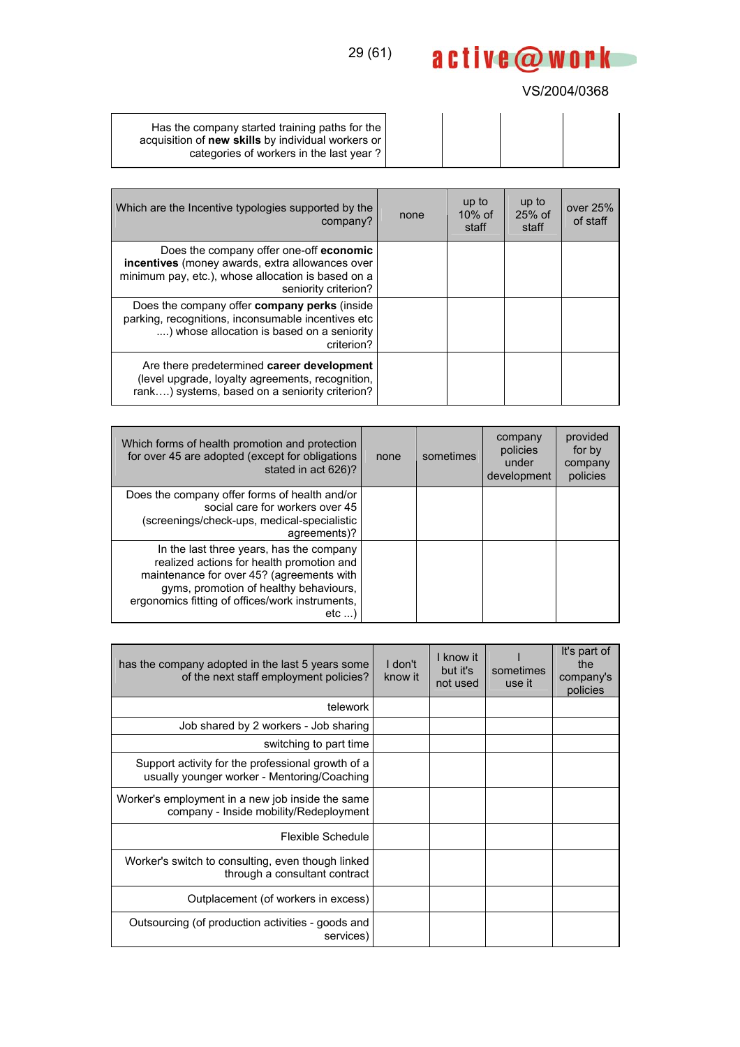| Has the company started training paths for the acquisition of **new skills** by individual workers or categories of workers in the last year ? | | | | |
|---|---|---|---|---|

| Which are the Incentive typologies supported by the company? | none | up to 10% of staff | up to 25% of staff | over 25% of staff |
|---|---|---|---|---|
| Does the company offer one-off **economic incentives** (money awards, extra allowances over minimum pay, etc.), whose allocation is based on a seniority criterion? | | | | |
| Does the company offer **company perks** (inside parking, recognitions, inconsumable incentives etc ....) whose allocation is based on a seniority criterion? | | | | |
| Are there predetermined **career development** (level upgrade, loyalty agreements, recognition, rank….) systems, based on a seniority criterion? | | | | |

| Which forms of health promotion and protection for over 45 are adopted (except for obligations stated in act 626)? | none | sometimes | company policies under development | provided for by company policies |
|---|---|---|---|---|
| Does the company offer forms of health and/or social care for workers over 45 (screenings/check-ups, medical-specialistic agreements)? | | | | |
| In the last three years, has the company realized actions for health promotion and maintenance for over 45? (agreements with gyms, promotion of healthy behaviours, ergonomics fitting of offices/work instruments, etc ...) | | | | |

| has the company adopted in the last 5 years some of the next staff employment policies? | I don't know it | I know it but it's not used | I sometimes use it | It's part of the company's policies |
|---|---|---|---|---|
| telework | | | | |
| Job shared by 2 workers - Job sharing | | | | |
| switching to part time | | | | |
| Support activity for the professional growth of a usually younger worker - Mentoring/Coaching | | | | |
| Worker's employment in a new job inside the same company - Inside mobility/Redeployment | | | | |
| Flexible Schedule | | | | |
| Worker's switch to consulting, even though linked through a consultant contract | | | | |
| Outplacement (of workers in excess) | | | | |
| Outsourcing (of production activities - goods and services) | | | | |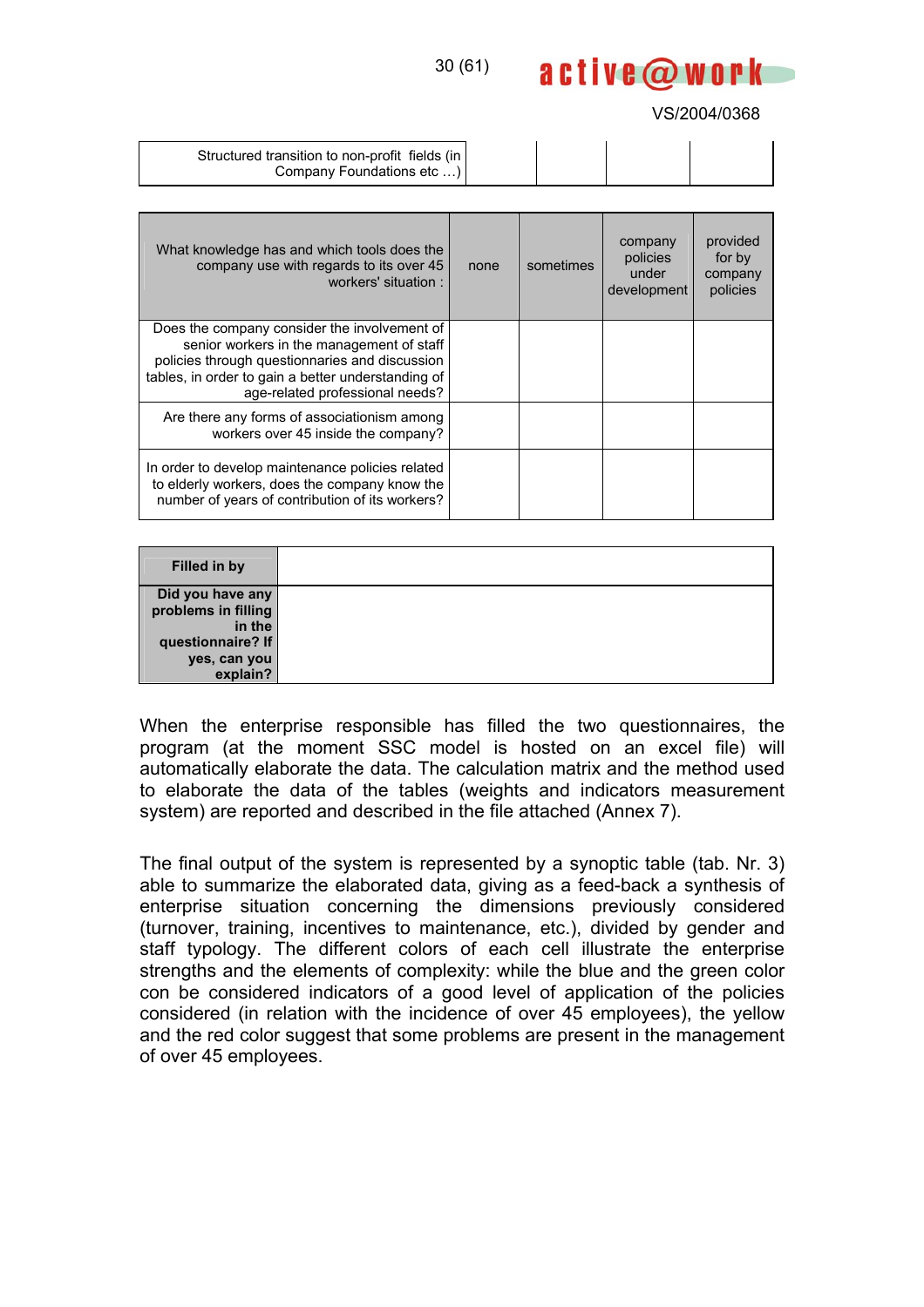| Structured transition to non-profit fields (in Company Foundations etc …) | | | | |
|---|---|---|---|---|

| What knowledge has and which tools does the company use with regards to its over 45 workers' situation : | none | sometimes | company policies under development | provided for by company policies |
|---|---|---|---|---|
| Does the company consider the involvement of senior workers in the management of staff policies through questionnaries and discussion tables, in order to gain a better understanding of age-related professional needs? | | | | |
| Are there any forms of associationism among workers over 45 inside the company? | | | | |
| In order to develop maintenance policies related to elderly workers, does the company know the number of years of contribution of its workers? | | | | |

| **Filled in by** | |
|---|---|
| **Did you have any problems in filling in the questionnaire? If yes, can you explain?** | |

When the enterprise responsible has filled the two questionnaires, the program (at the moment SSC model is hosted on an excel file) will automatically elaborate the data. The calculation matrix and the method used to elaborate the data of the tables (weights and indicators measurement system) are reported and described in the file attached (Annex 7).

The final output of the system is represented by a synoptic table (tab. Nr. 3) able to summarize the elaborated data, giving as a feed-back a synthesis of enterprise situation concerning the dimensions previously considered (turnover, training, incentives to maintenance, etc.), divided by gender and staff typology. The different colors of each cell illustrate the enterprise strengths and the elements of complexity: while the blue and the green color con be considered indicators of a good level of application of the policies considered (in relation with the incidence of over 45 employees), the yellow and the red color suggest that some problems are present in the management of over 45 employees.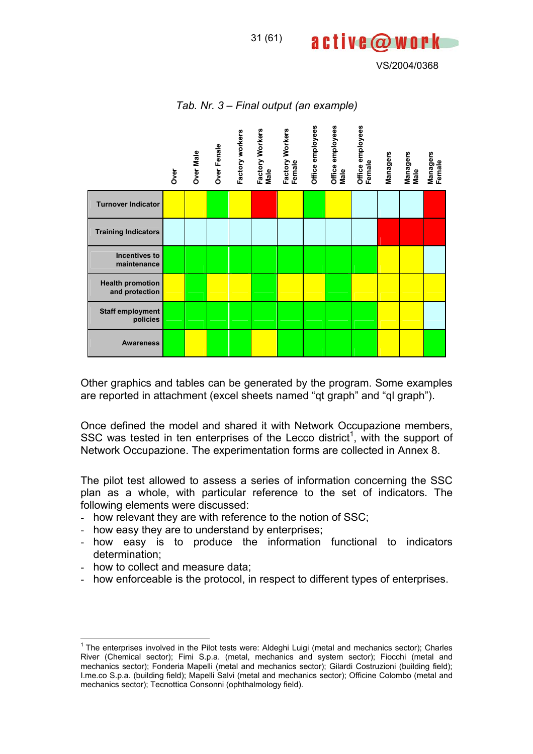*Tab. Nr. 3 – Final output (an example)*

| | Over | Over Male | Over Fenale | Factory workers | Factory Workers Male | Factory Workers Female | Office employees | Office employees Male | Office employees Female | Managers | Managers Male | Managers Female |
|---|---|---|---|---|---|---|---|---|---|---|---|---|
| **Turnover Indicator** | yellow | yellow | green | yellow | red | yellow | green | yellow | light blue | light blue | light blue | red |
| **Training Indicators** | light blue | light blue | light blue | light blue | light blue | light blue | light blue | light blue | light blue | red | red | red |
| **Incentives to maintenance** | green | green | green | green | green | green | green | green | green | yellow | yellow | light blue |
| **Health promotion and protection** | yellow | green | yellow | yellow | green | yellow | yellow | green | yellow | yellow | yellow | yellow |
| **Staff employment policies** | green | green | green | green | green | green | green | green | green | yellow | yellow | light blue |
| **Awareness** | green | yellow | green | green | yellow | green | green | green | green | yellow | yellow | green |

Other graphics and tables can be generated by the program. Some examples are reported in attachment (excel sheets named "qt graph" and "ql graph").

Once defined the model and shared it with Network Occupazione members, SSC was tested in ten enterprises of the Lecco district[1], with the support of Network Occupazione. The experimentation forms are collected in Annex 8.

The pilot test allowed to assess a series of information concerning the SSC plan as a whole, with particular reference to the set of indicators. The following elements were discussed:

- how relevant they are with reference to the notion of SSC;
- how easy they are to understand by enterprises;
- how easy is to produce the information functional to indicators determination;
- how to collect and measure data;
- how enforceable is the protocol, in respect to different types of enterprises.

---

[1] The enterprises involved in the Pilot tests were: Aldeghi Luigi (metal and mechanics sector); Charles River (Chemical sector); Fimi S.p.a. (metal, mechanics and system sector); Fiocchi (metal and mechanics sector); Fonderia Mapelli (metal and mechanics sector); Gilardi Costruzioni (building field); I.me.co S.p.a. (building field); Mapelli Salvi (metal and mechanics sector); Officine Colombo (metal and mechanics sector); Tecnottica Consonni (ophthalmology field).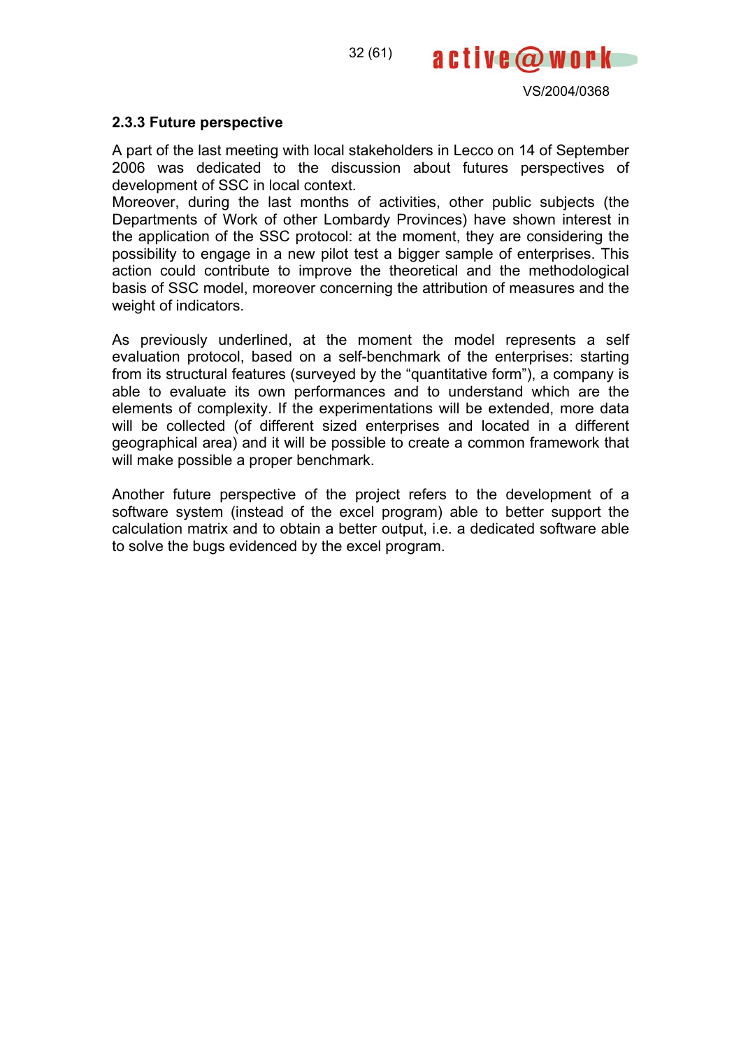### 2.3.3 Future perspective

A part of the last meeting with local stakeholders in Lecco on 14 of September 2006 was dedicated to the discussion about futures perspectives of development of SSC in local context.
Moreover, during the last months of activities, other public subjects (the Departments of Work of other Lombardy Provinces) have shown interest in the application of the SSC protocol: at the moment, they are considering the possibility to engage in a new pilot test a bigger sample of enterprises. This action could contribute to improve the theoretical and the methodological basis of SSC model, moreover concerning the attribution of measures and the weight of indicators.

As previously underlined, at the moment the model represents a self evaluation protocol, based on a self-benchmark of the enterprises: starting from its structural features (surveyed by the "quantitative form"), a company is able to evaluate its own performances and to understand which are the elements of complexity. If the experimentations will be extended, more data will be collected (of different sized enterprises and located in a different geographical area) and it will be possible to create a common framework that will make possible a proper benchmark.

Another future perspective of the project refers to the development of a software system (instead of the excel program) able to better support the calculation matrix and to obtain a better output, i.e. a dedicated software able to solve the bugs evidenced by the excel program.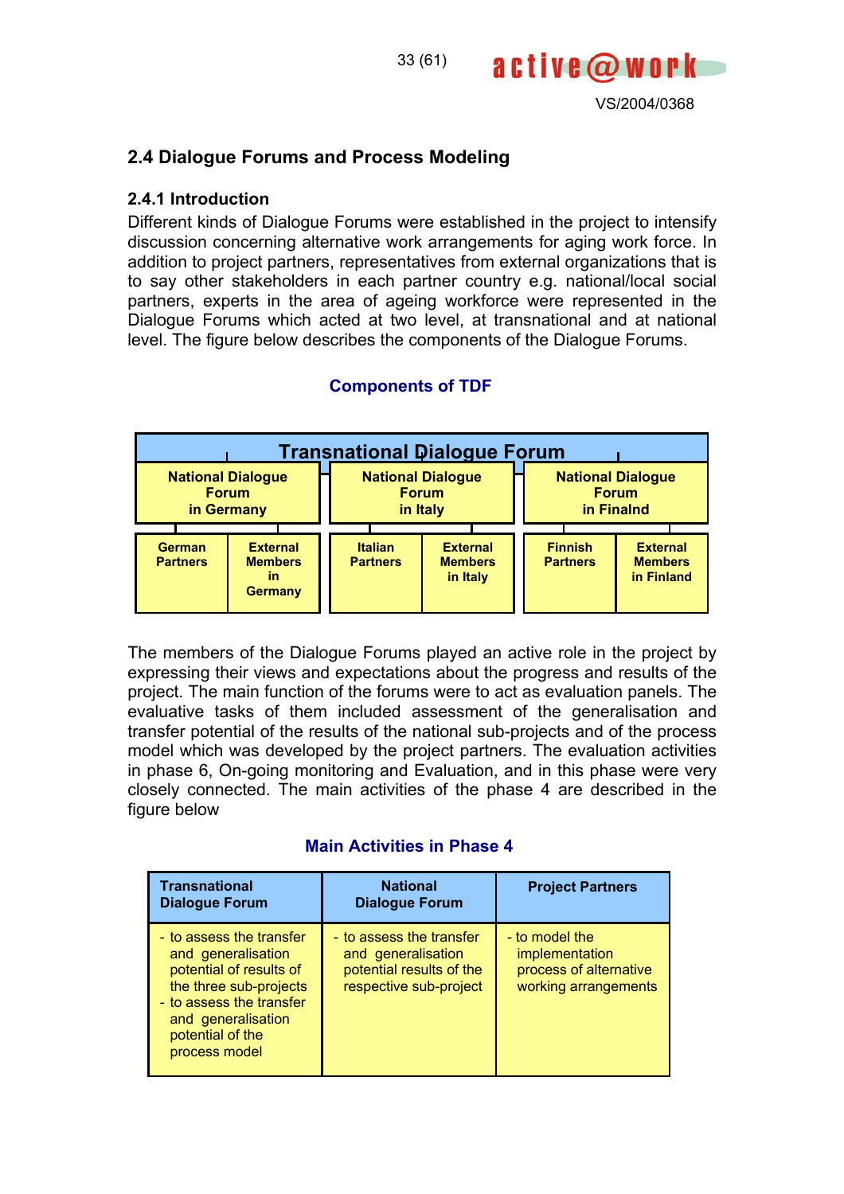## 2.4 Dialogue Forums and Process Modeling

### 2.4.1 Introduction

Different kinds of Dialogue Forums were established in the project to intensify discussion concerning alternative work arrangements for aging work force. In addition to project partners, representatives from external organizations that is to say other stakeholders in each partner country e.g. national/local social partners, experts in the area of ageing workforce were represented in the Dialogue Forums which acted at two level, at transnational and at national level. The figure below describes the components of the Dialogue Forums.

**Components of TDF**

| Transnational Dialogue Forum | | | | | |
|---|---|---|---|---|---|
| National Dialogue Forum in Germany | | National Dialogue Forum in Italy | | National Dialogue Forum in Finalnd | |
| German Partners | External Members in Germany | Italian Partners | External Members in Italy | Finnish Partners | External Members in Finland |

The members of the Dialogue Forums played an active role in the project by expressing their views and expectations about the progress and results of the project. The main function of the forums were to act as evaluation panels. The evaluative tasks of them included assessment of the generalisation and transfer potential of the results of the national sub-projects and of the process model which was developed by the project partners. The evaluation activities in phase 6, On-going monitoring and Evaluation, and in this phase were very closely connected. The main activities of the phase 4 are described in the figure below

**Main Activities in Phase 4**

| Transnational Dialogue Forum | National Dialogue Forum | Project Partners |
|---|---|---|
| - to assess the transfer and generalisation potential of results of the three sub-projects<br>- to assess the transfer and generalisation potential of the process model | - to assess the transfer and generalisation potential results of the respective sub-project | - to model the implementation process of alternative working arrangements |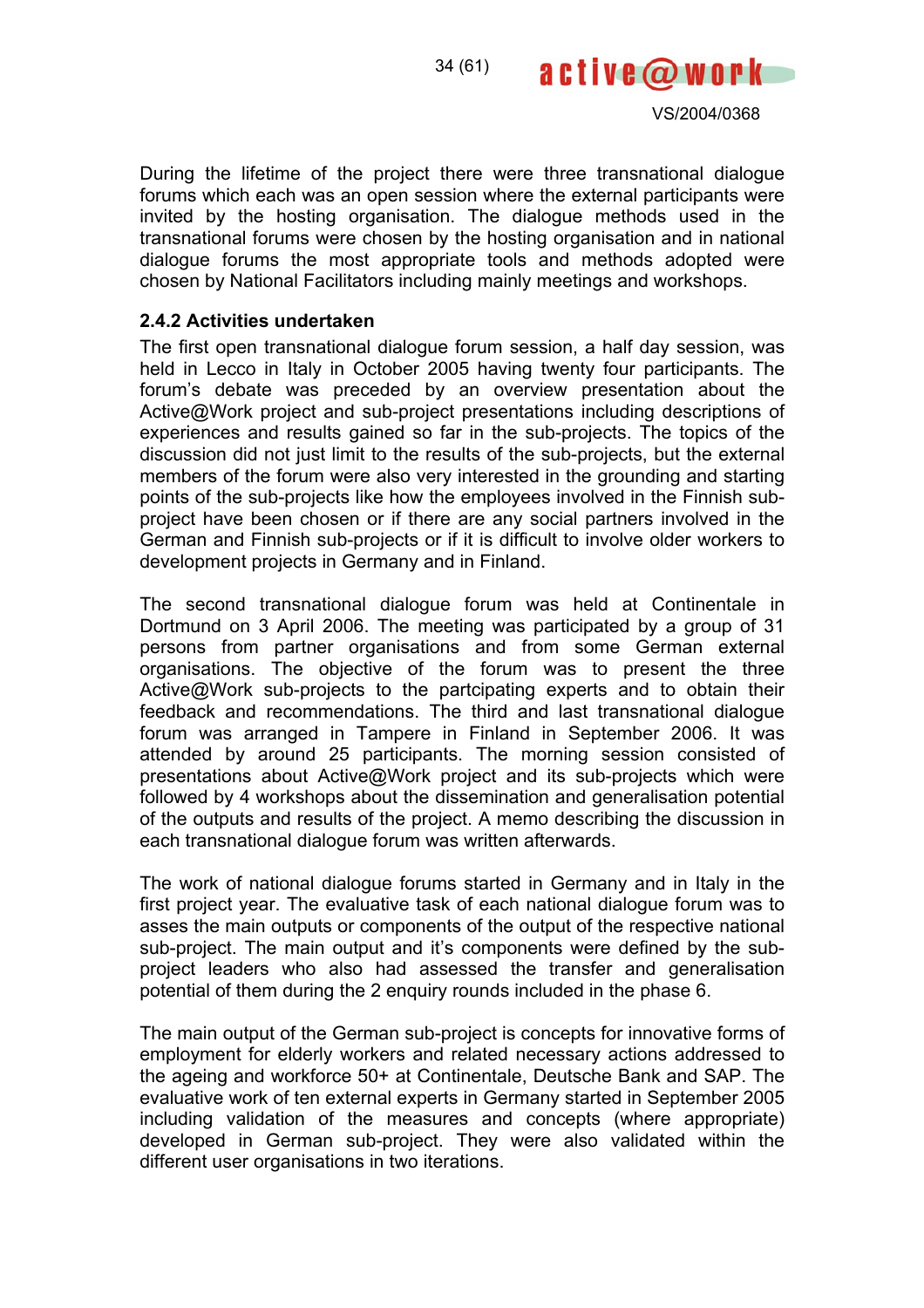During the lifetime of the project there were three transnational dialogue forums which each was an open session where the external participants were invited by the hosting organisation. The dialogue methods used in the transnational forums were chosen by the hosting organisation and in national dialogue forums the most appropriate tools and methods adopted were chosen by National Facilitators including mainly meetings and workshops.

### 2.4.2 Activities undertaken

The first open transnational dialogue forum session, a half day session, was held in Lecco in Italy in October 2005 having twenty four participants. The forum's debate was preceded by an overview presentation about the Active@Work project and sub-project presentations including descriptions of experiences and results gained so far in the sub-projects. The topics of the discussion did not just limit to the results of the sub-projects, but the external members of the forum were also very interested in the grounding and starting points of the sub-projects like how the employees involved in the Finnish sub-project have been chosen or if there are any social partners involved in the German and Finnish sub-projects or if it is difficult to involve older workers to development projects in Germany and in Finland.

The second transnational dialogue forum was held at Continentale in Dortmund on 3 April 2006. The meeting was participated by a group of 31 persons from partner organisations and from some German external organisations. The objective of the forum was to present the three Active@Work sub-projects to the partcipating experts and to obtain their feedback and recommendations. The third and last transnational dialogue forum was arranged in Tampere in Finland in September 2006. It was attended by around 25 participants. The morning session consisted of presentations about Active@Work project and its sub-projects which were followed by 4 workshops about the dissemination and generalisation potential of the outputs and results of the project. A memo describing the discussion in each transnational dialogue forum was written afterwards.

The work of national dialogue forums started in Germany and in Italy in the first project year. The evaluative task of each national dialogue forum was to asses the main outputs or components of the output of the respective national sub-project. The main output and it's components were defined by the sub-project leaders who also had assessed the transfer and generalisation potential of them during the 2 enquiry rounds included in the phase 6.

The main output of the German sub-project is concepts for innovative forms of employment for elderly workers and related necessary actions addressed to the ageing and workforce 50+ at Continentale, Deutsche Bank and SAP. The evaluative work of ten external experts in Germany started in September 2005 including validation of the measures and concepts (where appropriate) developed in German sub-project. They were also validated within the different user organisations in two iterations.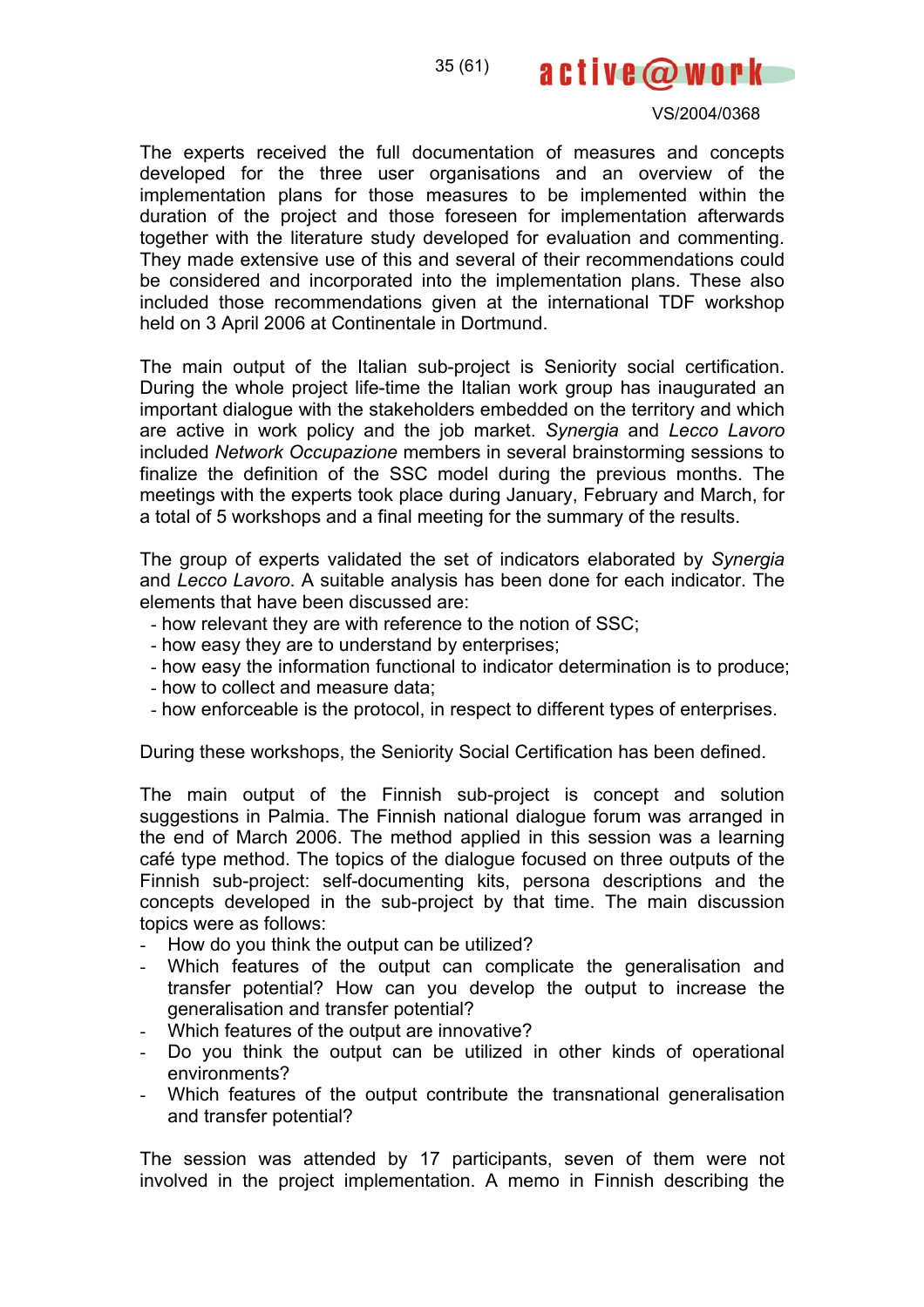The experts received the full documentation of measures and concepts developed for the three user organisations and an overview of the implementation plans for those measures to be implemented within the duration of the project and those foreseen for implementation afterwards together with the literature study developed for evaluation and commenting. They made extensive use of this and several of their recommendations could be considered and incorporated into the implementation plans. These also included those recommendations given at the international TDF workshop held on 3 April 2006 at Continentale in Dortmund.

The main output of the Italian sub-project is Seniority social certification. During the whole project life-time the Italian work group has inaugurated an important dialogue with the stakeholders embedded on the territory and which are active in work policy and the job market. *Synergia* and *Lecco Lavoro* included *Network Occupazione* members in several brainstorming sessions to finalize the definition of the SSC model during the previous months. The meetings with the experts took place during January, February and March, for a total of 5 workshops and a final meeting for the summary of the results.

The group of experts validated the set of indicators elaborated by *Synergia* and *Lecco Lavoro*. A suitable analysis has been done for each indicator. The elements that have been discussed are:

- how relevant they are with reference to the notion of SSC;
- how easy they are to understand by enterprises;
- how easy the information functional to indicator determination is to produce;
- how to collect and measure data;
- how enforceable is the protocol, in respect to different types of enterprises.

During these workshops, the Seniority Social Certification has been defined.

The main output of the Finnish sub-project is concept and solution suggestions in Palmia. The Finnish national dialogue forum was arranged in the end of March 2006. The method applied in this session was a learning café type method. The topics of the dialogue focused on three outputs of the Finnish sub-project: self-documenting kits, persona descriptions and the concepts developed in the sub-project by that time. The main discussion topics were as follows:

- How do you think the output can be utilized?
- Which features of the output can complicate the generalisation and transfer potential? How can you develop the output to increase the generalisation and transfer potential?
- Which features of the output are innovative?
- Do you think the output can be utilized in other kinds of operational environments?
- Which features of the output contribute the transnational generalisation and transfer potential?

The session was attended by 17 participants, seven of them were not involved in the project implementation. A memo in Finnish describing the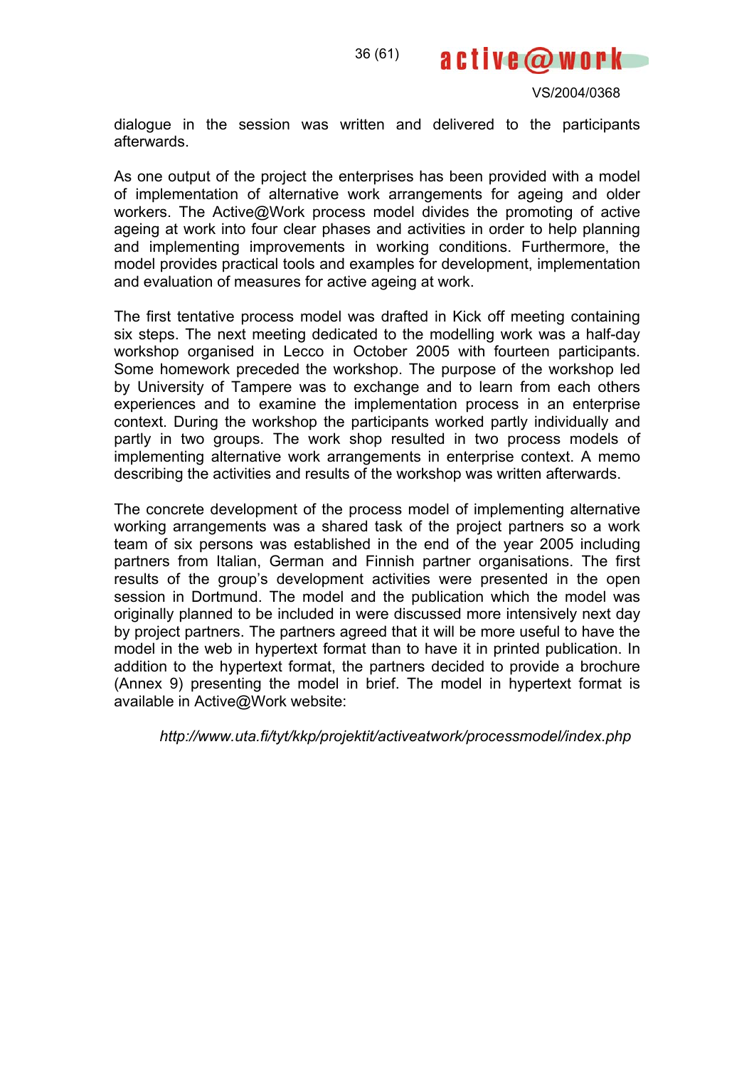dialogue in the session was written and delivered to the participants afterwards.

As one output of the project the enterprises has been provided with a model of implementation of alternative work arrangements for ageing and older workers. The Active@Work process model divides the promoting of active ageing at work into four clear phases and activities in order to help planning and implementing improvements in working conditions. Furthermore, the model provides practical tools and examples for development, implementation and evaluation of measures for active ageing at work.

The first tentative process model was drafted in Kick off meeting containing six steps. The next meeting dedicated to the modelling work was a half-day workshop organised in Lecco in October 2005 with fourteen participants. Some homework preceded the workshop. The purpose of the workshop led by University of Tampere was to exchange and to learn from each others experiences and to examine the implementation process in an enterprise context. During the workshop the participants worked partly individually and partly in two groups. The work shop resulted in two process models of implementing alternative work arrangements in enterprise context. A memo describing the activities and results of the workshop was written afterwards.

The concrete development of the process model of implementing alternative working arrangements was a shared task of the project partners so a work team of six persons was established in the end of the year 2005 including partners from Italian, German and Finnish partner organisations. The first results of the group's development activities were presented in the open session in Dortmund. The model and the publication which the model was originally planned to be included in were discussed more intensively next day by project partners. The partners agreed that it will be more useful to have the model in the web in hypertext format than to have it in printed publication. In addition to the hypertext format, the partners decided to provide a brochure (Annex 9) presenting the model in brief. The model in hypertext format is available in Active@Work website:

*http://www.uta.fi/tyt/kkp/projektit/activeatwork/processmodel/index.php*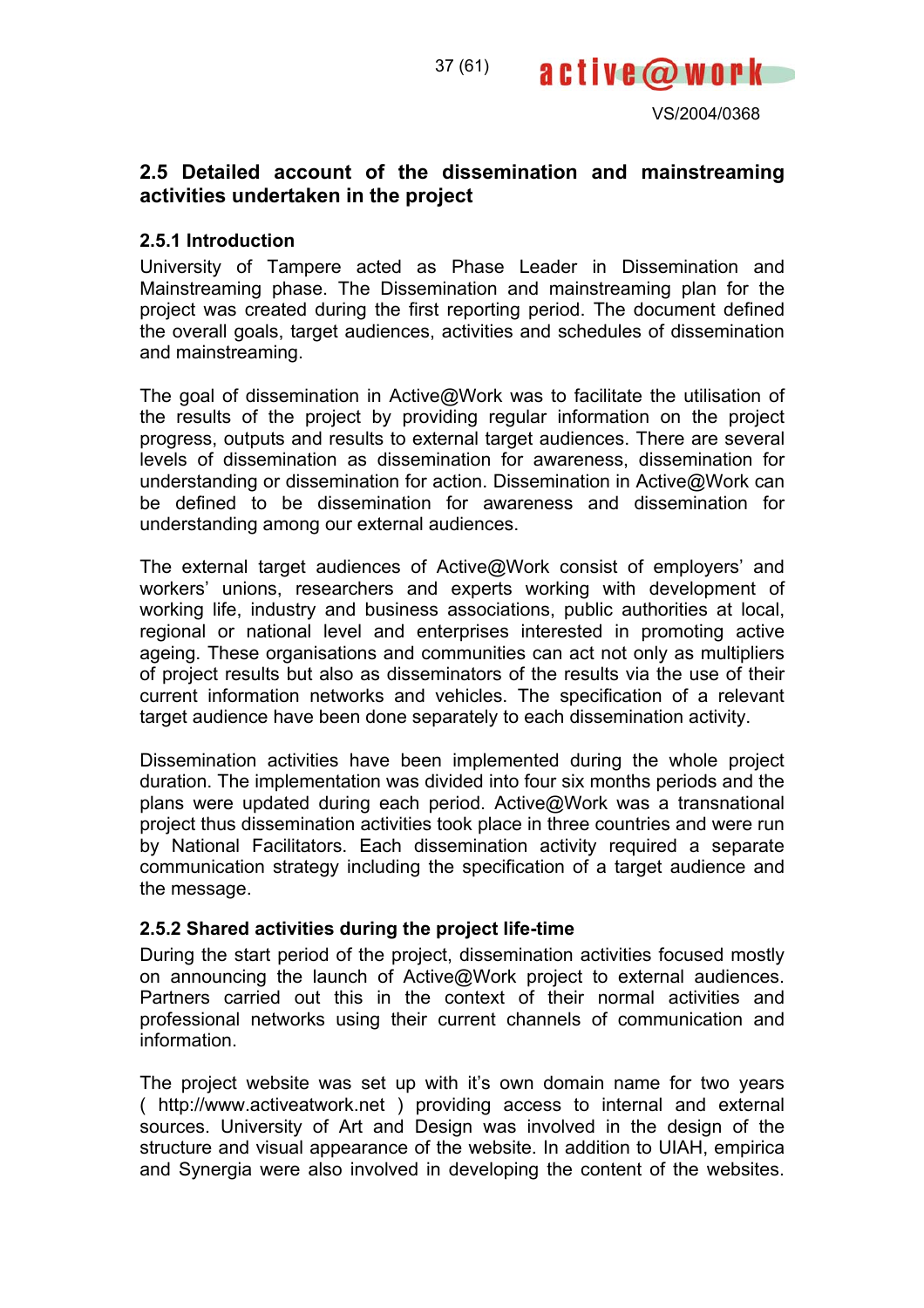## 2.5 Detailed account of the dissemination and mainstreaming activities undertaken in the project

### 2.5.1 Introduction

University of Tampere acted as Phase Leader in Dissemination and Mainstreaming phase. The Dissemination and mainstreaming plan for the project was created during the first reporting period. The document defined the overall goals, target audiences, activities and schedules of dissemination and mainstreaming.

The goal of dissemination in Active@Work was to facilitate the utilisation of the results of the project by providing regular information on the project progress, outputs and results to external target audiences. There are several levels of dissemination as dissemination for awareness, dissemination for understanding or dissemination for action. Dissemination in Active@Work can be defined to be dissemination for awareness and dissemination for understanding among our external audiences.

The external target audiences of Active@Work consist of employers' and workers' unions, researchers and experts working with development of working life, industry and business associations, public authorities at local, regional or national level and enterprises interested in promoting active ageing. These organisations and communities can act not only as multipliers of project results but also as disseminators of the results via the use of their current information networks and vehicles. The specification of a relevant target audience have been done separately to each dissemination activity.

Dissemination activities have been implemented during the whole project duration. The implementation was divided into four six months periods and the plans were updated during each period. Active@Work was a transnational project thus dissemination activities took place in three countries and were run by National Facilitators. Each dissemination activity required a separate communication strategy including the specification of a target audience and the message.

### 2.5.2 Shared activities during the project life-time

During the start period of the project, dissemination activities focused mostly on announcing the launch of Active@Work project to external audiences. Partners carried out this in the context of their normal activities and professional networks using their current channels of communication and information.

The project website was set up with it's own domain name for two years ( http://www.activeatwork.net ) providing access to internal and external sources. University of Art and Design was involved in the design of the structure and visual appearance of the website. In addition to UIAH, empirica and Synergia were also involved in developing the content of the websites.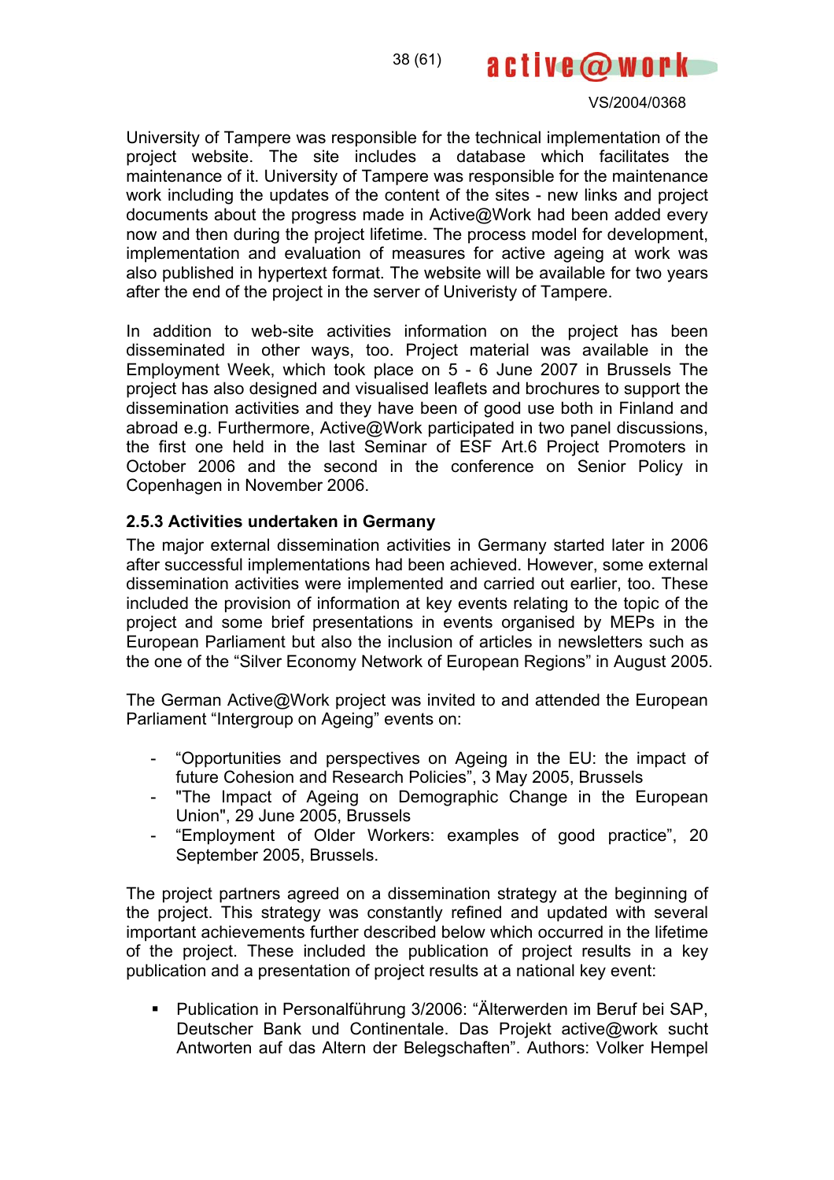University of Tampere was responsible for the technical implementation of the project website. The site includes a database which facilitates the maintenance of it. University of Tampere was responsible for the maintenance work including the updates of the content of the sites - new links and project documents about the progress made in Active@Work had been added every now and then during the project lifetime. The process model for development, implementation and evaluation of measures for active ageing at work was also published in hypertext format. The website will be available for two years after the end of the project in the server of Univeristy of Tampere.

In addition to web-site activities information on the project has been disseminated in other ways, too. Project material was available in the Employment Week, which took place on 5 - 6 June 2007 in Brussels The project has also designed and visualised leaflets and brochures to support the dissemination activities and they have been of good use both in Finland and abroad e.g. Furthermore, Active@Work participated in two panel discussions, the first one held in the last Seminar of ESF Art.6 Project Promoters in October 2006 and the second in the conference on Senior Policy in Copenhagen in November 2006.

### 2.5.3 Activities undertaken in Germany

The major external dissemination activities in Germany started later in 2006 after successful implementations had been achieved. However, some external dissemination activities were implemented and carried out earlier, too. These included the provision of information at key events relating to the topic of the project and some brief presentations in events organised by MEPs in the European Parliament but also the inclusion of articles in newsletters such as the one of the “Silver Economy Network of European Regions” in August 2005.

The German Active@Work project was invited to and attended the European Parliament “Intergroup on Ageing” events on:

- “Opportunities and perspectives on Ageing in the EU: the impact of future Cohesion and Research Policies”, 3 May 2005, Brussels
- "The Impact of Ageing on Demographic Change in the European Union", 29 June 2005, Brussels
- “Employment of Older Workers: examples of good practice”, 20 September 2005, Brussels.

The project partners agreed on a dissemination strategy at the beginning of the project. This strategy was constantly refined and updated with several important achievements further described below which occurred in the lifetime of the project. These included the publication of project results in a key publication and a presentation of project results at a national key event:

- Publication in Personalführung 3/2006: “Älterwerden im Beruf bei SAP, Deutscher Bank und Continentale. Das Projekt active@work sucht Antworten auf das Altern der Belegschaften”. Authors: Volker Hempel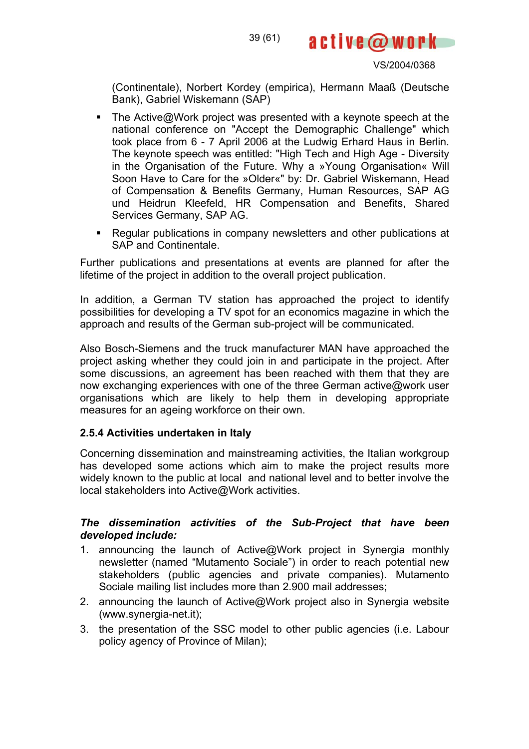(Continentale), Norbert Kordey (empirica), Hermann Maaß (Deutsche Bank), Gabriel Wiskemann (SAP)

- The Active@Work project was presented with a keynote speech at the national conference on "Accept the Demographic Challenge" which took place from 6 - 7 April 2006 at the Ludwig Erhard Haus in Berlin. The keynote speech was entitled: "High Tech and High Age - Diversity in the Organisation of the Future. Why a »Young Organisation« Will Soon Have to Care for the »Older«" by: Dr. Gabriel Wiskemann, Head of Compensation & Benefits Germany, Human Resources, SAP AG und Heidrun Kleefeld, HR Compensation and Benefits, Shared Services Germany, SAP AG.
- Regular publications in company newsletters and other publications at SAP and Continentale.

Further publications and presentations at events are planned for after the lifetime of the project in addition to the overall project publication.

In addition, a German TV station has approached the project to identify possibilities for developing a TV spot for an economics magazine in which the approach and results of the German sub-project will be communicated.

Also Bosch-Siemens and the truck manufacturer MAN have approached the project asking whether they could join in and participate in the project. After some discussions, an agreement has been reached with them that they are now exchanging experiences with one of the three German active@work user organisations which are likely to help them in developing appropriate measures for an ageing workforce on their own.

### 2.5.4 Activities undertaken in Italy

Concerning dissemination and mainstreaming activities, the Italian workgroup has developed some actions which aim to make the project results more widely known to the public at local and national level and to better involve the local stakeholders into Active@Work activities.

***The dissemination activities of the Sub-Project that have been developed include:***

1. announcing the launch of Active@Work project in Synergia monthly newsletter (named "Mutamento Sociale") in order to reach potential new stakeholders (public agencies and private companies). Mutamento Sociale mailing list includes more than 2.900 mail addresses;
2. announcing the launch of Active@Work project also in Synergia website (www.synergia-net.it);
3. the presentation of the SSC model to other public agencies (i.e. Labour policy agency of Province of Milan);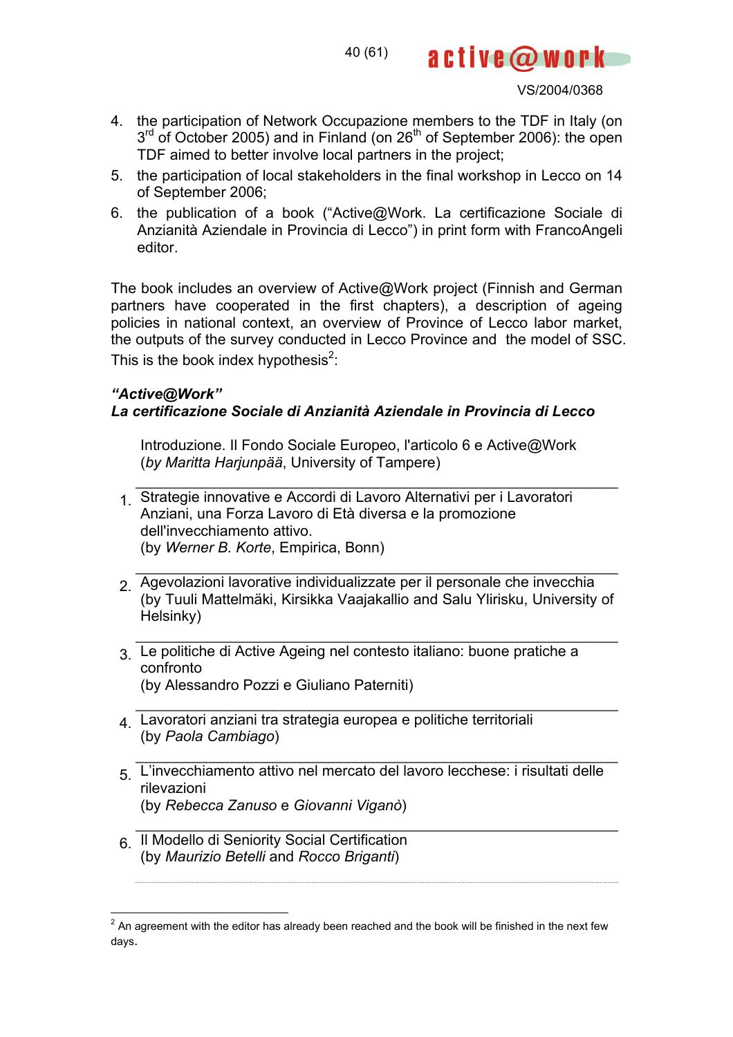4. the participation of Network Occupazione members to the TDF in Italy (on 3rd of October 2005) and in Finland (on 26th of September 2006): the open TDF aimed to better involve local partners in the project;
5. the participation of local stakeholders in the final workshop in Lecco on 14 of September 2006;
6. the publication of a book ("Active@Work. La certificazione Sociale di Anzianità Aziendale in Provincia di Lecco") in print form with FrancoAngeli editor.

The book includes an overview of Active@Work project (Finnish and German partners have cooperated in the first chapters), a description of ageing policies in national context, an overview of Province of Lecco labor market, the outputs of the survey conducted in Lecco Province and the model of SSC. This is the book index hypothesis[2]:

***"Active@Work"***
***La certificazione Sociale di Anzianità Aziendale in Provincia di Lecco***

Introduzione. Il Fondo Sociale Europeo, l'articolo 6 e Active@Work
(*by Maritta Harjunpää*, University of Tampere)

---

1. Strategie innovative e Accordi di Lavoro Alternativi per i Lavoratori Anziani, una Forza Lavoro di Età diversa e la promozione dell'invecchiamento attivo.
(by *Werner B. Korte*, Empirica, Bonn)

---

2. Agevolazioni lavorative individualizzate per il personale che invecchia
(by Tuuli Mattelmäki, Kirsikka Vaajakallio and Salu Ylirisku, University of Helsinky)

---

3. Le politiche di Active Ageing nel contesto italiano: buone pratiche a confronto
(by Alessandro Pozzi e Giuliano Paterniti)

---

4. Lavoratori anziani tra strategia europea e politiche territoriali
(by *Paola Cambiago*)

---

5. L'invecchiamento attivo nel mercato del lavoro lecchese: i risultati delle rilevazioni
(by *Rebecca Zanuso* e *Giovanni Viganò*)

---

6. Il Modello di Seniority Social Certification
(by *Maurizio Betelli* and *Rocco Briganti*)

---

[2] An agreement with the editor has already been reached and the book will be finished in the next few days.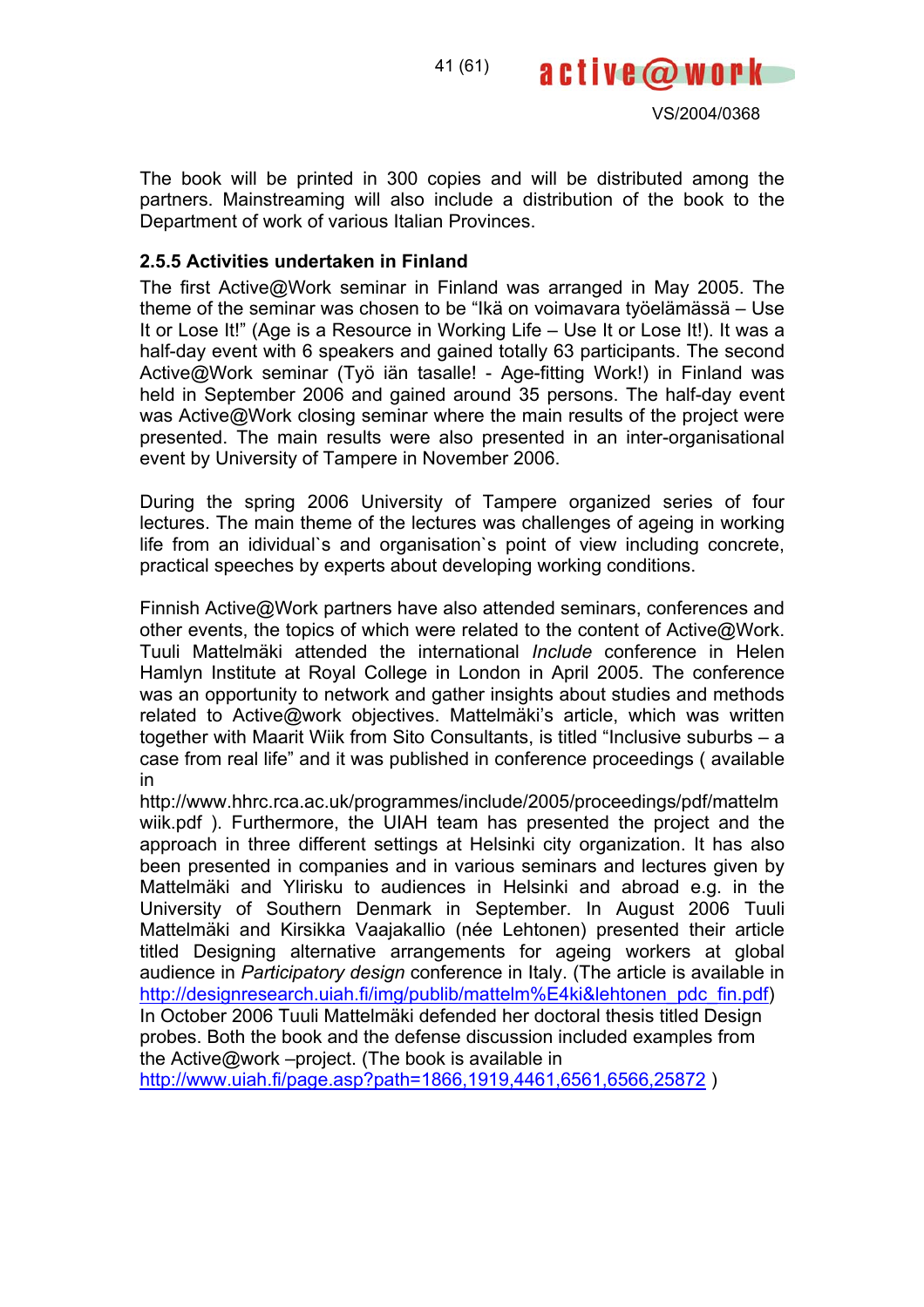The book will be printed in 300 copies and will be distributed among the partners. Mainstreaming will also include a distribution of the book to the Department of work of various Italian Provinces.

### 2.5.5 Activities undertaken in Finland

The first Active@Work seminar in Finland was arranged in May 2005. The theme of the seminar was chosen to be "Ikä on voimavara työelämässä – Use It or Lose It!" (Age is a Resource in Working Life – Use It or Lose It!). It was a half-day event with 6 speakers and gained totally 63 participants. The second Active@Work seminar (Työ iän tasalle! - Age-fitting Work!) in Finland was held in September 2006 and gained around 35 persons. The half-day event was Active@Work closing seminar where the main results of the project were presented. The main results were also presented in an inter-organisational event by University of Tampere in November 2006.

During the spring 2006 University of Tampere organized series of four lectures. The main theme of the lectures was challenges of ageing in working life from an idividual`s and organisation`s point of view including concrete, practical speeches by experts about developing working conditions.

Finnish Active@Work partners have also attended seminars, conferences and other events, the topics of which were related to the content of Active@Work. Tuuli Mattelmäki attended the international *Include* conference in Helen Hamlyn Institute at Royal College in London in April 2005. The conference was an opportunity to network and gather insights about studies and methods related to Active@work objectives. Mattelmäki's article, which was written together with Maarit Wiik from Sito Consultants, is titled "Inclusive suburbs – a case from real life" and it was published in conference proceedings ( available in http://www.hhrc.rca.ac.uk/programmes/include/2005/proceedings/pdf/mattelmwiik.pdf ). Furthermore, the UIAH team has presented the project and the approach in three different settings at Helsinki city organization. It has also been presented in companies and in various seminars and lectures given by Mattelmäki and Ylirisku to audiences in Helsinki and abroad e.g. in the University of Southern Denmark in September. In August 2006 Tuuli Mattelmäki and Kirsikka Vaajakallio (née Lehtonen) presented their article titled Designing alternative arrangements for ageing workers at global audience in *Participatory design* conference in Italy. (The article is available in http://designresearch.uiah.fi/img/publib/mattelm%E4ki&lehtonen_pdc_fin.pdf)
In October 2006 Tuuli Mattelmäki defended her doctoral thesis titled Design probes. Both the book and the defense discussion included examples from the Active@work –project. (The book is available in http://www.uiah.fi/page.asp?path=1866,1919,4461,6561,6566,25872 )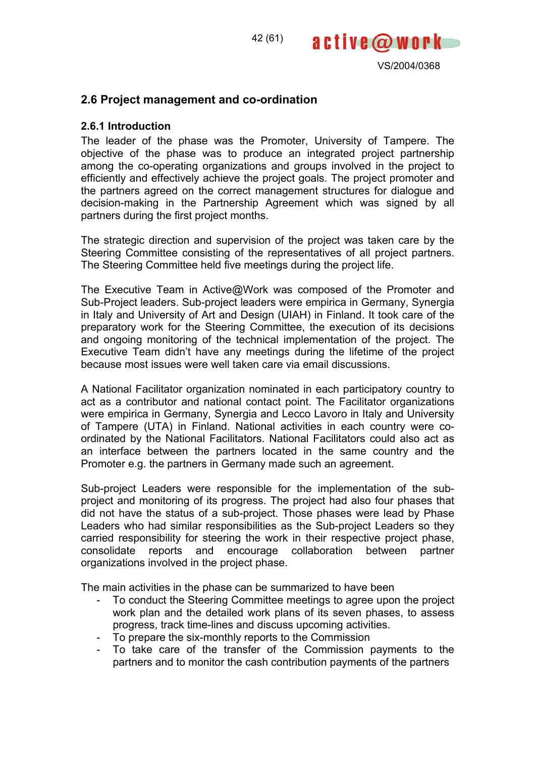## 2.6 Project management and co-ordination

### 2.6.1 Introduction

The leader of the phase was the Promoter, University of Tampere. The objective of the phase was to produce an integrated project partnership among the co-operating organizations and groups involved in the project to efficiently and effectively achieve the project goals. The project promoter and the partners agreed on the correct management structures for dialogue and decision-making in the Partnership Agreement which was signed by all partners during the first project months.

The strategic direction and supervision of the project was taken care by the Steering Committee consisting of the representatives of all project partners. The Steering Committee held five meetings during the project life.

The Executive Team in Active@Work was composed of the Promoter and Sub-Project leaders. Sub-project leaders were empirica in Germany, Synergia in Italy and University of Art and Design (UIAH) in Finland. It took care of the preparatory work for the Steering Committee, the execution of its decisions and ongoing monitoring of the technical implementation of the project. The Executive Team didn't have any meetings during the lifetime of the project because most issues were well taken care via email discussions.

A National Facilitator organization nominated in each participatory country to act as a contributor and national contact point. The Facilitator organizations were empirica in Germany, Synergia and Lecco Lavoro in Italy and University of Tampere (UTA) in Finland. National activities in each country were co-ordinated by the National Facilitators. National Facilitators could also act as an interface between the partners located in the same country and the Promoter e.g. the partners in Germany made such an agreement.

Sub-project Leaders were responsible for the implementation of the sub-project and monitoring of its progress. The project had also four phases that did not have the status of a sub-project. Those phases were lead by Phase Leaders who had similar responsibilities as the Sub-project Leaders so they carried responsibility for steering the work in their respective project phase, consolidate reports and encourage collaboration between partner organizations involved in the project phase.

The main activities in the phase can be summarized to have been

- To conduct the Steering Committee meetings to agree upon the project work plan and the detailed work plans of its seven phases, to assess progress, track time-lines and discuss upcoming activities.
- To prepare the six-monthly reports to the Commission
- To take care of the transfer of the Commission payments to the partners and to monitor the cash contribution payments of the partners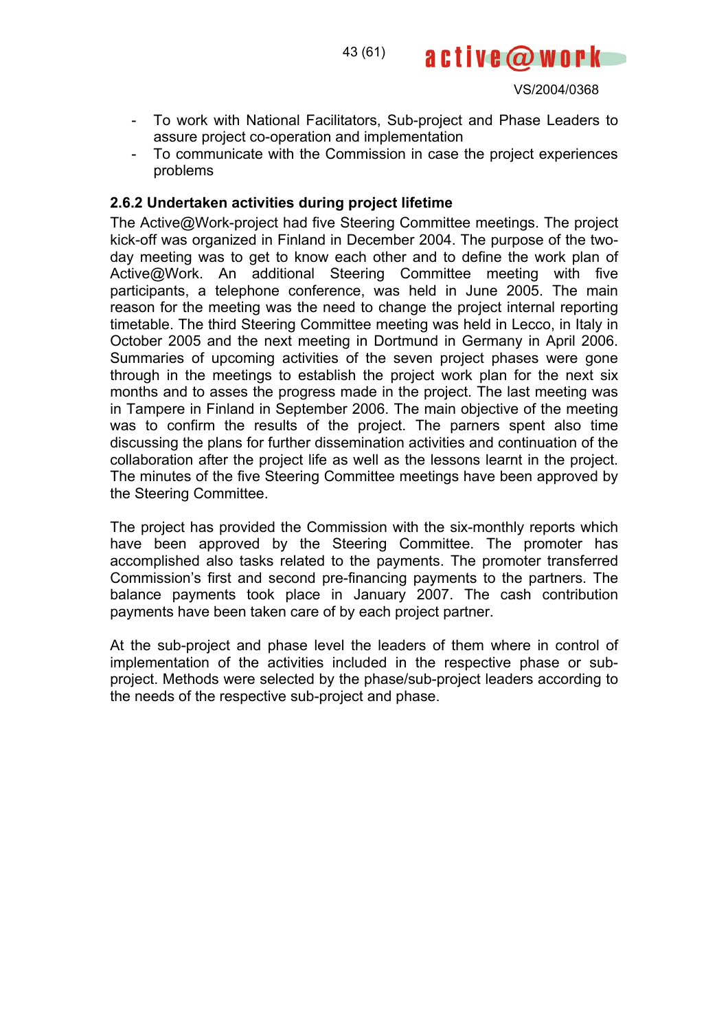- To work with National Facilitators, Sub-project and Phase Leaders to assure project co-operation and implementation
- To communicate with the Commission in case the project experiences problems

### 2.6.2 Undertaken activities during project lifetime

The Active@Work-project had five Steering Committee meetings. The project kick-off was organized in Finland in December 2004. The purpose of the two-day meeting was to get to know each other and to define the work plan of Active@Work. An additional Steering Committee meeting with five participants, a telephone conference, was held in June 2005. The main reason for the meeting was the need to change the project internal reporting timetable. The third Steering Committee meeting was held in Lecco, in Italy in October 2005 and the next meeting in Dortmund in Germany in April 2006. Summaries of upcoming activities of the seven project phases were gone through in the meetings to establish the project work plan for the next six months and to asses the progress made in the project. The last meeting was in Tampere in Finland in September 2006. The main objective of the meeting was to confirm the results of the project. The parners spent also time discussing the plans for further dissemination activities and continuation of the collaboration after the project life as well as the lessons learnt in the project. The minutes of the five Steering Committee meetings have been approved by the Steering Committee.

The project has provided the Commission with the six-monthly reports which have been approved by the Steering Committee. The promoter has accomplished also tasks related to the payments. The promoter transferred Commission's first and second pre-financing payments to the partners. The balance payments took place in January 2007. The cash contribution payments have been taken care of by each project partner.

At the sub-project and phase level the leaders of them where in control of implementation of the activities included in the respective phase or sub-project. Methods were selected by the phase/sub-project leaders according to the needs of the respective sub-project and phase.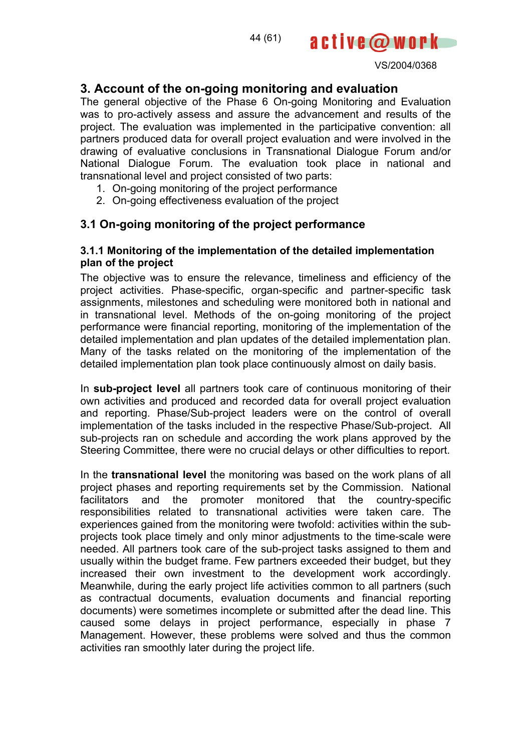## 3. Account of the on-going monitoring and evaluation

The general objective of the Phase 6 On-going Monitoring and Evaluation was to pro-actively assess and assure the advancement and results of the project. The evaluation was implemented in the participative convention: all partners produced data for overall project evaluation and were involved in the drawing of evaluative conclusions in Transnational Dialogue Forum and/or National Dialogue Forum. The evaluation took place in national and transnational level and project consisted of two parts:

1. On-going monitoring of the project performance
2. On-going effectiveness evaluation of the project

### 3.1 On-going monitoring of the project performance

#### 3.1.1 Monitoring of the implementation of the detailed implementation plan of the project

The objective was to ensure the relevance, timeliness and efficiency of the project activities. Phase-specific, organ-specific and partner-specific task assignments, milestones and scheduling were monitored both in national and in transnational level. Methods of the on-going monitoring of the project performance were financial reporting, monitoring of the implementation of the detailed implementation and plan updates of the detailed implementation plan. Many of the tasks related on the monitoring of the implementation of the detailed implementation plan took place continuously almost on daily basis.

In **sub-project level** all partners took care of continuous monitoring of their own activities and produced and recorded data for overall project evaluation and reporting. Phase/Sub-project leaders were on the control of overall implementation of the tasks included in the respective Phase/Sub-project. All sub-projects ran on schedule and according the work plans approved by the Steering Committee, there were no crucial delays or other difficulties to report.

In the **transnational level** the monitoring was based on the work plans of all project phases and reporting requirements set by the Commission. National facilitators and the promoter monitored that the country-specific responsibilities related to transnational activities were taken care. The experiences gained from the monitoring were twofold: activities within the sub-projects took place timely and only minor adjustments to the time-scale were needed. All partners took care of the sub-project tasks assigned to them and usually within the budget frame. Few partners exceeded their budget, but they increased their own investment to the development work accordingly. Meanwhile, during the early project life activities common to all partners (such as contractual documents, evaluation documents and financial reporting documents) were sometimes incomplete or submitted after the dead line. This caused some delays in project performance, especially in phase 7 Management. However, these problems were solved and thus the common activities ran smoothly later during the project life.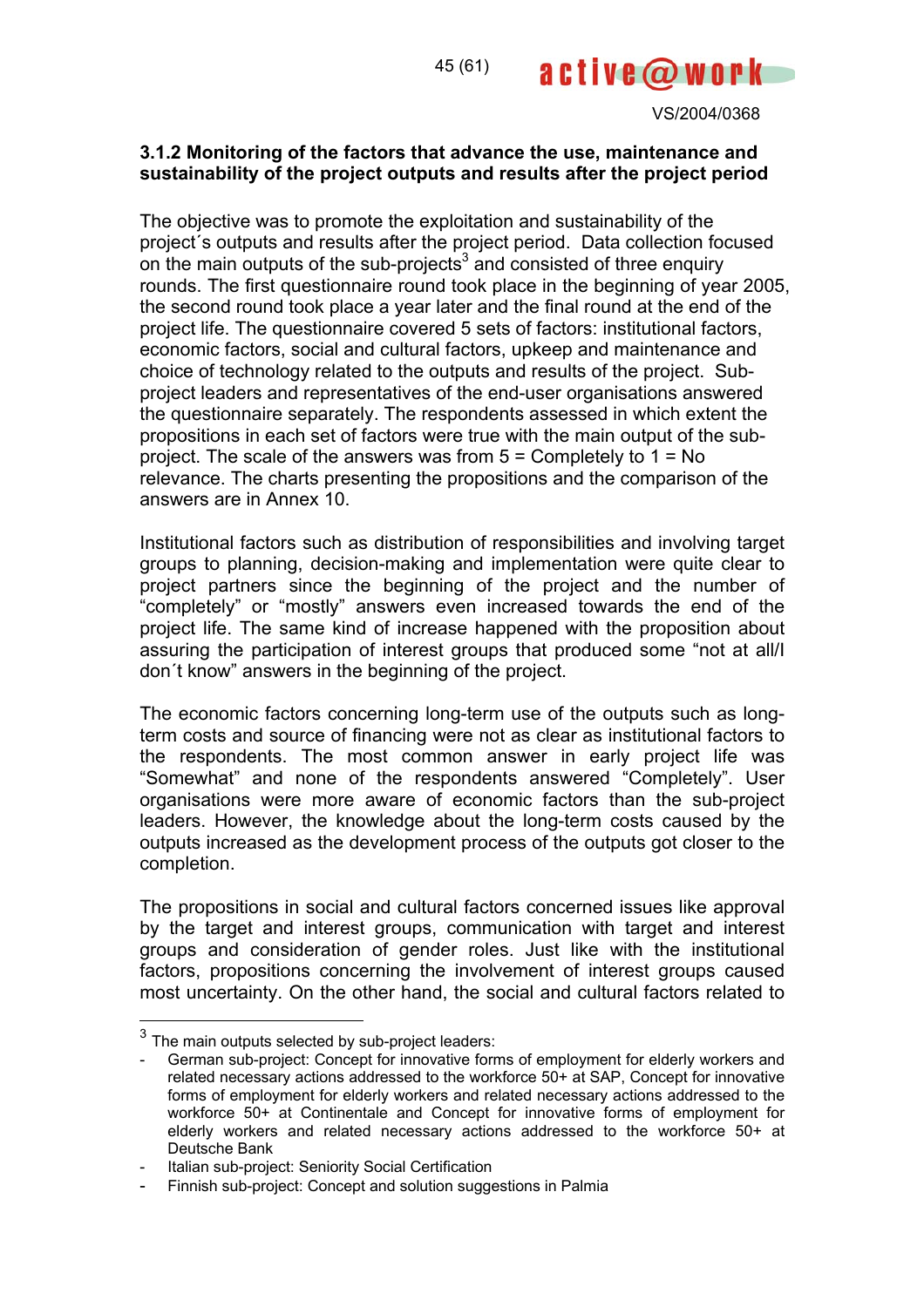### 3.1.2 Monitoring of the factors that advance the use, maintenance and sustainability of the project outputs and results after the project period

The objective was to promote the exploitation and sustainability of the project´s outputs and results after the project period. Data collection focused on the main outputs of the sub-projects[3] and consisted of three enquiry rounds. The first questionnaire round took place in the beginning of year 2005, the second round took place a year later and the final round at the end of the project life. The questionnaire covered 5 sets of factors: institutional factors, economic factors, social and cultural factors, upkeep and maintenance and choice of technology related to the outputs and results of the project. Sub-project leaders and representatives of the end-user organisations answered the questionnaire separately. The respondents assessed in which extent the propositions in each set of factors were true with the main output of the sub-project. The scale of the answers was from 5 = Completely to 1 = No relevance. The charts presenting the propositions and the comparison of the answers are in Annex 10.

Institutional factors such as distribution of responsibilities and involving target groups to planning, decision-making and implementation were quite clear to project partners since the beginning of the project and the number of "completely" or "mostly" answers even increased towards the end of the project life. The same kind of increase happened with the proposition about assuring the participation of interest groups that produced some "not at all/I don´t know" answers in the beginning of the project.

The economic factors concerning long-term use of the outputs such as long-term costs and source of financing were not as clear as institutional factors to the respondents. The most common answer in early project life was "Somewhat" and none of the respondents answered "Completely". User organisations were more aware of economic factors than the sub-project leaders. However, the knowledge about the long-term costs caused by the outputs increased as the development process of the outputs got closer to the completion.

The propositions in social and cultural factors concerned issues like approval by the target and interest groups, communication with target and interest groups and consideration of gender roles. Just like with the institutional factors, propositions concerning the involvement of interest groups caused most uncertainty. On the other hand, the social and cultural factors related to

---

[3] The main outputs selected by sub-project leaders:

- German sub-project: Concept for innovative forms of employment for elderly workers and related necessary actions addressed to the workforce 50+ at SAP, Concept for innovative forms of employment for elderly workers and related necessary actions addressed to the workforce 50+ at Continentale and Concept for innovative forms of employment for elderly workers and related necessary actions addressed to the workforce 50+ at Deutsche Bank
- Italian sub-project: Seniority Social Certification
- Finnish sub-project: Concept and solution suggestions in Palmia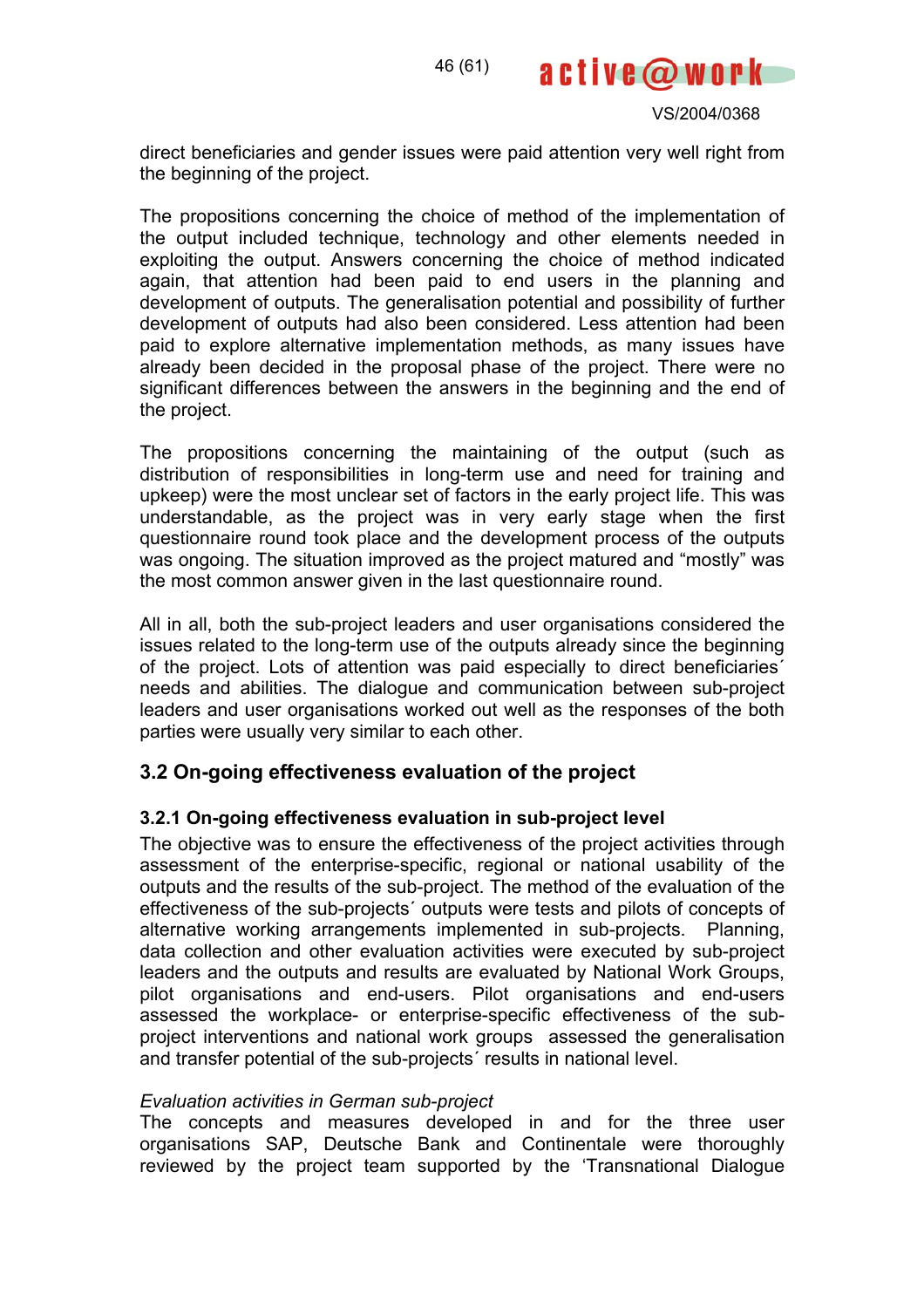direct beneficiaries and gender issues were paid attention very well right from the beginning of the project.

The propositions concerning the choice of method of the implementation of the output included technique, technology and other elements needed in exploiting the output. Answers concerning the choice of method indicated again, that attention had been paid to end users in the planning and development of outputs. The generalisation potential and possibility of further development of outputs had also been considered. Less attention had been paid to explore alternative implementation methods, as many issues have already been decided in the proposal phase of the project. There were no significant differences between the answers in the beginning and the end of the project.

The propositions concerning the maintaining of the output (such as distribution of responsibilities in long-term use and need for training and upkeep) were the most unclear set of factors in the early project life. This was understandable, as the project was in very early stage when the first questionnaire round took place and the development process of the outputs was ongoing. The situation improved as the project matured and “mostly” was the most common answer given in the last questionnaire round.

All in all, both the sub-project leaders and user organisations considered the issues related to the long-term use of the outputs already since the beginning of the project. Lots of attention was paid especially to direct beneficiaries´ needs and abilities. The dialogue and communication between sub-project leaders and user organisations worked out well as the responses of the both parties were usually very similar to each other.

## 3.2 On-going effectiveness evaluation of the project

### 3.2.1 On-going effectiveness evaluation in sub-project level

The objective was to ensure the effectiveness of the project activities through assessment of the enterprise-specific, regional or national usability of the outputs and the results of the sub-project. The method of the evaluation of the effectiveness of the sub-projects´ outputs were tests and pilots of concepts of alternative working arrangements implemented in sub-projects. Planning, data collection and other evaluation activities were executed by sub-project leaders and the outputs and results are evaluated by National Work Groups, pilot organisations and end-users. Pilot organisations and end-users assessed the workplace- or enterprise-specific effectiveness of the sub-project interventions and national work groups assessed the generalisation and transfer potential of the sub-projects´ results in national level.

*Evaluation activities in German sub-project*

The concepts and measures developed in and for the three user organisations SAP, Deutsche Bank and Continentale were thoroughly reviewed by the project team supported by the ‘Transnational Dialogue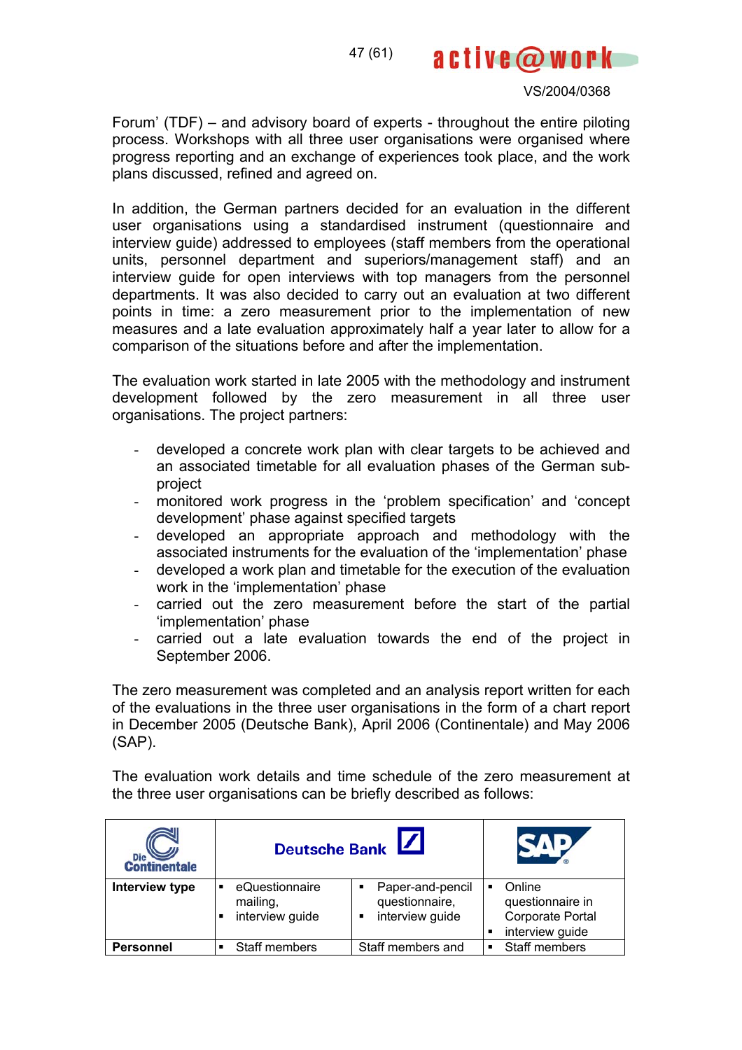Forum' (TDF) – and advisory board of experts - throughout the entire piloting process. Workshops with all three user organisations were organised where progress reporting and an exchange of experiences took place, and the work plans discussed, refined and agreed on.

In addition, the German partners decided for an evaluation in the different user organisations using a standardised instrument (questionnaire and interview guide) addressed to employees (staff members from the operational units, personnel department and superiors/management staff) and an interview guide for open interviews with top managers from the personnel departments. It was also decided to carry out an evaluation at two different points in time: a zero measurement prior to the implementation of new measures and a late evaluation approximately half a year later to allow for a comparison of the situations before and after the implementation.

The evaluation work started in late 2005 with the methodology and instrument development followed by the zero measurement in all three user organisations. The project partners:

- developed a concrete work plan with clear targets to be achieved and an associated timetable for all evaluation phases of the German sub-project
- monitored work progress in the 'problem specification' and 'concept development' phase against specified targets
- developed an appropriate approach and methodology with the associated instruments for the evaluation of the 'implementation' phase
- developed a work plan and timetable for the execution of the evaluation work in the 'implementation' phase
- carried out the zero measurement before the start of the partial 'implementation' phase
- carried out a late evaluation towards the end of the project in September 2006.

The zero measurement was completed and an analysis report written for each of the evaluations in the three user organisations in the form of a chart report in December 2005 (Deutsche Bank), April 2006 (Continentale) and May 2006 (SAP).

The evaluation work details and time schedule of the zero measurement at the three user organisations can be briefly described as follows:

| | Die Continentale | Deutsche Bank | SAP |
|---|---|---|---|
| **Interview type** | ▪ eQuestionnaire mailing,<br>▪ interview guide | ▪ Paper-and-pencil questionnaire,<br>▪ interview guide | ▪ Online questionnaire in Corporate Portal<br>▪ interview guide |
| **Personnel** | ▪ Staff members | Staff members and | ▪ Staff members |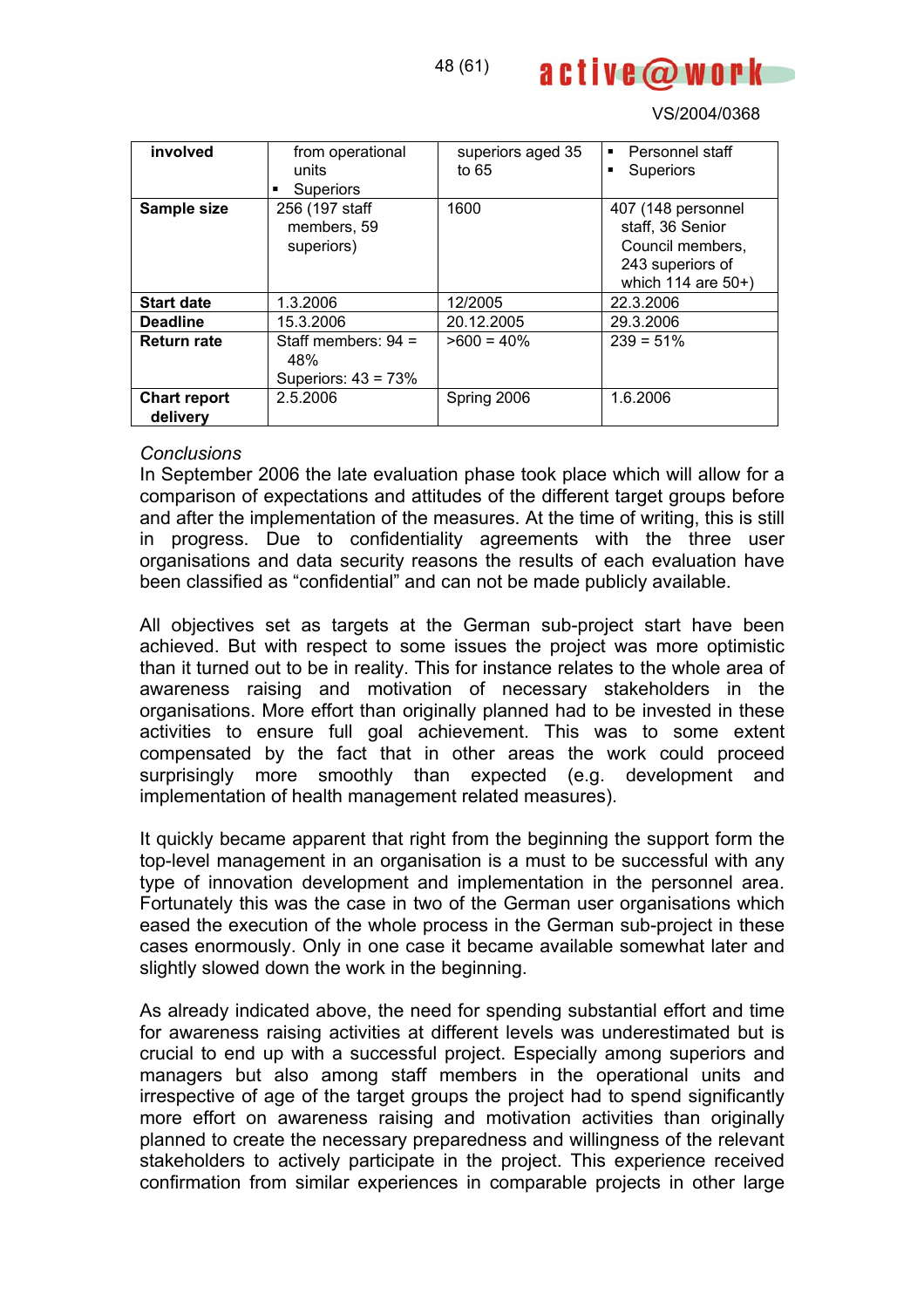| involved | from operational units<br>▪ Superiors | superiors aged 35 to 65 | ▪ Personnel staff<br>▪ Superiors |
|---|---|---|---|
| **Sample size** | 256 (197 staff members, 59 superiors) | 1600 | 407 (148 personnel staff, 36 Senior Council members, 243 superiors of which 114 are 50+) |
| **Start date** | 1.3.2006 | 12/2005 | 22.3.2006 |
| **Deadline** | 15.3.2006 | 20.12.2005 | 29.3.2006 |
| **Return rate** | Staff members: 94 = 48%<br>Superiors: 43 = 73% | >600 = 40% | 239 = 51% |
| **Chart report delivery** | 2.5.2006 | Spring 2006 | 1.6.2006 |

*Conclusions*

In September 2006 the late evaluation phase took place which will allow for a comparison of expectations and attitudes of the different target groups before and after the implementation of the measures. At the time of writing, this is still in progress. Due to confidentiality agreements with the three user organisations and data security reasons the results of each evaluation have been classified as "confidential" and can not be made publicly available.

All objectives set as targets at the German sub-project start have been achieved. But with respect to some issues the project was more optimistic than it turned out to be in reality. This for instance relates to the whole area of awareness raising and motivation of necessary stakeholders in the organisations. More effort than originally planned had to be invested in these activities to ensure full goal achievement. This was to some extent compensated by the fact that in other areas the work could proceed surprisingly more smoothly than expected (e.g. development and implementation of health management related measures).

It quickly became apparent that right from the beginning the support form the top-level management in an organisation is a must to be successful with any type of innovation development and implementation in the personnel area. Fortunately this was the case in two of the German user organisations which eased the execution of the whole process in the German sub-project in these cases enormously. Only in one case it became available somewhat later and slightly slowed down the work in the beginning.

As already indicated above, the need for spending substantial effort and time for awareness raising activities at different levels was underestimated but is crucial to end up with a successful project. Especially among superiors and managers but also among staff members in the operational units and irrespective of age of the target groups the project had to spend significantly more effort on awareness raising and motivation activities than originally planned to create the necessary preparedness and willingness of the relevant stakeholders to actively participate in the project. This experience received confirmation from similar experiences in comparable projects in other large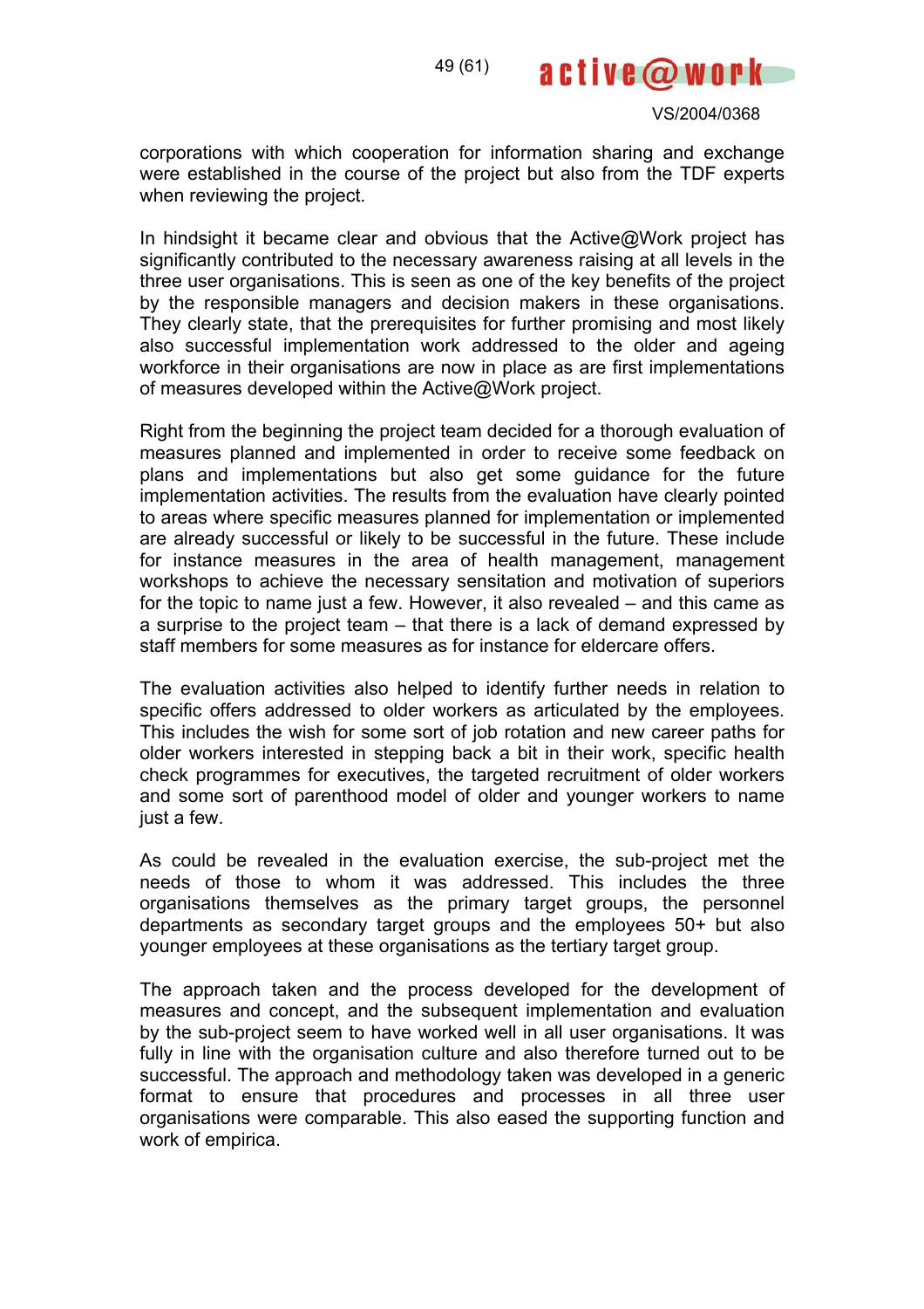corporations with which cooperation for information sharing and exchange were established in the course of the project but also from the TDF experts when reviewing the project.

In hindsight it became clear and obvious that the Active@Work project has significantly contributed to the necessary awareness raising at all levels in the three user organisations. This is seen as one of the key benefits of the project by the responsible managers and decision makers in these organisations. They clearly state, that the prerequisites for further promising and most likely also successful implementation work addressed to the older and ageing workforce in their organisations are now in place as are first implementations of measures developed within the Active@Work project.

Right from the beginning the project team decided for a thorough evaluation of measures planned and implemented in order to receive some feedback on plans and implementations but also get some guidance for the future implementation activities. The results from the evaluation have clearly pointed to areas where specific measures planned for implementation or implemented are already successful or likely to be successful in the future. These include for instance measures in the area of health management, management workshops to achieve the necessary sensitation and motivation of superiors for the topic to name just a few. However, it also revealed – and this came as a surprise to the project team – that there is a lack of demand expressed by staff members for some measures as for instance for eldercare offers.

The evaluation activities also helped to identify further needs in relation to specific offers addressed to older workers as articulated by the employees. This includes the wish for some sort of job rotation and new career paths for older workers interested in stepping back a bit in their work, specific health check programmes for executives, the targeted recruitment of older workers and some sort of parenthood model of older and younger workers to name just a few.

As could be revealed in the evaluation exercise, the sub-project met the needs of those to whom it was addressed. This includes the three organisations themselves as the primary target groups, the personnel departments as secondary target groups and the employees 50+ but also younger employees at these organisations as the tertiary target group.

The approach taken and the process developed for the development of measures and concept, and the subsequent implementation and evaluation by the sub-project seem to have worked well in all user organisations. It was fully in line with the organisation culture and also therefore turned out to be successful. The approach and methodology taken was developed in a generic format to ensure that procedures and processes in all three user organisations were comparable. This also eased the supporting function and work of empirica.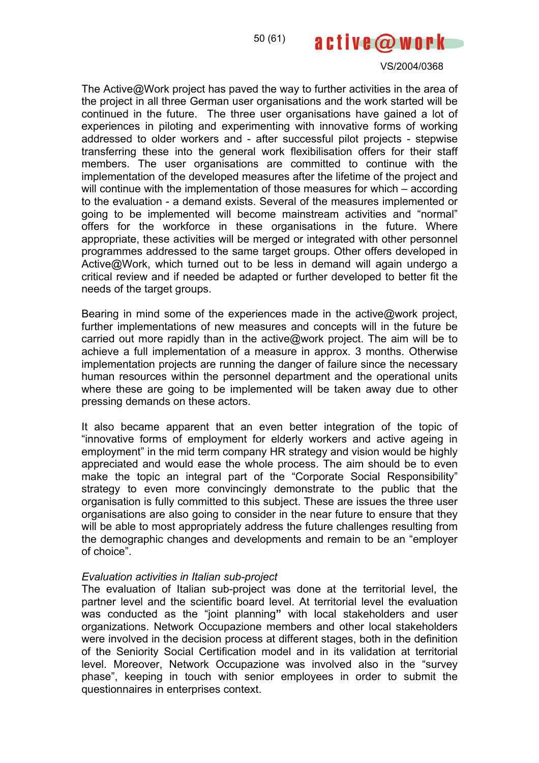The Active@Work project has paved the way to further activities in the area of the project in all three German user organisations and the work started will be continued in the future. The three user organisations have gained a lot of experiences in piloting and experimenting with innovative forms of working addressed to older workers and - after successful pilot projects - stepwise transferring these into the general work flexibilisation offers for their staff members. The user organisations are committed to continue with the implementation of the developed measures after the lifetime of the project and will continue with the implementation of those measures for which – according to the evaluation - a demand exists. Several of the measures implemented or going to be implemented will become mainstream activities and "normal" offers for the workforce in these organisations in the future. Where appropriate, these activities will be merged or integrated with other personnel programmes addressed to the same target groups. Other offers developed in Active@Work, which turned out to be less in demand will again undergo a critical review and if needed be adapted or further developed to better fit the needs of the target groups.

Bearing in mind some of the experiences made in the active@work project, further implementations of new measures and concepts will in the future be carried out more rapidly than in the active@work project. The aim will be to achieve a full implementation of a measure in approx. 3 months. Otherwise implementation projects are running the danger of failure since the necessary human resources within the personnel department and the operational units where these are going to be implemented will be taken away due to other pressing demands on these actors.

It also became apparent that an even better integration of the topic of "innovative forms of employment for elderly workers and active ageing in employment" in the mid term company HR strategy and vision would be highly appreciated and would ease the whole process. The aim should be to even make the topic an integral part of the "Corporate Social Responsibility" strategy to even more convincingly demonstrate to the public that the organisation is fully committed to this subject. These are issues the three user organisations are also going to consider in the near future to ensure that they will be able to most appropriately address the future challenges resulting from the demographic changes and developments and remain to be an "employer of choice".

*Evaluation activities in Italian sub-project*

The evaluation of Italian sub-project was done at the territorial level, the partner level and the scientific board level. At territorial level the evaluation was conducted as the "joint planning**"** with local stakeholders and user organizations. Network Occupazione members and other local stakeholders were involved in the decision process at different stages, both in the definition of the Seniority Social Certification model and in its validation at territorial level. Moreover, Network Occupazione was involved also in the "survey phase", keeping in touch with senior employees in order to submit the questionnaires in enterprises context.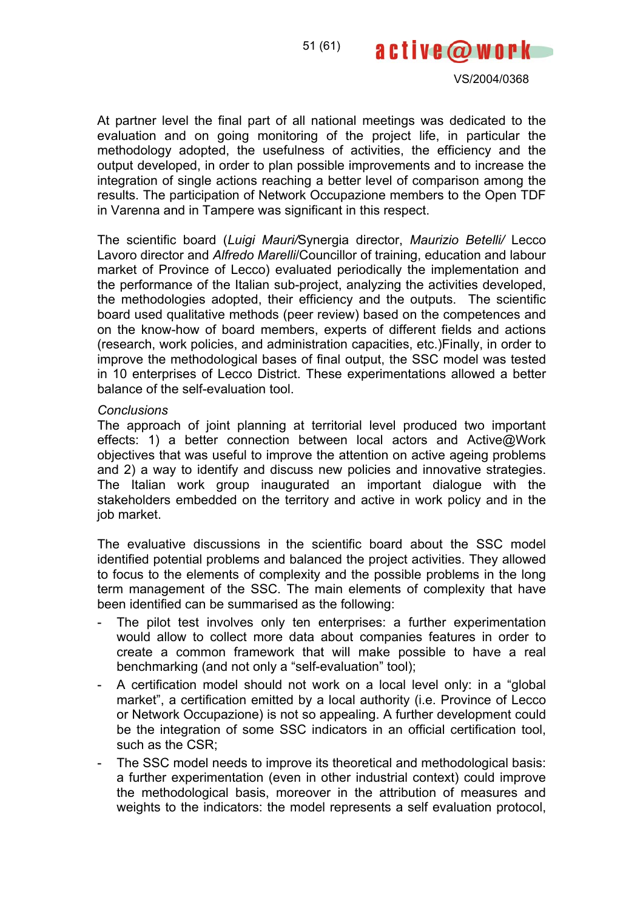At partner level the final part of all national meetings was dedicated to the evaluation and on going monitoring of the project life, in particular the methodology adopted, the usefulness of activities, the efficiency and the output developed, in order to plan possible improvements and to increase the integration of single actions reaching a better level of comparison among the results. The participation of Network Occupazione members to the Open TDF in Varenna and in Tampere was significant in this respect.

The scientific board (*Luigi Mauri/*Synergia director, *Maurizio Betelli/* Lecco Lavoro director and *Alfredo Marelli*/Councillor of training, education and labour market of Province of Lecco) evaluated periodically the implementation and the performance of the Italian sub-project, analyzing the activities developed, the methodologies adopted, their efficiency and the outputs. The scientific board used qualitative methods (peer review) based on the competences and on the know-how of board members, experts of different fields and actions (research, work policies, and administration capacities, etc.)Finally, in order to improve the methodological bases of final output, the SSC model was tested in 10 enterprises of Lecco District. These experimentations allowed a better balance of the self-evaluation tool.

*Conclusions*

The approach of joint planning at territorial level produced two important effects: 1) a better connection between local actors and Active@Work objectives that was useful to improve the attention on active ageing problems and 2) a way to identify and discuss new policies and innovative strategies. The Italian work group inaugurated an important dialogue with the stakeholders embedded on the territory and active in work policy and in the job market.

The evaluative discussions in the scientific board about the SSC model identified potential problems and balanced the project activities. They allowed to focus to the elements of complexity and the possible problems in the long term management of the SSC. The main elements of complexity that have been identified can be summarised as the following:

- The pilot test involves only ten enterprises: a further experimentation would allow to collect more data about companies features in order to create a common framework that will make possible to have a real benchmarking (and not only a "self-evaluation" tool);
- A certification model should not work on a local level only: in a "global market", a certification emitted by a local authority (i.e. Province of Lecco or Network Occupazione) is not so appealing. A further development could be the integration of some SSC indicators in an official certification tool, such as the CSR;
- The SSC model needs to improve its theoretical and methodological basis: a further experimentation (even in other industrial context) could improve the methodological basis, moreover in the attribution of measures and weights to the indicators: the model represents a self evaluation protocol,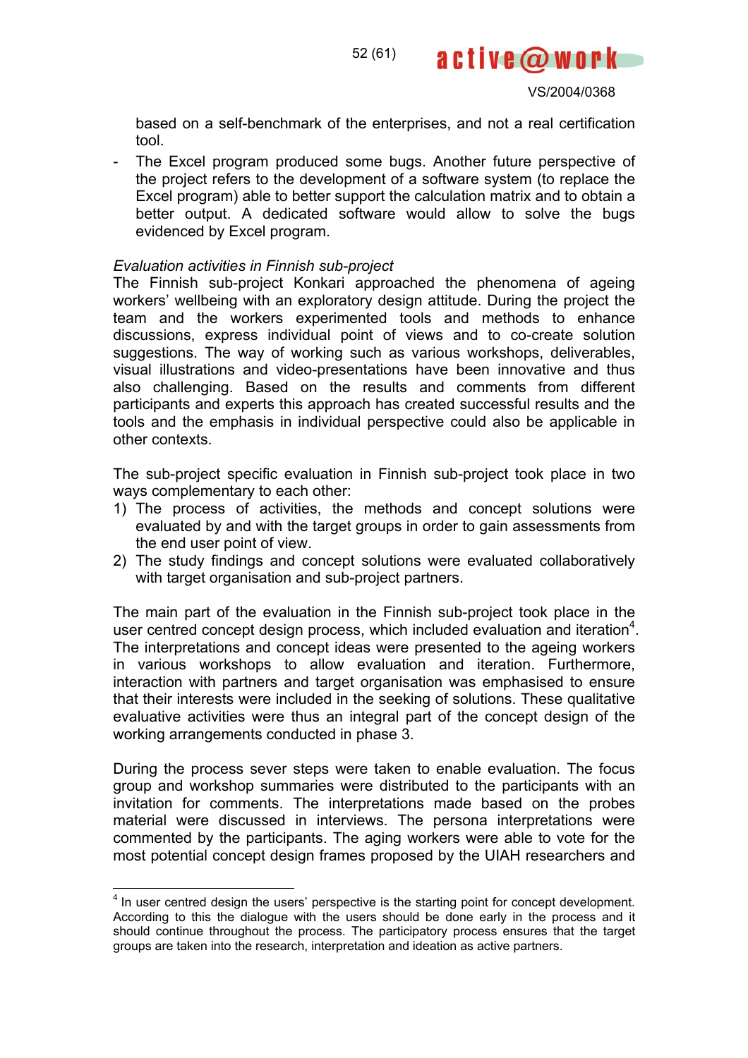based on a self-benchmark of the enterprises, and not a real certification tool.

- The Excel program produced some bugs. Another future perspective of the project refers to the development of a software system (to replace the Excel program) able to better support the calculation matrix and to obtain a better output. A dedicated software would allow to solve the bugs evidenced by Excel program.

*Evaluation activities in Finnish sub-project*

The Finnish sub-project Konkari approached the phenomena of ageing workers' wellbeing with an exploratory design attitude. During the project the team and the workers experimented tools and methods to enhance discussions, express individual point of views and to co-create solution suggestions. The way of working such as various workshops, deliverables, visual illustrations and video-presentations have been innovative and thus also challenging. Based on the results and comments from different participants and experts this approach has created successful results and the tools and the emphasis in individual perspective could also be applicable in other contexts.

The sub-project specific evaluation in Finnish sub-project took place in two ways complementary to each other:

1) The process of activities, the methods and concept solutions were evaluated by and with the target groups in order to gain assessments from the end user point of view.
2) The study findings and concept solutions were evaluated collaboratively with target organisation and sub-project partners.

The main part of the evaluation in the Finnish sub-project took place in the user centred concept design process, which included evaluation and iteration[4]. The interpretations and concept ideas were presented to the ageing workers in various workshops to allow evaluation and iteration. Furthermore, interaction with partners and target organisation was emphasised to ensure that their interests were included in the seeking of solutions. These qualitative evaluative activities were thus an integral part of the concept design of the working arrangements conducted in phase 3.

During the process sever steps were taken to enable evaluation. The focus group and workshop summaries were distributed to the participants with an invitation for comments. The interpretations made based on the probes material were discussed in interviews. The persona interpretations were commented by the participants. The aging workers were able to vote for the most potential concept design frames proposed by the UIAH researchers and

---

[4] In user centred design the users' perspective is the starting point for concept development. According to this the dialogue with the users should be done early in the process and it should continue throughout the process. The participatory process ensures that the target groups are taken into the research, interpretation and ideation as active partners.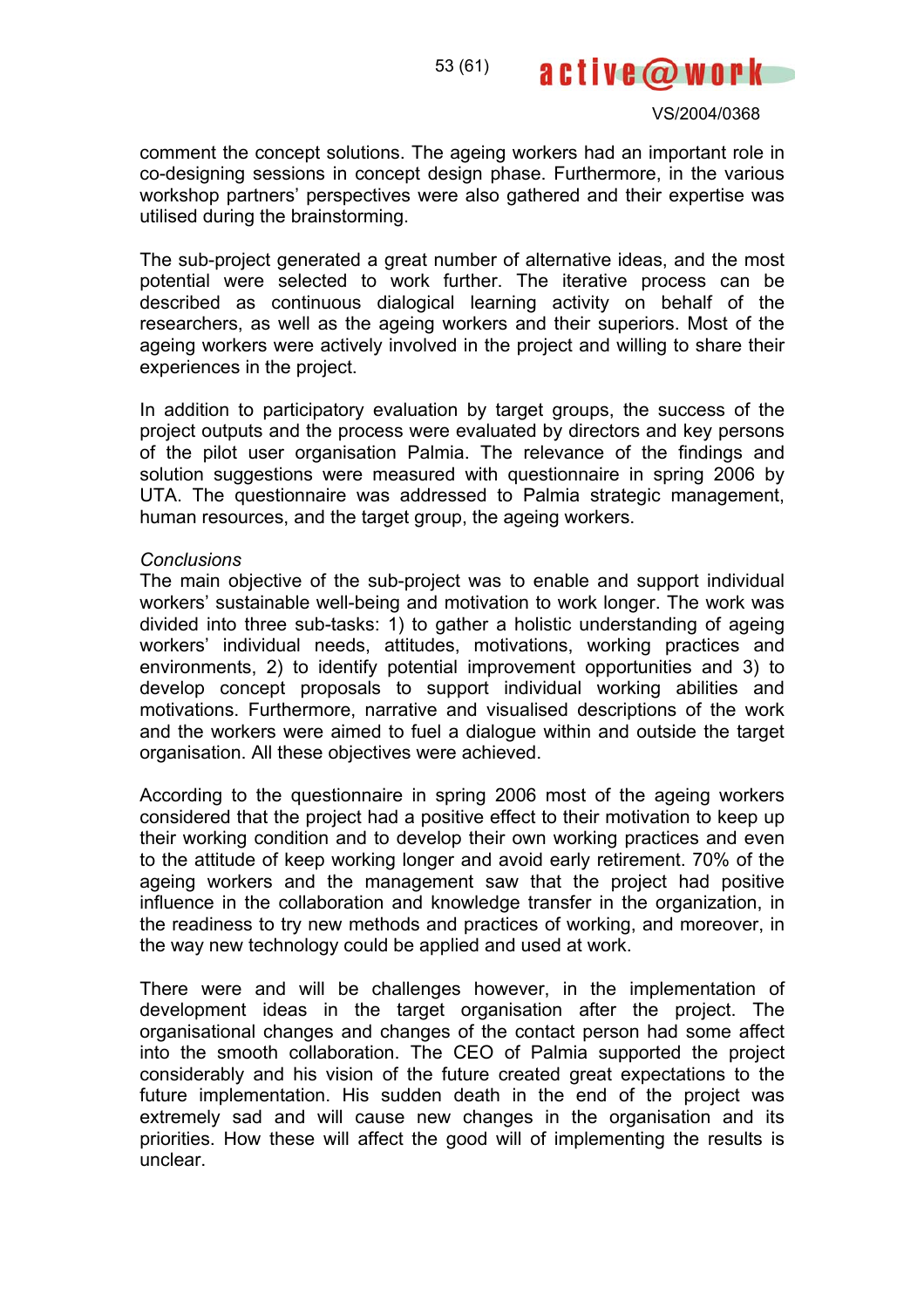comment the concept solutions. The ageing workers had an important role in co-designing sessions in concept design phase. Furthermore, in the various workshop partners' perspectives were also gathered and their expertise was utilised during the brainstorming.

The sub-project generated a great number of alternative ideas, and the most potential were selected to work further. The iterative process can be described as continuous dialogical learning activity on behalf of the researchers, as well as the ageing workers and their superiors. Most of the ageing workers were actively involved in the project and willing to share their experiences in the project.

In addition to participatory evaluation by target groups, the success of the project outputs and the process were evaluated by directors and key persons of the pilot user organisation Palmia. The relevance of the findings and solution suggestions were measured with questionnaire in spring 2006 by UTA. The questionnaire was addressed to Palmia strategic management, human resources, and the target group, the ageing workers.

*Conclusions*

The main objective of the sub-project was to enable and support individual workers' sustainable well-being and motivation to work longer. The work was divided into three sub-tasks: 1) to gather a holistic understanding of ageing workers' individual needs, attitudes, motivations, working practices and environments, 2) to identify potential improvement opportunities and 3) to develop concept proposals to support individual working abilities and motivations. Furthermore, narrative and visualised descriptions of the work and the workers were aimed to fuel a dialogue within and outside the target organisation. All these objectives were achieved.

According to the questionnaire in spring 2006 most of the ageing workers considered that the project had a positive effect to their motivation to keep up their working condition and to develop their own working practices and even to the attitude of keep working longer and avoid early retirement. 70% of the ageing workers and the management saw that the project had positive influence in the collaboration and knowledge transfer in the organization, in the readiness to try new methods and practices of working, and moreover, in the way new technology could be applied and used at work.

There were and will be challenges however, in the implementation of development ideas in the target organisation after the project. The organisational changes and changes of the contact person had some affect into the smooth collaboration. The CEO of Palmia supported the project considerably and his vision of the future created great expectations to the future implementation. His sudden death in the end of the project was extremely sad and will cause new changes in the organisation and its priorities. How these will affect the good will of implementing the results is unclear.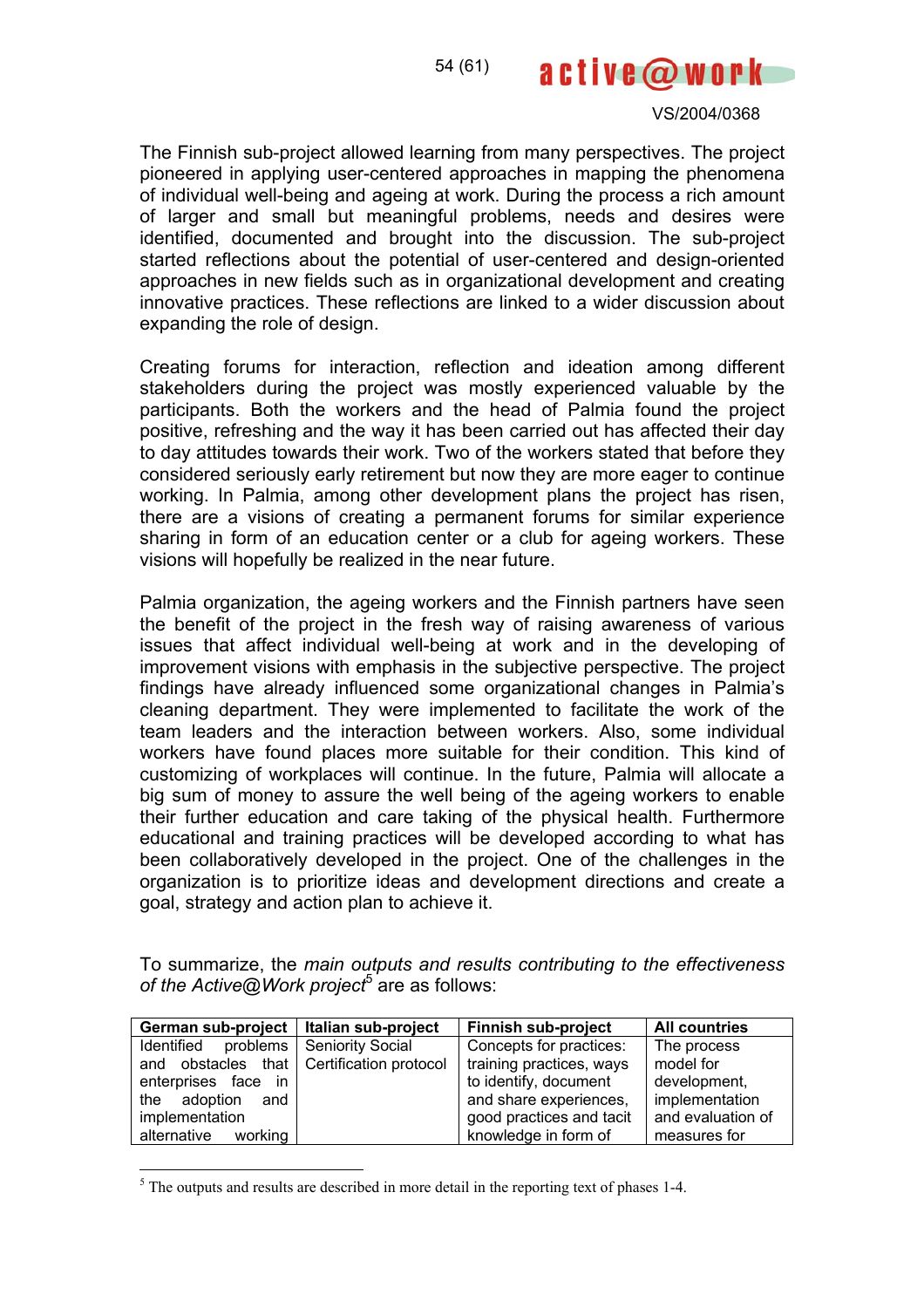The Finnish sub-project allowed learning from many perspectives. The project pioneered in applying user-centered approaches in mapping the phenomena of individual well-being and ageing at work. During the process a rich amount of larger and small but meaningful problems, needs and desires were identified, documented and brought into the discussion. The sub-project started reflections about the potential of user-centered and design-oriented approaches in new fields such as in organizational development and creating innovative practices. These reflections are linked to a wider discussion about expanding the role of design.

Creating forums for interaction, reflection and ideation among different stakeholders during the project was mostly experienced valuable by the participants. Both the workers and the head of Palmia found the project positive, refreshing and the way it has been carried out has affected their day to day attitudes towards their work. Two of the workers stated that before they considered seriously early retirement but now they are more eager to continue working. In Palmia, among other development plans the project has risen, there are a visions of creating a permanent forums for similar experience sharing in form of an education center or a club for ageing workers. These visions will hopefully be realized in the near future.

Palmia organization, the ageing workers and the Finnish partners have seen the benefit of the project in the fresh way of raising awareness of various issues that affect individual well-being at work and in the developing of improvement visions with emphasis in the subjective perspective. The project findings have already influenced some organizational changes in Palmia's cleaning department. They were implemented to facilitate the work of the team leaders and the interaction between workers. Also, some individual workers have found places more suitable for their condition. This kind of customizing of workplaces will continue. In the future, Palmia will allocate a big sum of money to assure the well being of the ageing workers to enable their further education and care taking of the physical health. Furthermore educational and training practices will be developed according to what has been collaboratively developed in the project. One of the challenges in the organization is to prioritize ideas and development directions and create a goal, strategy and action plan to achieve it.

To summarize, the *main outputs and results contributing to the effectiveness of the Active@Work project*[5] are as follows:

| German sub-project | Italian sub-project | Finnish sub-project | All countries |
|---|---|---|---|
| Identified problems and obstacles that enterprises face in the adoption and implementation alternative working | Seniority Social Certification protocol | Concepts for practices: training practices, ways to identify, document and share experiences, good practices and tacit knowledge in form of | The process model for development, implementation and evaluation of measures for |

[5] The outputs and results are described in more detail in the reporting text of phases 1-4.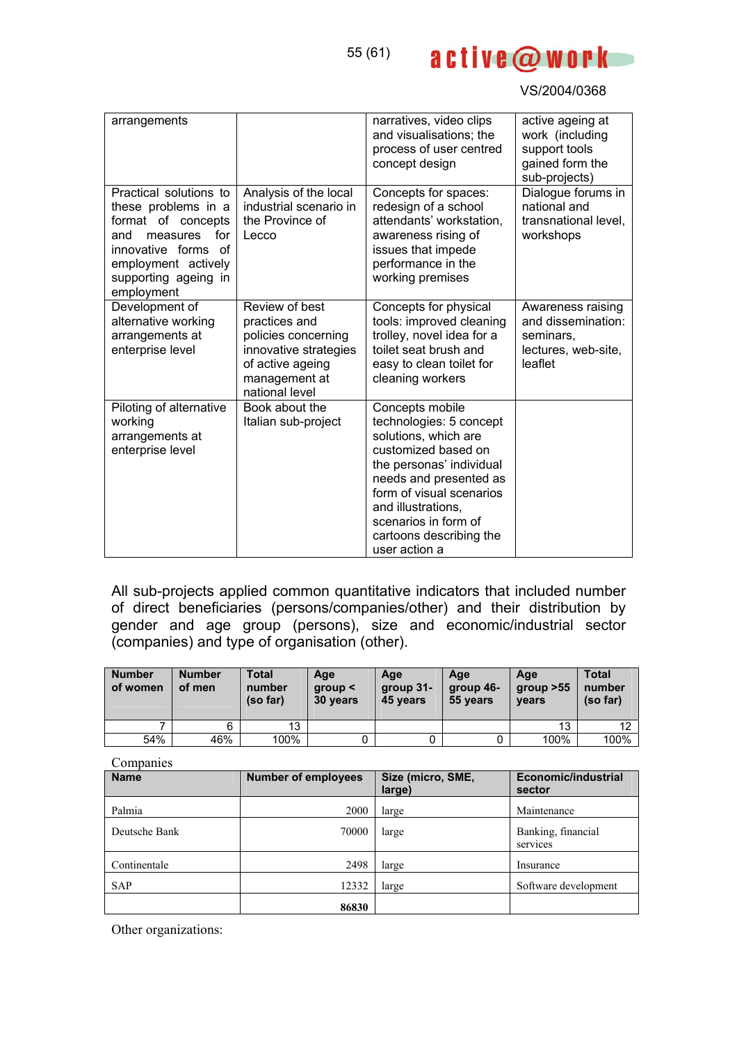| arrangements | | narratives, video clips and visualisations; the process of user centred concept design | active ageing at work (including support tools gained form the sub-projects) |
|---|---|---|---|
| Practical solutions to these problems in a format of concepts and measures for innovative forms of employment actively supporting ageing in employment | Analysis of the local industrial scenario in the Province of Lecco | Concepts for spaces: redesign of a school attendants' workstation, awareness rising of issues that impede performance in the working premises | Dialogue forums in national and transnational level, workshops |
| Development of alternative working arrangements at enterprise level | Review of best practices and policies concerning innovative strategies of active ageing management at national level | Concepts for physical tools: improved cleaning trolley, novel idea for a toilet seat brush and easy to clean toilet for cleaning workers | Awareness raising and dissemination: seminars, lectures, web-site, leaflet |
| Piloting of alternative working arrangements at enterprise level | Book about the Italian sub-project | Concepts mobile technologies: 5 concept solutions, which are customized based on the personas' individual needs and presented as form of visual scenarios and illustrations, scenarios in form of cartoons describing the user action a | |

All sub-projects applied common quantitative indicators that included number of direct beneficiaries (persons/companies/other) and their distribution by gender and age group (persons), size and economic/industrial sector (companies) and type of organisation (other).

| Number of women | Number of men | Total number (so far) | Age group < 30 years | Age group 31-45 years | Age group 46-55 years | Age group >55 years | Total number (so far) |
|---|---|---|---|---|---|---|---|
| 7 | 6 | 13 | | | | 13 | 12 |
| 54% | 46% | 100% | 0 | 0 | 0 | 100% | 100% |

Companies

| Name | Number of employees | Size (micro, SME, large) | Economic/industrial sector |
|---|---|---|---|
| Palmia | 2000 | large | Maintenance |
| Deutsche Bank | 70000 | large | Banking, financial services |
| Continentale | 2498 | large | Insurance |
| SAP | 12332 | large | Software development |
| | **86830** | | |

Other organizations: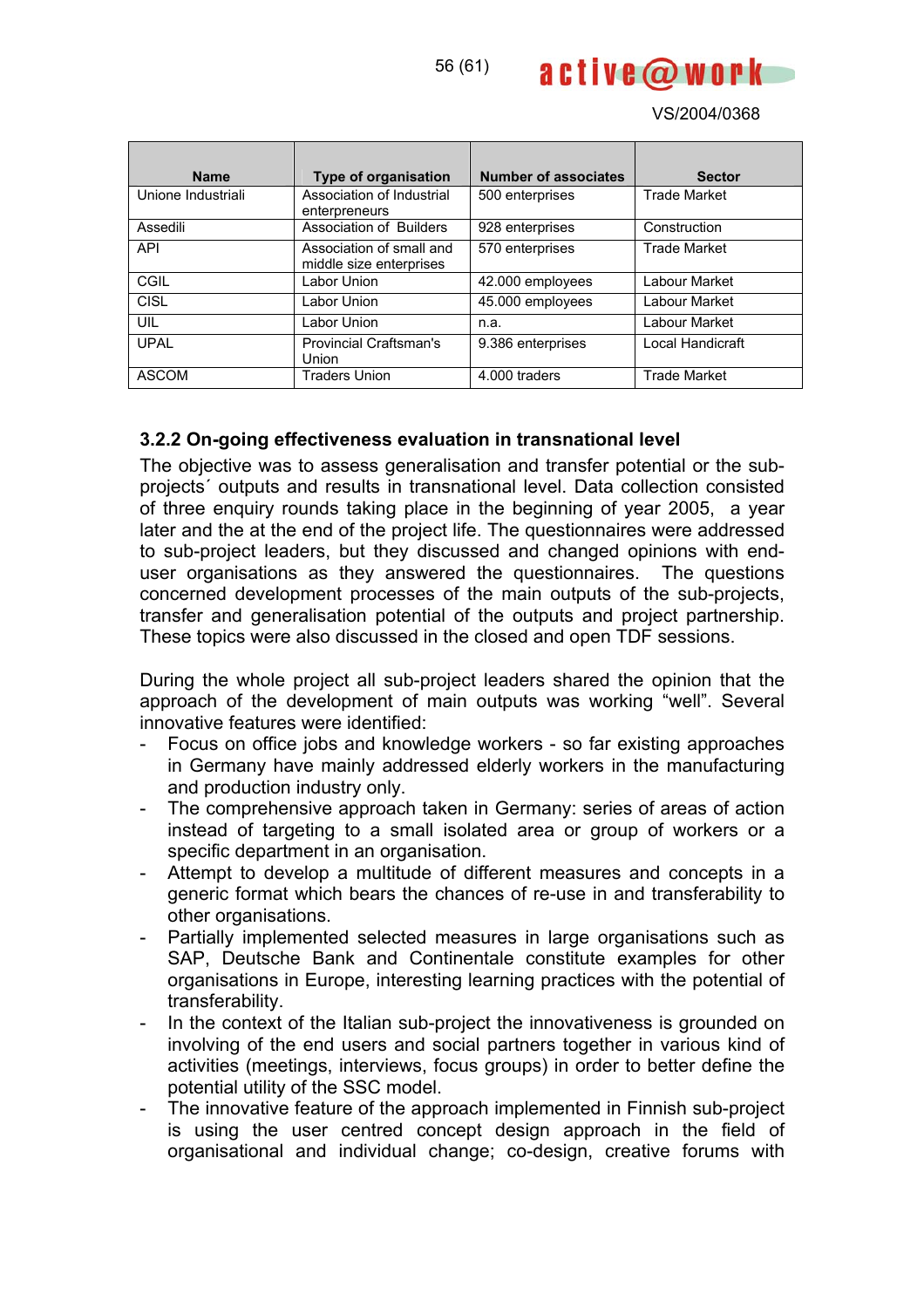| Name | Type of organisation | Number of associates | Sector |
|---|---|---|---|
| Unione Industriali | Association of Industrial enterpreneurs | 500 enterprises | Trade Market |
| Assedili | Association of Builders | 928 enterprises | Construction |
| API | Association of small and middle size enterprises | 570 enterprises | Trade Market |
| CGIL | Labor Union | 42.000 employees | Labour Market |
| CISL | Labor Union | 45.000 employees | Labour Market |
| UIL | Labor Union | n.a. | Labour Market |
| UPAL | Provincial Craftsman's Union | 9.386 enterprises | Local Handicraft |
| ASCOM | Traders Union | 4.000 traders | Trade Market |

### 3.2.2 On-going effectiveness evaluation in transnational level

The objective was to assess generalisation and transfer potential or the sub-projects´ outputs and results in transnational level. Data collection consisted of three enquiry rounds taking place in the beginning of year 2005, a year later and the at the end of the project life. The questionnaires were addressed to sub-project leaders, but they discussed and changed opinions with end-user organisations as they answered the questionnaires. The questions concerned development processes of the main outputs of the sub-projects, transfer and generalisation potential of the outputs and project partnership. These topics were also discussed in the closed and open TDF sessions.

During the whole project all sub-project leaders shared the opinion that the approach of the development of main outputs was working "well". Several innovative features were identified:

- Focus on office jobs and knowledge workers - so far existing approaches in Germany have mainly addressed elderly workers in the manufacturing and production industry only.
- The comprehensive approach taken in Germany: series of areas of action instead of targeting to a small isolated area or group of workers or a specific department in an organisation.
- Attempt to develop a multitude of different measures and concepts in a generic format which bears the chances of re-use in and transferability to other organisations.
- Partially implemented selected measures in large organisations such as SAP, Deutsche Bank and Continentale constitute examples for other organisations in Europe, interesting learning practices with the potential of transferability.
- In the context of the Italian sub-project the innovativeness is grounded on involving of the end users and social partners together in various kind of activities (meetings, interviews, focus groups) in order to better define the potential utility of the SSC model.
- The innovative feature of the approach implemented in Finnish sub-project is using the user centred concept design approach in the field of organisational and individual change; co-design, creative forums with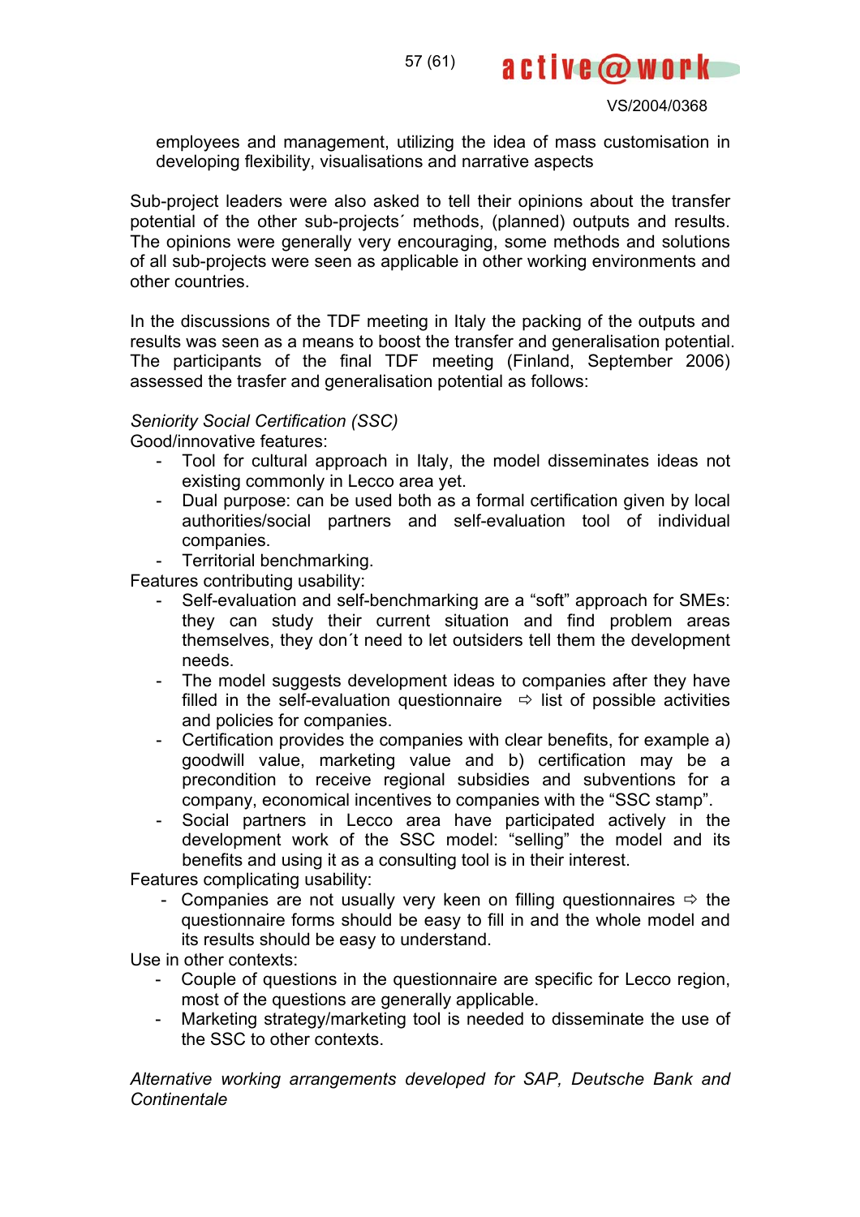employees and management, utilizing the idea of mass customisation in developing flexibility, visualisations and narrative aspects

Sub-project leaders were also asked to tell their opinions about the transfer potential of the other sub-projects´ methods, (planned) outputs and results. The opinions were generally very encouraging, some methods and solutions of all sub-projects were seen as applicable in other working environments and other countries.

In the discussions of the TDF meeting in Italy the packing of the outputs and results was seen as a means to boost the transfer and generalisation potential. The participants of the final TDF meeting (Finland, September 2006) assessed the trasfer and generalisation potential as follows:

*Seniority Social Certification (SSC)*

Good/innovative features:

- Tool for cultural approach in Italy, the model disseminates ideas not existing commonly in Lecco area yet.
- Dual purpose: can be used both as a formal certification given by local authorities/social partners and self-evaluation tool of individual companies.
- Territorial benchmarking.

Features contributing usability:

- Self-evaluation and self-benchmarking are a “soft” approach for SMEs: they can study their current situation and find problem areas themselves, they don´t need to let outsiders tell them the development needs.
- The model suggests development ideas to companies after they have filled in the self-evaluation questionnaire ⇨ list of possible activities and policies for companies.
- Certification provides the companies with clear benefits, for example a) goodwill value, marketing value and b) certification may be a precondition to receive regional subsidies and subventions for a company, economical incentives to companies with the “SSC stamp”.
- Social partners in Lecco area have participated actively in the development work of the SSC model: “selling” the model and its benefits and using it as a consulting tool is in their interest.

Features complicating usability:

- Companies are not usually very keen on filling questionnaires ⇨ the questionnaire forms should be easy to fill in and the whole model and its results should be easy to understand.

Use in other contexts:

- Couple of questions in the questionnaire are specific for Lecco region, most of the questions are generally applicable.
- Marketing strategy/marketing tool is needed to disseminate the use of the SSC to other contexts.

*Alternative working arrangements developed for SAP, Deutsche Bank and Continentale*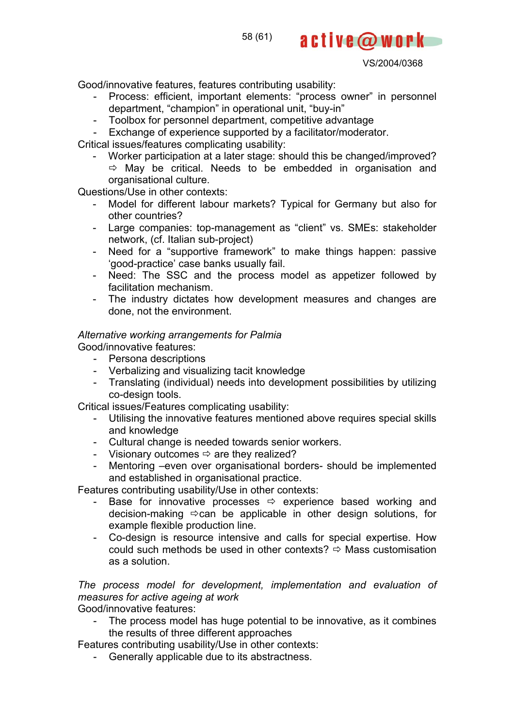Good/innovative features, features contributing usability:

- Process: efficient, important elements: “process owner” in personnel department, “champion” in operational unit, “buy-in”
- Toolbox for personnel department, competitive advantage
- Exchange of experience supported by a facilitator/moderator.

Critical issues/features complicating usability:

- Worker participation at a later stage: should this be changed/improved? ⇨ May be critical. Needs to be embedded in organisation and organisational culture.

Questions/Use in other contexts:

- Model for different labour markets? Typical for Germany but also for other countries?
- Large companies: top-management as “client” vs. SMEs: stakeholder network, (cf. Italian sub-project)
- Need for a “supportive framework” to make things happen: passive ‘good-practice’ case banks usually fail.
- Need: The SSC and the process model as appetizer followed by facilitation mechanism.
- The industry dictates how development measures and changes are done, not the environment.

*Alternative working arrangements for Palmia*

Good/innovative features:

- Persona descriptions
- Verbalizing and visualizing tacit knowledge
- Translating (individual) needs into development possibilities by utilizing co-design tools.

Critical issues/Features complicating usability:

- Utilising the innovative features mentioned above requires special skills and knowledge
- Cultural change is needed towards senior workers.
- Visionary outcomes ⇨ are they realized?
- Mentoring –even over organisational borders- should be implemented and established in organisational practice.

Features contributing usability/Use in other contexts:

- Base for innovative processes ⇨ experience based working and decision-making ⇨can be applicable in other design solutions, for example flexible production line.
- Co-design is resource intensive and calls for special expertise. How could such methods be used in other contexts? ⇨ Mass customisation as a solution.

*The process model for development, implementation and evaluation of measures for active ageing at work*

Good/innovative features:

- The process model has huge potential to be innovative, as it combines the results of three different approaches

Features contributing usability/Use in other contexts:

- Generally applicable due to its abstractness.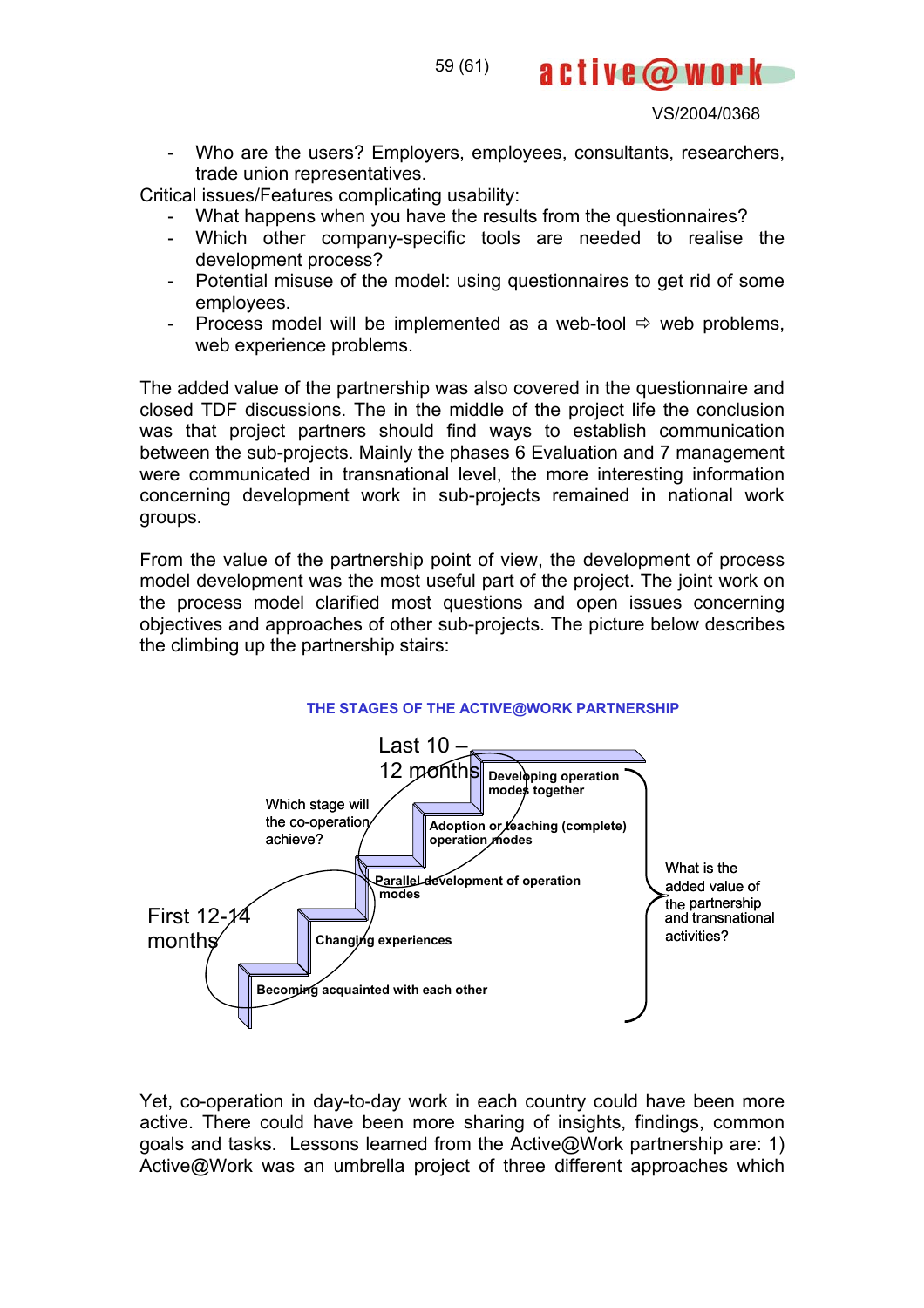- Who are the users? Employers, employees, consultants, researchers, trade union representatives.

Critical issues/Features complicating usability:

- What happens when you have the results from the questionnaires?
- Which other company-specific tools are needed to realise the development process?
- Potential misuse of the model: using questionnaires to get rid of some employees.
- Process model will be implemented as a web-tool ⇨ web problems, web experience problems.

The added value of the partnership was also covered in the questionnaire and closed TDF discussions. The in the middle of the project life the conclusion was that project partners should find ways to establish communication between the sub-projects. Mainly the phases 6 Evaluation and 7 management were communicated in transnational level, the more interesting information concerning development work in sub-projects remained in national work groups.

From the value of the partnership point of view, the development of process model development was the most useful part of the project. The joint work on the process model clarified most questions and open issues concerning objectives and approaches of other sub-projects. The picture below describes the climbing up the partnership stairs:

**THE STAGES OF THE ACTIVE@WORK PARTNERSHIP**

Last 10 – 12 months

Which stage will the co-operation achieve?

First 12-14 months

- Developing operation modes together
- Adoption or teaching (complete) operation modes
- Parallel development of operation modes
- Changing experiences
- Becoming acquainted with each other

What is the added value of the partnership and transnational activities?

Yet, co-operation in day-to-day work in each country could have been more active. There could have been more sharing of insights, findings, common goals and tasks. Lessons learned from the Active@Work partnership are: 1) Active@Work was an umbrella project of three different approaches which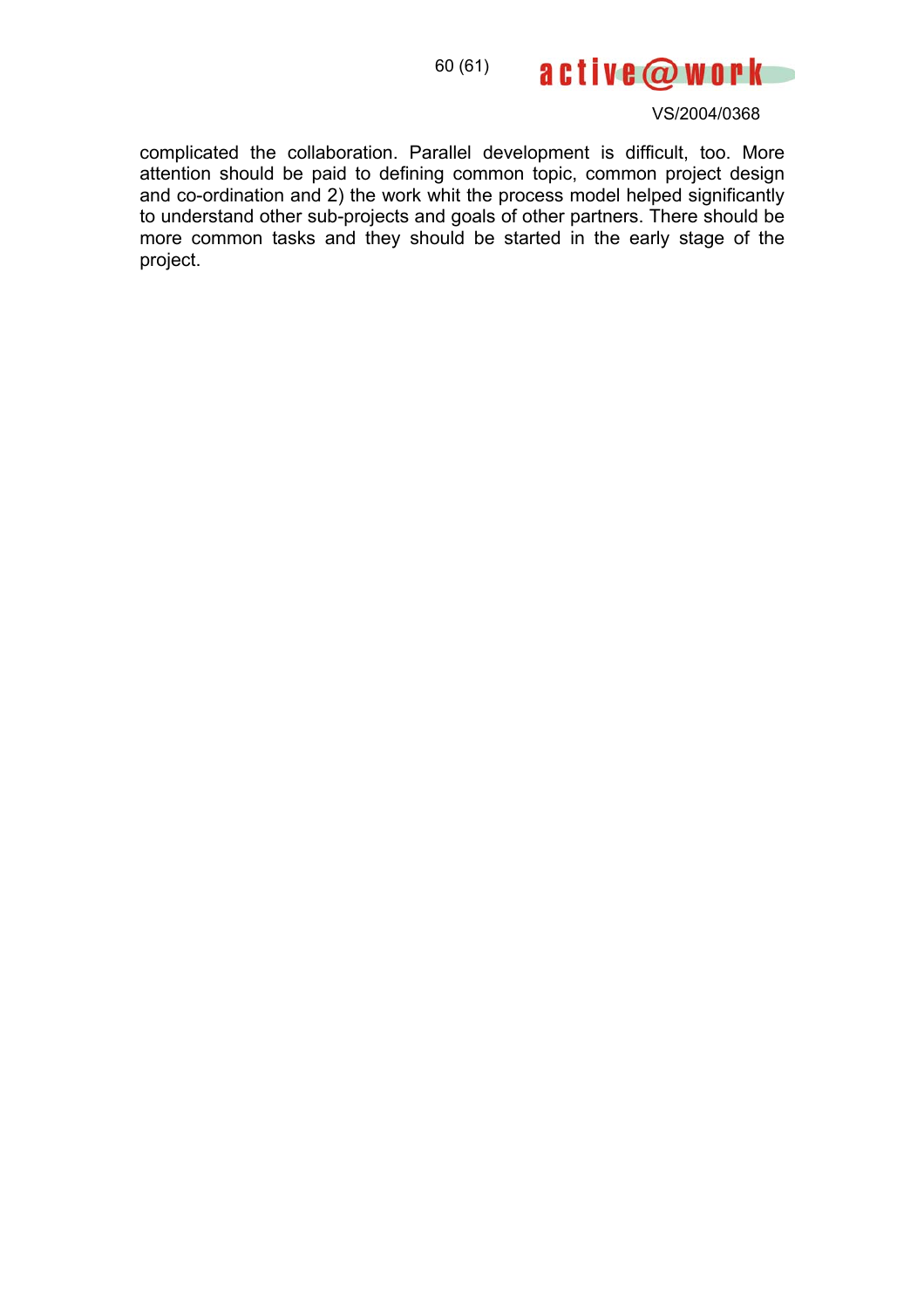complicated the collaboration. Parallel development is difficult, too. More attention should be paid to defining common topic, common project design and co-ordination and 2) the work whit the process model helped significantly to understand other sub-projects and goals of other partners. There should be more common tasks and they should be started in the early stage of the project.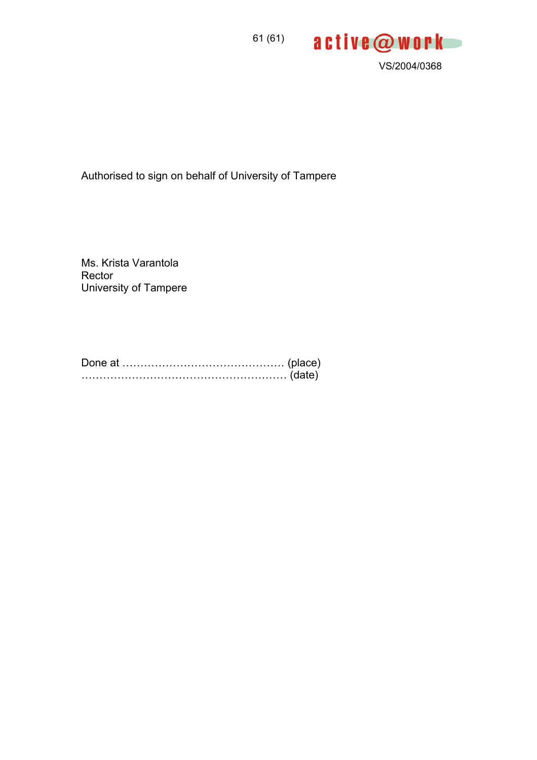Authorised to sign on behalf of University of Tampere

Ms. Krista Varantola
Rector
University of Tampere

Done at ……………………………………… (place)
………………………………………………… (date)